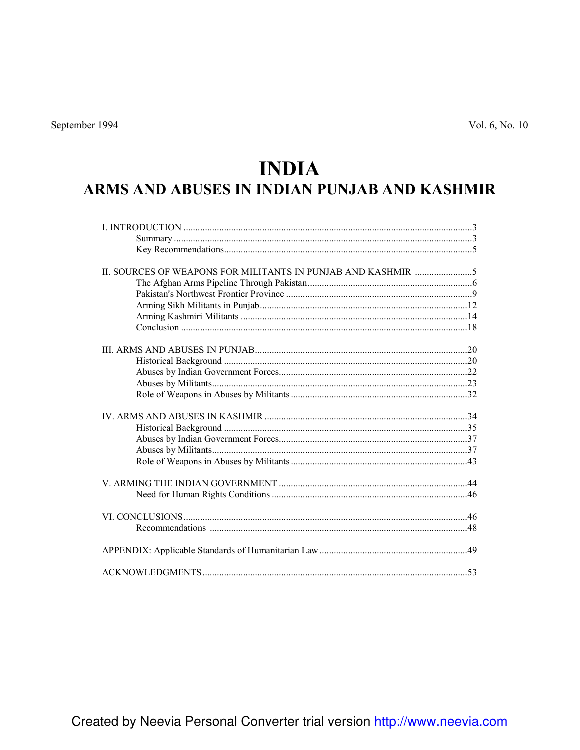September 1994 Vol. 6, No. 10

# INDIA

## ARMS AND ABUSES IN INDIAN PUNJAB AND KASHMIR

I. INTRODUCTION .......... 3
  - Summary .......... 3
  - Key Recommendations .......... 5

II. SOURCES OF WEAPONS FOR MILITANTS IN PUNJAB AND KASHMIR .......... 5
  - The Afghan Arms Pipeline Through Pakistan .......... 6
  - Pakistan's Northwest Frontier Province .......... 9
  - Arming Sikh Militants in Punjab .......... 12
  - Arming Kashmiri Militants .......... 14
  - Conclusion .......... 18

III. ARMS AND ABUSES IN PUNJAB .......... 20
  - Historical Background .......... 20
  - Abuses by Indian Government Forces .......... 22
  - Abuses by Militants .......... 23
  - Role of Weapons in Abuses by Militants .......... 32

IV. ARMS AND ABUSES IN KASHMIR .......... 34
  - Historical Background .......... 35
  - Abuses by Indian Government Forces .......... 37
  - Abuses by Militants .......... 37
  - Role of Weapons in Abuses by Militants .......... 43

V. ARMING THE INDIAN GOVERNMENT .......... 44
  - Need for Human Rights Conditions .......... 46

VI. CONCLUSIONS .......... 46
  - Recommendations .......... 48

APPENDIX: Applicable Standards of Humanitarian Law .......... 49

ACKNOWLEDGMENTS .......... 53

Created by Neevia Personal Converter trial version http://www.neevia.com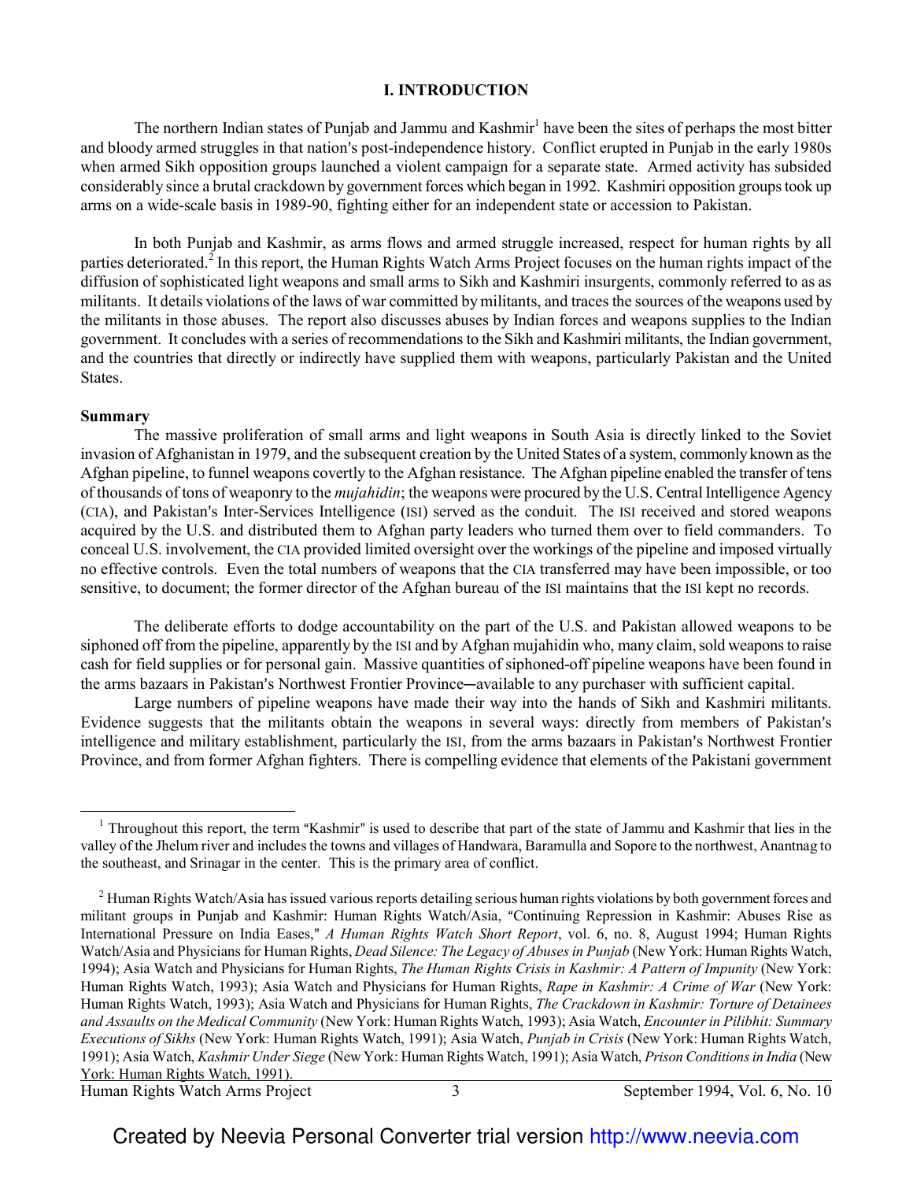# I. INTRODUCTION

The northern Indian states of Punjab and Jammu and Kashmir[1] have been the sites of perhaps the most bitter and bloody armed struggles in that nation's post-independence history. Conflict erupted in Punjab in the early 1980s when armed Sikh opposition groups launched a violent campaign for a separate state. Armed activity has subsided considerably since a brutal crackdown by government forces which began in 1992. Kashmiri opposition groups took up arms on a wide-scale basis in 1989-90, fighting either for an independent state or accession to Pakistan.

In both Punjab and Kashmir, as arms flows and armed struggle increased, respect for human rights by all parties deteriorated.[2] In this report, the Human Rights Watch Arms Project focuses on the human rights impact of the diffusion of sophisticated light weapons and small arms to Sikh and Kashmiri insurgents, commonly referred to as as militants. It details violations of the laws of war committed by militants, and traces the sources of the weapons used by the militants in those abuses. The report also discusses abuses by Indian forces and weapons supplies to the Indian government. It concludes with a series of recommendations to the Sikh and Kashmiri militants, the Indian government, and the countries that directly or indirectly have supplied them with weapons, particularly Pakistan and the United States.

## Summary

The massive proliferation of small arms and light weapons in South Asia is directly linked to the Soviet invasion of Afghanistan in 1979, and the subsequent creation by the United States of a system, commonly known as the Afghan pipeline, to funnel weapons covertly to the Afghan resistance. The Afghan pipeline enabled the transfer of tens of thousands of tons of weaponry to the *mujahidin*; the weapons were procured by the U.S. Central Intelligence Agency (CIA), and Pakistan's Inter-Services Intelligence (ISI) served as the conduit. The ISI received and stored weapons acquired by the U.S. and distributed them to Afghan party leaders who turned them over to field commanders. To conceal U.S. involvement, the CIA provided limited oversight over the workings of the pipeline and imposed virtually no effective controls. Even the total numbers of weapons that the CIA transferred may have been impossible, or too sensitive, to document; the former director of the Afghan bureau of the ISI maintains that the ISI kept no records.

The deliberate efforts to dodge accountability on the part of the U.S. and Pakistan allowed weapons to be siphoned off from the pipeline, apparently by the ISI and by Afghan mujahidin who, many claim, sold weapons to raise cash for field supplies or for personal gain. Massive quantities of siphoned-off pipeline weapons have been found in the arms bazaars in Pakistan's Northwest Frontier Province—available to any purchaser with sufficient capital.

Large numbers of pipeline weapons have made their way into the hands of Sikh and Kashmiri militants. Evidence suggests that the militants obtain the weapons in several ways: directly from members of Pakistan's intelligence and military establishment, particularly the ISI, from the arms bazaars in Pakistan's Northwest Frontier Province, and from former Afghan fighters. There is compelling evidence that elements of the Pakistani government

---

[1] Throughout this report, the term "Kashmir" is used to describe that part of the state of Jammu and Kashmir that lies in the valley of the Jhelum river and includes the towns and villages of Handwara, Baramulla and Sopore to the northwest, Anantnag to the southeast, and Srinagar in the center. This is the primary area of conflict.

[2] Human Rights Watch/Asia has issued various reports detailing serious human rights violations by both government forces and militant groups in Punjab and Kashmir: Human Rights Watch/Asia, "Continuing Repression in Kashmir: Abuses Rise as International Pressure on India Eases," *A Human Rights Watch Short Report*, vol. 6, no. 8, August 1994; Human Rights Watch/Asia and Physicians for Human Rights, *Dead Silence: The Legacy of Abuses in Punjab* (New York: Human Rights Watch, 1994); Asia Watch and Physicians for Human Rights, *The Human Rights Crisis in Kashmir: A Pattern of Impunity* (New York: Human Rights Watch, 1993); Asia Watch and Physicians for Human Rights, *Rape in Kashmir: A Crime of War* (New York: Human Rights Watch, 1993); Asia Watch and Physicians for Human Rights, *The Crackdown in Kashmir: Torture of Detainees and Assaults on the Medical Community* (New York: Human Rights Watch, 1993); Asia Watch, *Encounter in Pilibhit: Summary Executions of Sikhs* (New York: Human Rights Watch, 1991); Asia Watch, *Punjab in Crisis* (New York: Human Rights Watch, 1991); Asia Watch, *Kashmir Under Siege* (New York: Human Rights Watch, 1991); Asia Watch, *Prison Conditions in India* (New York: Human Rights Watch, 1991).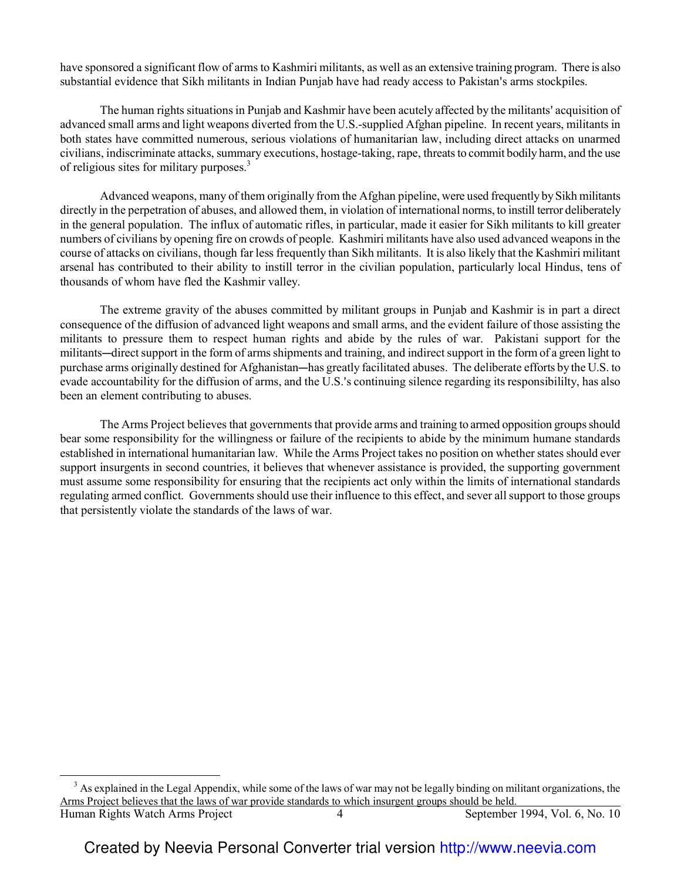have sponsored a significant flow of arms to Kashmiri militants, as well as an extensive training program. There is also substantial evidence that Sikh militants in Indian Punjab have had ready access to Pakistan's arms stockpiles.

The human rights situations in Punjab and Kashmir have been acutely affected by the militants' acquisition of advanced small arms and light weapons diverted from the U.S.-supplied Afghan pipeline. In recent years, militants in both states have committed numerous, serious violations of humanitarian law, including direct attacks on unarmed civilians, indiscriminate attacks, summary executions, hostage-taking, rape, threats to commit bodily harm, and the use of religious sites for military purposes.[3]

Advanced weapons, many of them originally from the Afghan pipeline, were used frequently by Sikh militants directly in the perpetration of abuses, and allowed them, in violation of international norms, to instill terror deliberately in the general population. The influx of automatic rifles, in particular, made it easier for Sikh militants to kill greater numbers of civilians by opening fire on crowds of people. Kashmiri militants have also used advanced weapons in the course of attacks on civilians, though far less frequently than Sikh militants. It is also likely that the Kashmiri militant arsenal has contributed to their ability to instill terror in the civilian population, particularly local Hindus, tens of thousands of whom have fled the Kashmir valley.

The extreme gravity of the abuses committed by militant groups in Punjab and Kashmir is in part a direct consequence of the diffusion of advanced light weapons and small arms, and the evident failure of those assisting the militants to pressure them to respect human rights and abide by the rules of war. Pakistani support for the militants—direct support in the form of arms shipments and training, and indirect support in the form of a green light to purchase arms originally destined for Afghanistan—has greatly facilitated abuses. The deliberate efforts by the U.S. to evade accountability for the diffusion of arms, and the U.S.'s continuing silence regarding its responsibililty, has also been an element contributing to abuses.

The Arms Project believes that governments that provide arms and training to armed opposition groups should bear some responsibility for the willingness or failure of the recipients to abide by the minimum humane standards established in international humanitarian law. While the Arms Project takes no position on whether states should ever support insurgents in second countries, it believes that whenever assistance is provided, the supporting government must assume some responsibility for ensuring that the recipients act only within the limits of international standards regulating armed conflict. Governments should use their influence to this effect, and sever all support to those groups that persistently violate the standards of the laws of war.

---

[3] As explained in the Legal Appendix, while some of the laws of war may not be legally binding on militant organizations, the Arms Project believes that the laws of war provide standards to which insurgent groups should be held.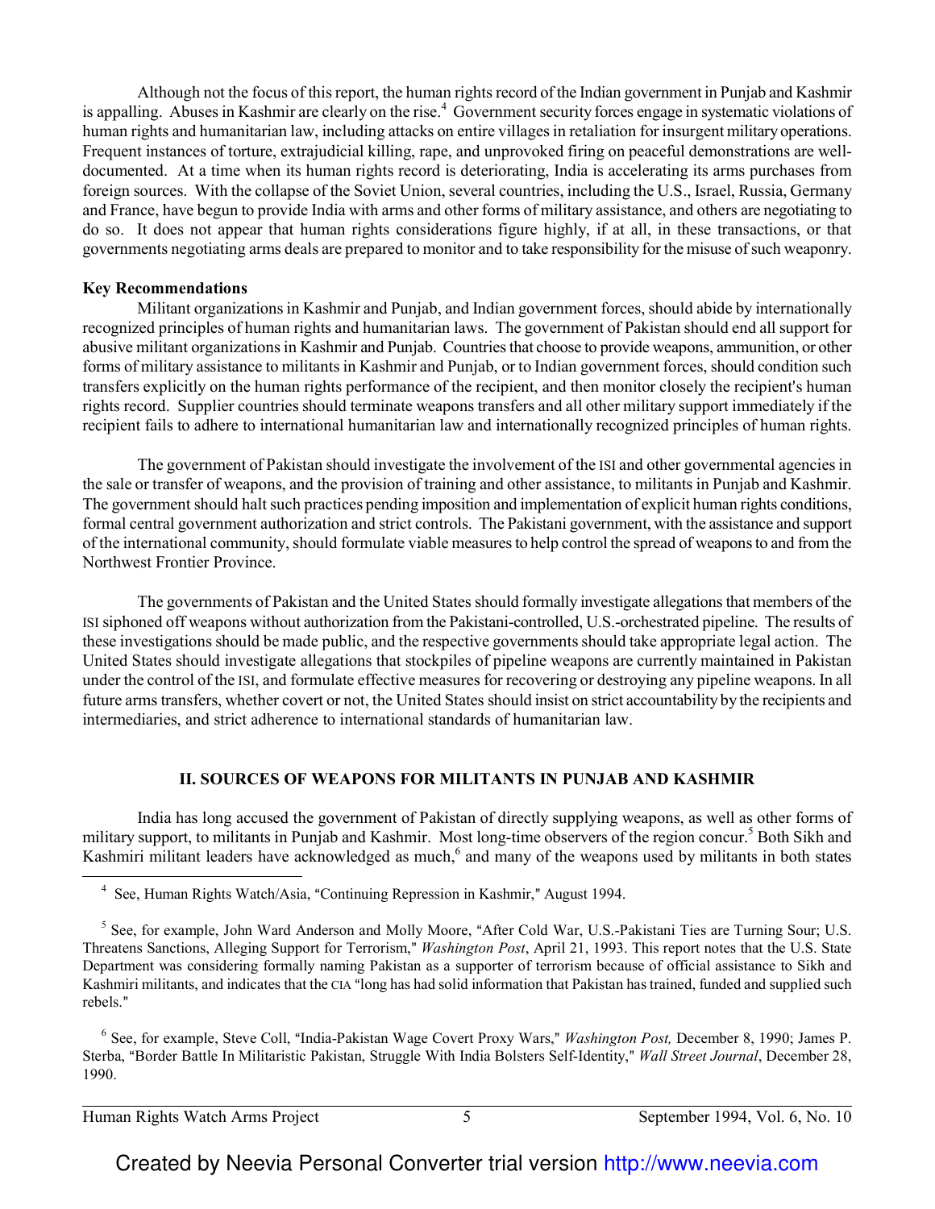Although not the focus of this report, the human rights record of the Indian government in Punjab and Kashmir is appalling. Abuses in Kashmir are clearly on the rise.[4] Government security forces engage in systematic violations of human rights and humanitarian law, including attacks on entire villages in retaliation for insurgent military operations. Frequent instances of torture, extrajudicial killing, rape, and unprovoked firing on peaceful demonstrations are well-documented. At a time when its human rights record is deteriorating, India is accelerating its arms purchases from foreign sources. With the collapse of the Soviet Union, several countries, including the U.S., Israel, Russia, Germany and France, have begun to provide India with arms and other forms of military assistance, and others are negotiating to do so. It does not appear that human rights considerations figure highly, if at all, in these transactions, or that governments negotiating arms deals are prepared to monitor and to take responsibility for the misuse of such weaponry.

**Key Recommendations**

Militant organizations in Kashmir and Punjab, and Indian government forces, should abide by internationally recognized principles of human rights and humanitarian laws. The government of Pakistan should end all support for abusive militant organizations in Kashmir and Punjab. Countries that choose to provide weapons, ammunition, or other forms of military assistance to militants in Kashmir and Punjab, or to Indian government forces, should condition such transfers explicitly on the human rights performance of the recipient, and then monitor closely the recipient's human rights record. Supplier countries should terminate weapons transfers and all other military support immediately if the recipient fails to adhere to international humanitarian law and internationally recognized principles of human rights.

The government of Pakistan should investigate the involvement of the ISI and other governmental agencies in the sale or transfer of weapons, and the provision of training and other assistance, to militants in Punjab and Kashmir. The government should halt such practices pending imposition and implementation of explicit human rights conditions, formal central government authorization and strict controls. The Pakistani government, with the assistance and support of the international community, should formulate viable measures to help control the spread of weapons to and from the Northwest Frontier Province.

The governments of Pakistan and the United States should formally investigate allegations that members of the ISI siphoned off weapons without authorization from the Pakistani-controlled, U.S.-orchestrated pipeline. The results of these investigations should be made public, and the respective governments should take appropriate legal action. The United States should investigate allegations that stockpiles of pipeline weapons are currently maintained in Pakistan under the control of the ISI, and formulate effective measures for recovering or destroying any pipeline weapons. In all future arms transfers, whether covert or not, the United States should insist on strict accountability by the recipients and intermediaries, and strict adherence to international standards of humanitarian law.

## II. SOURCES OF WEAPONS FOR MILITANTS IN PUNJAB AND KASHMIR

India has long accused the government of Pakistan of directly supplying weapons, as well as other forms of military support, to militants in Punjab and Kashmir. Most long-time observers of the region concur.[5] Both Sikh and Kashmiri militant leaders have acknowledged as much,[6] and many of the weapons used by militants in both states

---

[4] See, Human Rights Watch/Asia, "Continuing Repression in Kashmir," August 1994.

[5] See, for example, John Ward Anderson and Molly Moore, "After Cold War, U.S.-Pakistani Ties are Turning Sour; U.S. Threatens Sanctions, Alleging Support for Terrorism," *Washington Post*, April 21, 1993. This report notes that the U.S. State Department was considering formally naming Pakistan as a supporter of terrorism because of official assistance to Sikh and Kashmiri militants, and indicates that the CIA "long has had solid information that Pakistan has trained, funded and supplied such rebels."

[6] See, for example, Steve Coll, "India-Pakistan Wage Covert Proxy Wars," *Washington Post,* December 8, 1990; James P. Sterba, "Border Battle In Militaristic Pakistan, Struggle With India Bolsters Self-Identity," *Wall Street Journal*, December 28, 1990.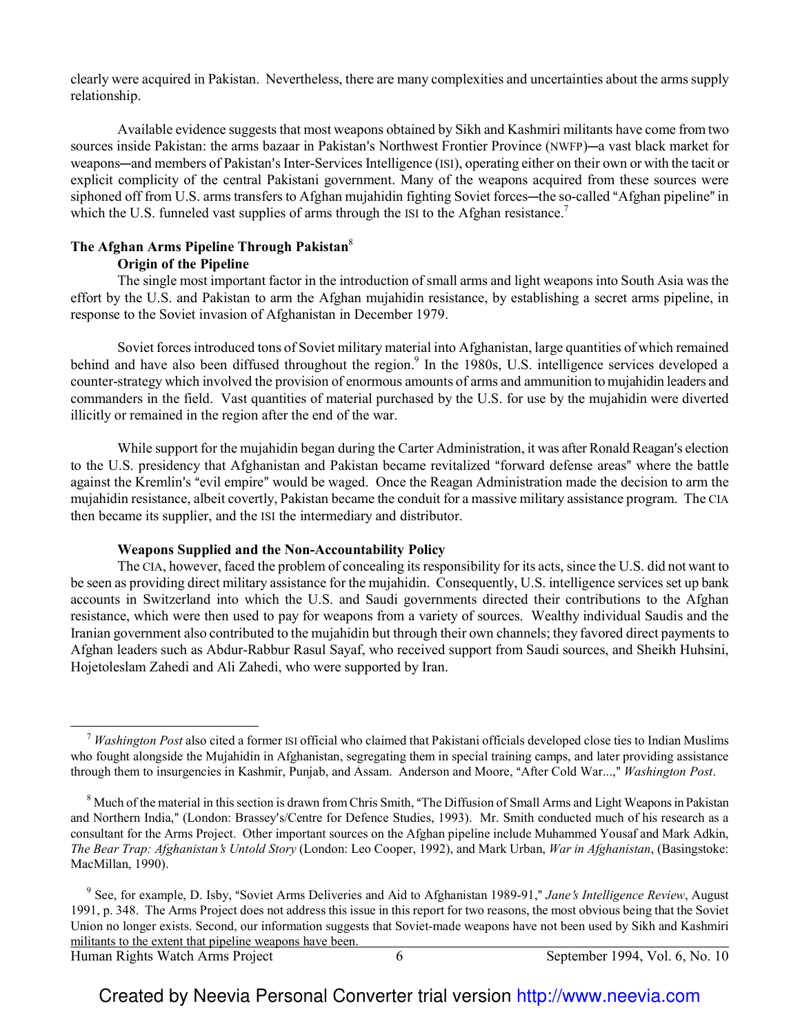clearly were acquired in Pakistan. Nevertheless, there are many complexities and uncertainties about the arms supply relationship.

Available evidence suggests that most weapons obtained by Sikh and Kashmiri militants have come from two sources inside Pakistan: the arms bazaar in Pakistan's Northwest Frontier Province (NWFP)—a vast black market for weapons—and members of Pakistan's Inter-Services Intelligence (ISI), operating either on their own or with the tacit or explicit complicity of the central Pakistani government. Many of the weapons acquired from these sources were siphoned off from U.S. arms transfers to Afghan mujahidin fighting Soviet forces—the so-called "Afghan pipeline" in which the U.S. funneled vast supplies of arms through the ISI to the Afghan resistance.[7]

## The Afghan Arms Pipeline Through Pakistan[8]

### Origin of the Pipeline

The single most important factor in the introduction of small arms and light weapons into South Asia was the effort by the U.S. and Pakistan to arm the Afghan mujahidin resistance, by establishing a secret arms pipeline, in response to the Soviet invasion of Afghanistan in December 1979.

Soviet forces introduced tons of Soviet military material into Afghanistan, large quantities of which remained behind and have also been diffused throughout the region.[9] In the 1980s, U.S. intelligence services developed a counter-strategy which involved the provision of enormous amounts of arms and ammunition to mujahidin leaders and commanders in the field. Vast quantities of material purchased by the U.S. for use by the mujahidin were diverted illicitly or remained in the region after the end of the war.

While support for the mujahidin began during the Carter Administration, it was after Ronald Reagan's election to the U.S. presidency that Afghanistan and Pakistan became revitalized "forward defense areas" where the battle against the Kremlin's "evil empire" would be waged. Once the Reagan Administration made the decision to arm the mujahidin resistance, albeit covertly, Pakistan became the conduit for a massive military assistance program. The CIA then became its supplier, and the ISI the intermediary and distributor.

### Weapons Supplied and the Non-Accountability Policy

The CIA, however, faced the problem of concealing its responsibility for its acts, since the U.S. did not want to be seen as providing direct military assistance for the mujahidin. Consequently, U.S. intelligence services set up bank accounts in Switzerland into which the U.S. and Saudi governments directed their contributions to the Afghan resistance, which were then used to pay for weapons from a variety of sources. Wealthy individual Saudis and the Iranian government also contributed to the mujahidin but through their own channels; they favored direct payments to Afghan leaders such as Abdur-Rabbur Rasul Sayaf, who received support from Saudi sources, and Sheikh Huhsini, Hojetoleslam Zahedi and Ali Zahedi, who were supported by Iran.

---

[7] *Washington Post* also cited a former ISI official who claimed that Pakistani officials developed close ties to Indian Muslims who fought alongside the Mujahidin in Afghanistan, segregating them in special training camps, and later providing assistance through them to insurgencies in Kashmir, Punjab, and Assam. Anderson and Moore, "After Cold War...," *Washington Post*.

[8] Much of the material in this section is drawn from Chris Smith, "The Diffusion of Small Arms and Light Weapons in Pakistan and Northern India," (London: Brassey's/Centre for Defence Studies, 1993). Mr. Smith conducted much of his research as a consultant for the Arms Project. Other important sources on the Afghan pipeline include Muhammed Yousaf and Mark Adkin, *The Bear Trap: Afghanistan's Untold Story* (London: Leo Cooper, 1992), and Mark Urban, *War in Afghanistan*, (Basingstoke: MacMillan, 1990).

[9] See, for example, D. Isby, "Soviet Arms Deliveries and Aid to Afghanistan 1989-91," *Jane's Intelligence Review*, August 1991, p. 348. The Arms Project does not address this issue in this report for two reasons, the most obvious being that the Soviet Union no longer exists. Second, our information suggests that Soviet-made weapons have not been used by Sikh and Kashmiri militants to the extent that pipeline weapons have been.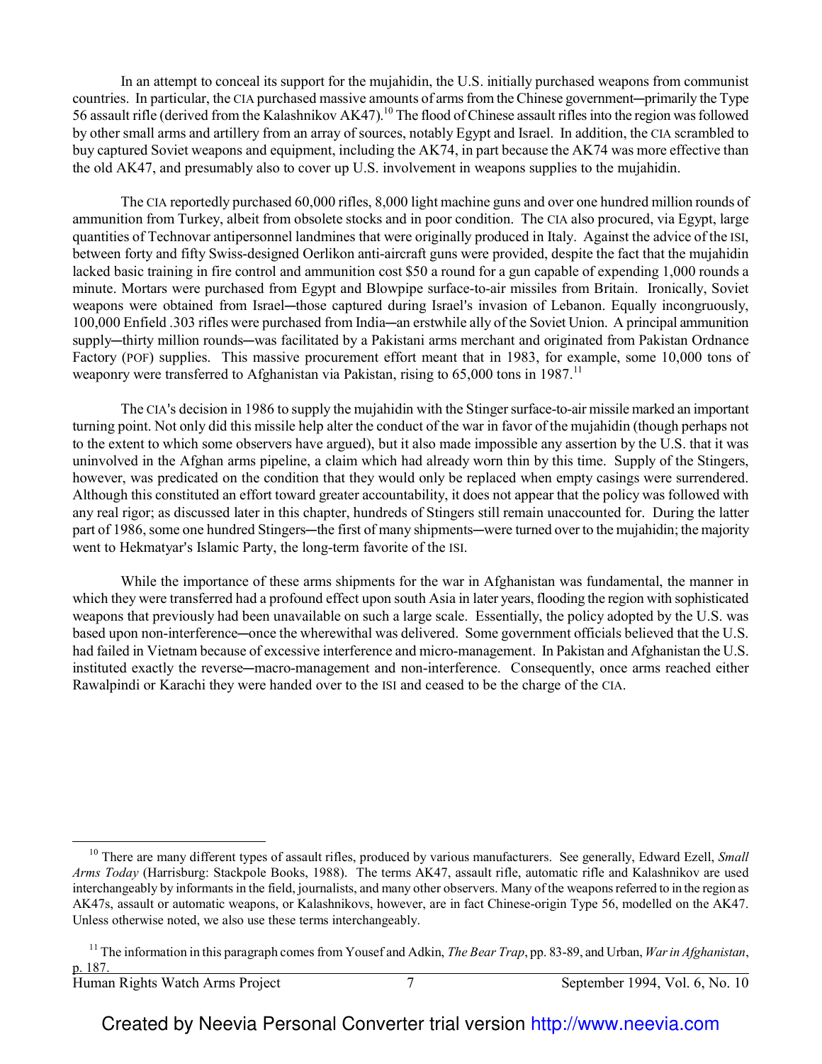In an attempt to conceal its support for the mujahidin, the U.S. initially purchased weapons from communist countries. In particular, the CIA purchased massive amounts of arms from the Chinese government─primarily the Type 56 assault rifle (derived from the Kalashnikov AK47).[10] The flood of Chinese assault rifles into the region was followed by other small arms and artillery from an array of sources, notably Egypt and Israel. In addition, the CIA scrambled to buy captured Soviet weapons and equipment, including the AK74, in part because the AK74 was more effective than the old AK47, and presumably also to cover up U.S. involvement in weapons supplies to the mujahidin.

The CIA reportedly purchased 60,000 rifles, 8,000 light machine guns and over one hundred million rounds of ammunition from Turkey, albeit from obsolete stocks and in poor condition. The CIA also procured, via Egypt, large quantities of Technovar antipersonnel landmines that were originally produced in Italy. Against the advice of the ISI, between forty and fifty Swiss-designed Oerlikon anti-aircraft guns were provided, despite the fact that the mujahidin lacked basic training in fire control and ammunition cost $50 a round for a gun capable of expending 1,000 rounds a minute. Mortars were purchased from Egypt and Blowpipe surface-to-air missiles from Britain. Ironically, Soviet weapons were obtained from Israel─those captured during Israel's invasion of Lebanon. Equally incongruously, 100,000 Enfield .303 rifles were purchased from India─an erstwhile ally of the Soviet Union. A principal ammunition supply─thirty million rounds─was facilitated by a Pakistani arms merchant and originated from Pakistan Ordnance Factory (POF) supplies. This massive procurement effort meant that in 1983, for example, some 10,000 tons of weaponry were transferred to Afghanistan via Pakistan, rising to 65,000 tons in 1987.[11]

The CIA's decision in 1986 to supply the mujahidin with the Stinger surface-to-air missile marked an important turning point. Not only did this missile help alter the conduct of the war in favor of the mujahidin (though perhaps not to the extent to which some observers have argued), but it also made impossible any assertion by the U.S. that it was uninvolved in the Afghan arms pipeline, a claim which had already worn thin by this time. Supply of the Stingers, however, was predicated on the condition that they would only be replaced when empty casings were surrendered. Although this constituted an effort toward greater accountability, it does not appear that the policy was followed with any real rigor; as discussed later in this chapter, hundreds of Stingers still remain unaccounted for. During the latter part of 1986, some one hundred Stingers─the first of many shipments─were turned over to the mujahidin; the majority went to Hekmatyar's Islamic Party, the long-term favorite of the ISI.

While the importance of these arms shipments for the war in Afghanistan was fundamental, the manner in which they were transferred had a profound effect upon south Asia in later years, flooding the region with sophisticated weapons that previously had been unavailable on such a large scale. Essentially, the policy adopted by the U.S. was based upon non-interference─once the wherewithal was delivered. Some government officials believed that the U.S. had failed in Vietnam because of excessive interference and micro-management. In Pakistan and Afghanistan the U.S. instituted exactly the reverse─macro-management and non-interference. Consequently, once arms reached either Rawalpindi or Karachi they were handed over to the ISI and ceased to be the charge of the CIA.

---

[10] There are many different types of assault rifles, produced by various manufacturers. See generally, Edward Ezell, *Small Arms Today* (Harrisburg: Stackpole Books, 1988). The terms AK47, assault rifle, automatic rifle and Kalashnikov are used interchangeably by informants in the field, journalists, and many other observers. Many of the weapons referred to in the region as AK47s, assault or automatic weapons, or Kalashnikovs, however, are in fact Chinese-origin Type 56, modelled on the AK47. Unless otherwise noted, we also use these terms interchangeably.

[11] The information in this paragraph comes from Yousef and Adkin, *The Bear Trap*, pp. 83-89, and Urban, *War in Afghanistan*, p. 187.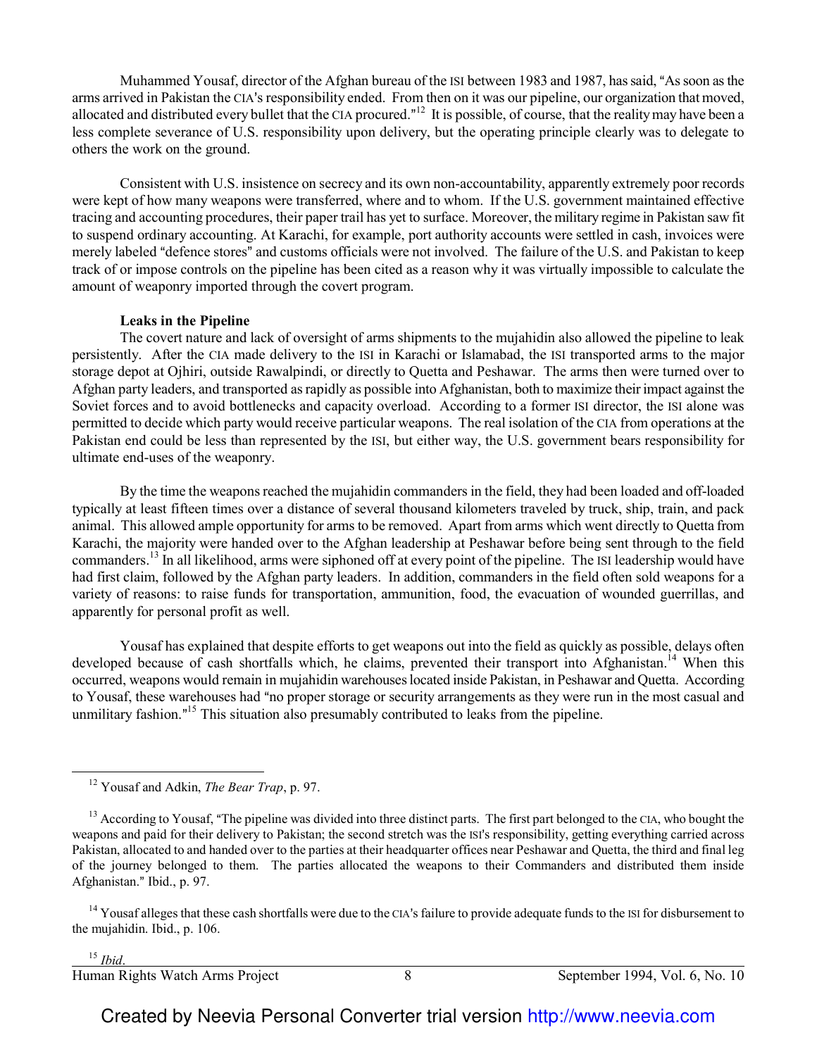Muhammed Yousaf, director of the Afghan bureau of the ISI between 1983 and 1987, has said, "As soon as the arms arrived in Pakistan the CIA's responsibility ended. From then on it was our pipeline, our organization that moved, allocated and distributed every bullet that the CIA procured."[12] It is possible, of course, that the reality may have been a less complete severance of U.S. responsibility upon delivery, but the operating principle clearly was to delegate to others the work on the ground.

Consistent with U.S. insistence on secrecy and its own non-accountability, apparently extremely poor records were kept of how many weapons were transferred, where and to whom. If the U.S. government maintained effective tracing and accounting procedures, their paper trail has yet to surface. Moreover, the military regime in Pakistan saw fit to suspend ordinary accounting. At Karachi, for example, port authority accounts were settled in cash, invoices were merely labeled "defence stores" and customs officials were not involved. The failure of the U.S. and Pakistan to keep track of or impose controls on the pipeline has been cited as a reason why it was virtually impossible to calculate the amount of weaponry imported through the covert program.

**Leaks in the Pipeline**

The covert nature and lack of oversight of arms shipments to the mujahidin also allowed the pipeline to leak persistently. After the CIA made delivery to the ISI in Karachi or Islamabad, the ISI transported arms to the major storage depot at Ojhiri, outside Rawalpindi, or directly to Quetta and Peshawar. The arms then were turned over to Afghan party leaders, and transported as rapidly as possible into Afghanistan, both to maximize their impact against the Soviet forces and to avoid bottlenecks and capacity overload. According to a former ISI director, the ISI alone was permitted to decide which party would receive particular weapons. The real isolation of the CIA from operations at the Pakistan end could be less than represented by the ISI, but either way, the U.S. government bears responsibility for ultimate end-uses of the weaponry.

By the time the weapons reached the mujahidin commanders in the field, they had been loaded and off-loaded typically at least fifteen times over a distance of several thousand kilometers traveled by truck, ship, train, and pack animal. This allowed ample opportunity for arms to be removed. Apart from arms which went directly to Quetta from Karachi, the majority were handed over to the Afghan leadership at Peshawar before being sent through to the field commanders.[13] In all likelihood, arms were siphoned off at every point of the pipeline. The ISI leadership would have had first claim, followed by the Afghan party leaders. In addition, commanders in the field often sold weapons for a variety of reasons: to raise funds for transportation, ammunition, food, the evacuation of wounded guerrillas, and apparently for personal profit as well.

Yousaf has explained that despite efforts to get weapons out into the field as quickly as possible, delays often developed because of cash shortfalls which, he claims, prevented their transport into Afghanistan.[14] When this occurred, weapons would remain in mujahidin warehouses located inside Pakistan, in Peshawar and Quetta. According to Yousaf, these warehouses had "no proper storage or security arrangements as they were run in the most casual and unmilitary fashion."[15] This situation also presumably contributed to leaks from the pipeline.

---

[12] Yousaf and Adkin, *The Bear Trap*, p. 97.

[13] According to Yousaf, "The pipeline was divided into three distinct parts. The first part belonged to the CIA, who bought the weapons and paid for their delivery to Pakistan; the second stretch was the ISI's responsibility, getting everything carried across Pakistan, allocated to and handed over to the parties at their headquarter offices near Peshawar and Quetta, the third and final leg of the journey belonged to them. The parties allocated the weapons to their Commanders and distributed them inside Afghanistan." Ibid., p. 97.

[14] Yousaf alleges that these cash shortfalls were due to the CIA's failure to provide adequate funds to the ISI for disbursement to the mujahidin. Ibid., p. 106.

[15] *Ibid*.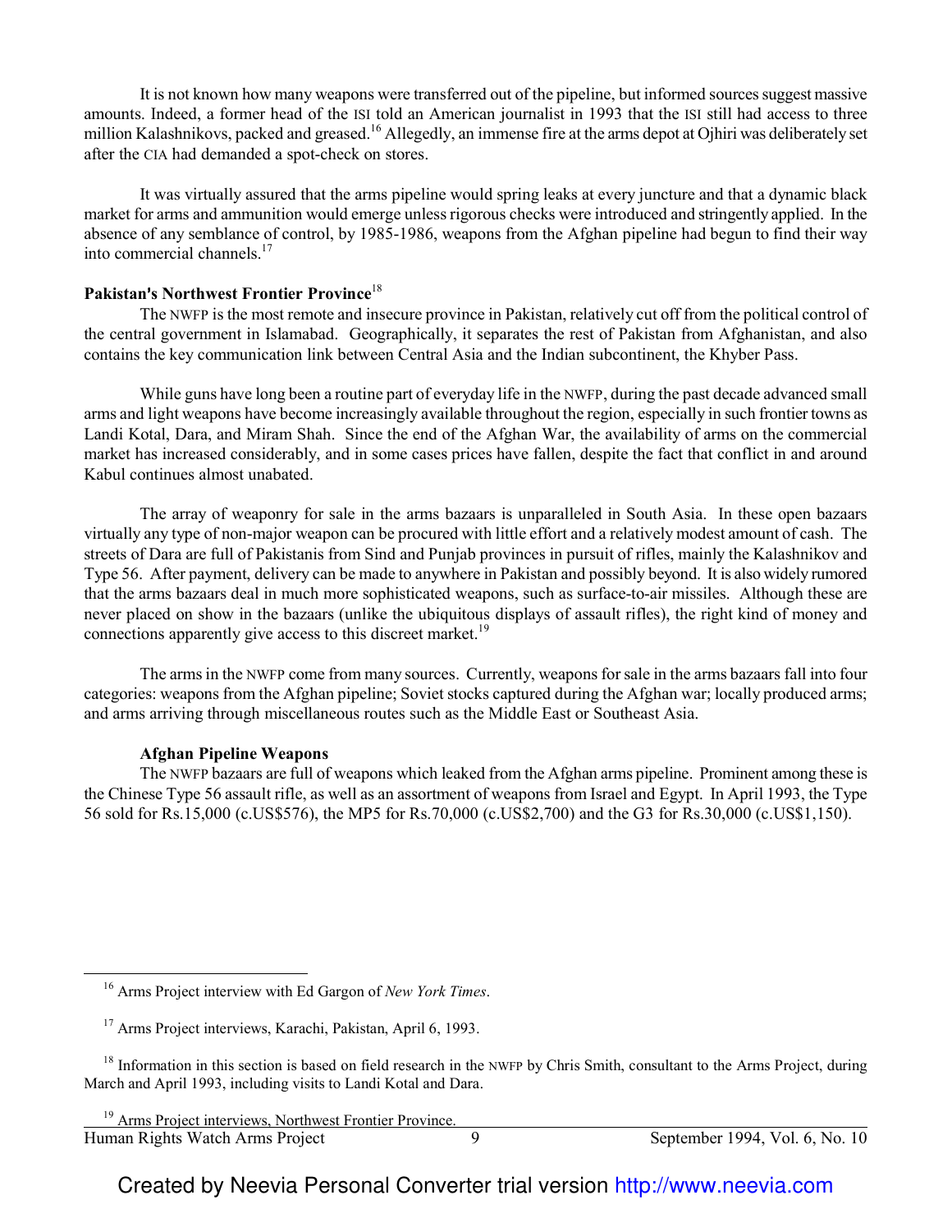It is not known how many weapons were transferred out of the pipeline, but informed sources suggest massive amounts. Indeed, a former head of the ISI told an American journalist in 1993 that the ISI still had access to three million Kalashnikovs, packed and greased.[16] Allegedly, an immense fire at the arms depot at Ojhiri was deliberately set after the CIA had demanded a spot-check on stores.

It was virtually assured that the arms pipeline would spring leaks at every juncture and that a dynamic black market for arms and ammunition would emerge unless rigorous checks were introduced and stringently applied. In the absence of any semblance of control, by 1985-1986, weapons from the Afghan pipeline had begun to find their way into commercial channels.[17]

**Pakistan's Northwest Frontier Province**[18]

The NWFP is the most remote and insecure province in Pakistan, relatively cut off from the political control of the central government in Islamabad. Geographically, it separates the rest of Pakistan from Afghanistan, and also contains the key communication link between Central Asia and the Indian subcontinent, the Khyber Pass.

While guns have long been a routine part of everyday life in the NWFP, during the past decade advanced small arms and light weapons have become increasingly available throughout the region, especially in such frontier towns as Landi Kotal, Dara, and Miram Shah. Since the end of the Afghan War, the availability of arms on the commercial market has increased considerably, and in some cases prices have fallen, despite the fact that conflict in and around Kabul continues almost unabated.

The array of weaponry for sale in the arms bazaars is unparalleled in South Asia. In these open bazaars virtually any type of non-major weapon can be procured with little effort and a relatively modest amount of cash. The streets of Dara are full of Pakistanis from Sind and Punjab provinces in pursuit of rifles, mainly the Kalashnikov and Type 56. After payment, delivery can be made to anywhere in Pakistan and possibly beyond. It is also widely rumored that the arms bazaars deal in much more sophisticated weapons, such as surface-to-air missiles. Although these are never placed on show in the bazaars (unlike the ubiquitous displays of assault rifles), the right kind of money and connections apparently give access to this discreet market.[19]

The arms in the NWFP come from many sources. Currently, weapons for sale in the arms bazaars fall into four categories: weapons from the Afghan pipeline; Soviet stocks captured during the Afghan war; locally produced arms; and arms arriving through miscellaneous routes such as the Middle East or Southeast Asia.

**Afghan Pipeline Weapons**

The NWFP bazaars are full of weapons which leaked from the Afghan arms pipeline. Prominent among these is the Chinese Type 56 assault rifle, as well as an assortment of weapons from Israel and Egypt. In April 1993, the Type 56 sold for Rs.15,000 (c.US$576), the MP5 for Rs.70,000 (c.US$2,700) and the G3 for Rs.30,000 (c.US$1,150).

---

[16] Arms Project interview with Ed Gargon of *New York Times*.

[17] Arms Project interviews, Karachi, Pakistan, April 6, 1993.

[18] Information in this section is based on field research in the NWFP by Chris Smith, consultant to the Arms Project, during March and April 1993, including visits to Landi Kotal and Dara.

[19] Arms Project interviews, Northwest Frontier Province.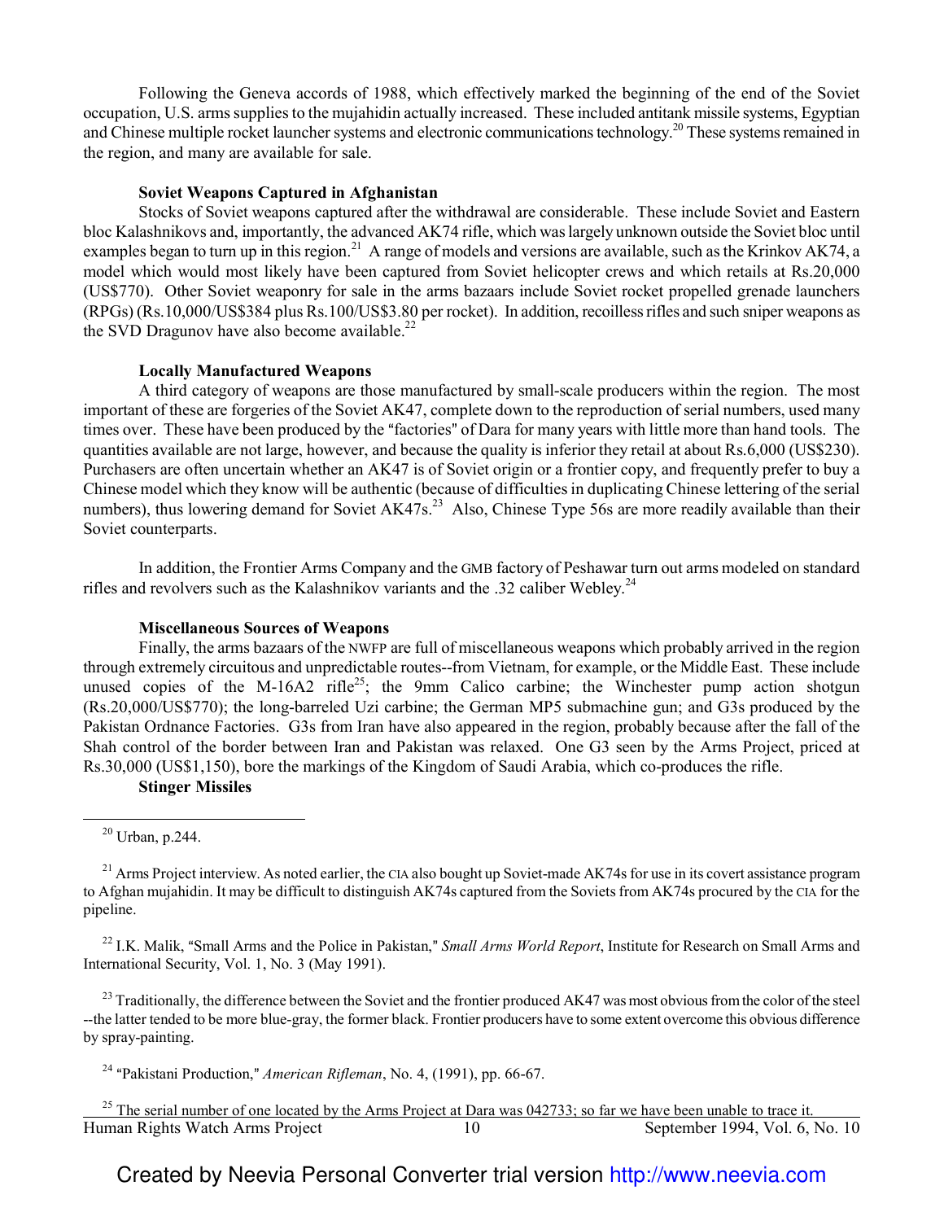Following the Geneva accords of 1988, which effectively marked the beginning of the end of the Soviet occupation, U.S. arms supplies to the mujahidin actually increased. These included antitank missile systems, Egyptian and Chinese multiple rocket launcher systems and electronic communications technology.[20] These systems remained in the region, and many are available for sale.

**Soviet Weapons Captured in Afghanistan**

Stocks of Soviet weapons captured after the withdrawal are considerable. These include Soviet and Eastern bloc Kalashnikovs and, importantly, the advanced AK74 rifle, which was largely unknown outside the Soviet bloc until examples began to turn up in this region.[21] A range of models and versions are available, such as the Krinkov AK74, a model which would most likely have been captured from Soviet helicopter crews and which retails at Rs.20,000 (US$770). Other Soviet weaponry for sale in the arms bazaars include Soviet rocket propelled grenade launchers (RPGs) (Rs.10,000/US$384 plus Rs.100/US$3.80 per rocket). In addition, recoilless rifles and such sniper weapons as the SVD Dragunov have also become available.[22]

**Locally Manufactured Weapons**

A third category of weapons are those manufactured by small-scale producers within the region. The most important of these are forgeries of the Soviet AK47, complete down to the reproduction of serial numbers, used many times over. These have been produced by the "factories" of Dara for many years with little more than hand tools. The quantities available are not large, however, and because the quality is inferior they retail at about Rs.6,000 (US$230). Purchasers are often uncertain whether an AK47 is of Soviet origin or a frontier copy, and frequently prefer to buy a Chinese model which they know will be authentic (because of difficulties in duplicating Chinese lettering of the serial numbers), thus lowering demand for Soviet AK47s.[23] Also, Chinese Type 56s are more readily available than their Soviet counterparts.

In addition, the Frontier Arms Company and the GMB factory of Peshawar turn out arms modeled on standard rifles and revolvers such as the Kalashnikov variants and the .32 caliber Webley.[24]

**Miscellaneous Sources of Weapons**

Finally, the arms bazaars of the NWFP are full of miscellaneous weapons which probably arrived in the region through extremely circuitous and unpredictable routes--from Vietnam, for example, or the Middle East. These include unused copies of the M-16A2 rifle[25]; the 9mm Calico carbine; the Winchester pump action shotgun (Rs.20,000/US$770); the long-barreled Uzi carbine; the German MP5 submachine gun; and G3s produced by the Pakistan Ordnance Factories. G3s from Iran have also appeared in the region, probably because after the fall of the Shah control of the border between Iran and Pakistan was relaxed. One G3 seen by the Arms Project, priced at Rs.30,000 (US$1,150), bore the markings of the Kingdom of Saudi Arabia, which co-produces the rifle.

**Stinger Missiles**

---

[20] Urban, p.244.

[21] Arms Project interview. As noted earlier, the CIA also bought up Soviet-made AK74s for use in its covert assistance program to Afghan mujahidin. It may be difficult to distinguish AK74s captured from the Soviets from AK74s procured by the CIA for the pipeline.

[22] I.K. Malik, "Small Arms and the Police in Pakistan," *Small Arms World Report*, Institute for Research on Small Arms and International Security, Vol. 1, No. 3 (May 1991).

[23] Traditionally, the difference between the Soviet and the frontier produced AK47 was most obvious from the color of the steel --the latter tended to be more blue-gray, the former black. Frontier producers have to some extent overcome this obvious difference by spray-painting.

[24] "Pakistani Production," *American Rifleman*, No. 4, (1991), pp. 66-67.

[25] The serial number of one located by the Arms Project at Dara was 042733; so far we have been unable to trace it.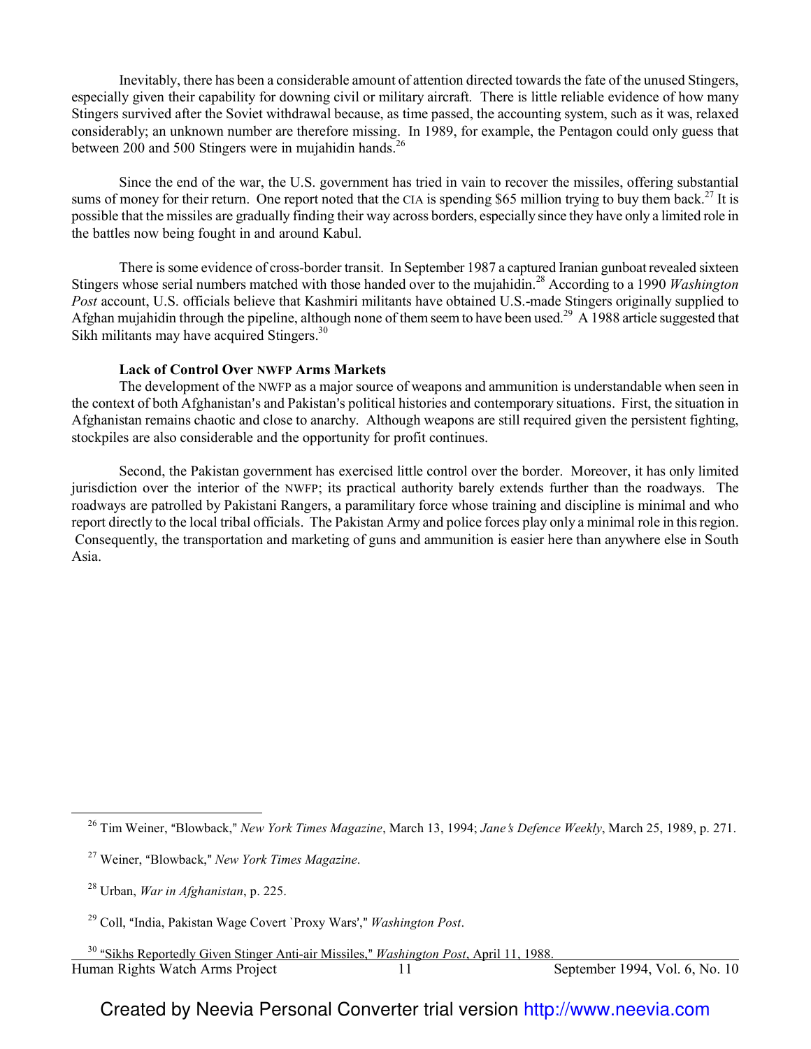Inevitably, there has been a considerable amount of attention directed towards the fate of the unused Stingers, especially given their capability for downing civil or military aircraft. There is little reliable evidence of how many Stingers survived after the Soviet withdrawal because, as time passed, the accounting system, such as it was, relaxed considerably; an unknown number are therefore missing. In 1989, for example, the Pentagon could only guess that between 200 and 500 Stingers were in mujahidin hands.[26]

Since the end of the war, the U.S. government has tried in vain to recover the missiles, offering substantial sums of money for their return. One report noted that the CIA is spending $65 million trying to buy them back.[27] It is possible that the missiles are gradually finding their way across borders, especially since they have only a limited role in the battles now being fought in and around Kabul.

There is some evidence of cross-border transit. In September 1987 a captured Iranian gunboat revealed sixteen Stingers whose serial numbers matched with those handed over to the mujahidin.[28] According to a 1990 *Washington Post* account, U.S. officials believe that Kashmiri militants have obtained U.S.-made Stingers originally supplied to Afghan mujahidin through the pipeline, although none of them seem to have been used.[29] A 1988 article suggested that Sikh militants may have acquired Stingers.[30]

**Lack of Control Over NWFP Arms Markets**

The development of the NWFP as a major source of weapons and ammunition is understandable when seen in the context of both Afghanistan's and Pakistan's political histories and contemporary situations. First, the situation in Afghanistan remains chaotic and close to anarchy. Although weapons are still required given the persistent fighting, stockpiles are also considerable and the opportunity for profit continues.

Second, the Pakistan government has exercised little control over the border. Moreover, it has only limited jurisdiction over the interior of the NWFP; its practical authority barely extends further than the roadways. The roadways are patrolled by Pakistani Rangers, a paramilitary force whose training and discipline is minimal and who report directly to the local tribal officials. The Pakistan Army and police forces play only a minimal role in this region. Consequently, the transportation and marketing of guns and ammunition is easier here than anywhere else in South Asia.

---

[26] Tim Weiner, "Blowback," *New York Times Magazine*, March 13, 1994; *Jane's Defence Weekly*, March 25, 1989, p. 271.

[27] Weiner, "Blowback," *New York Times Magazine*.

[28] Urban, *War in Afghanistan*, p. 225.

[29] Coll, "India, Pakistan Wage Covert `Proxy Wars'," *Washington Post*.

[30] "Sikhs Reportedly Given Stinger Anti-air Missiles," *Washington Post*, April 11, 1988.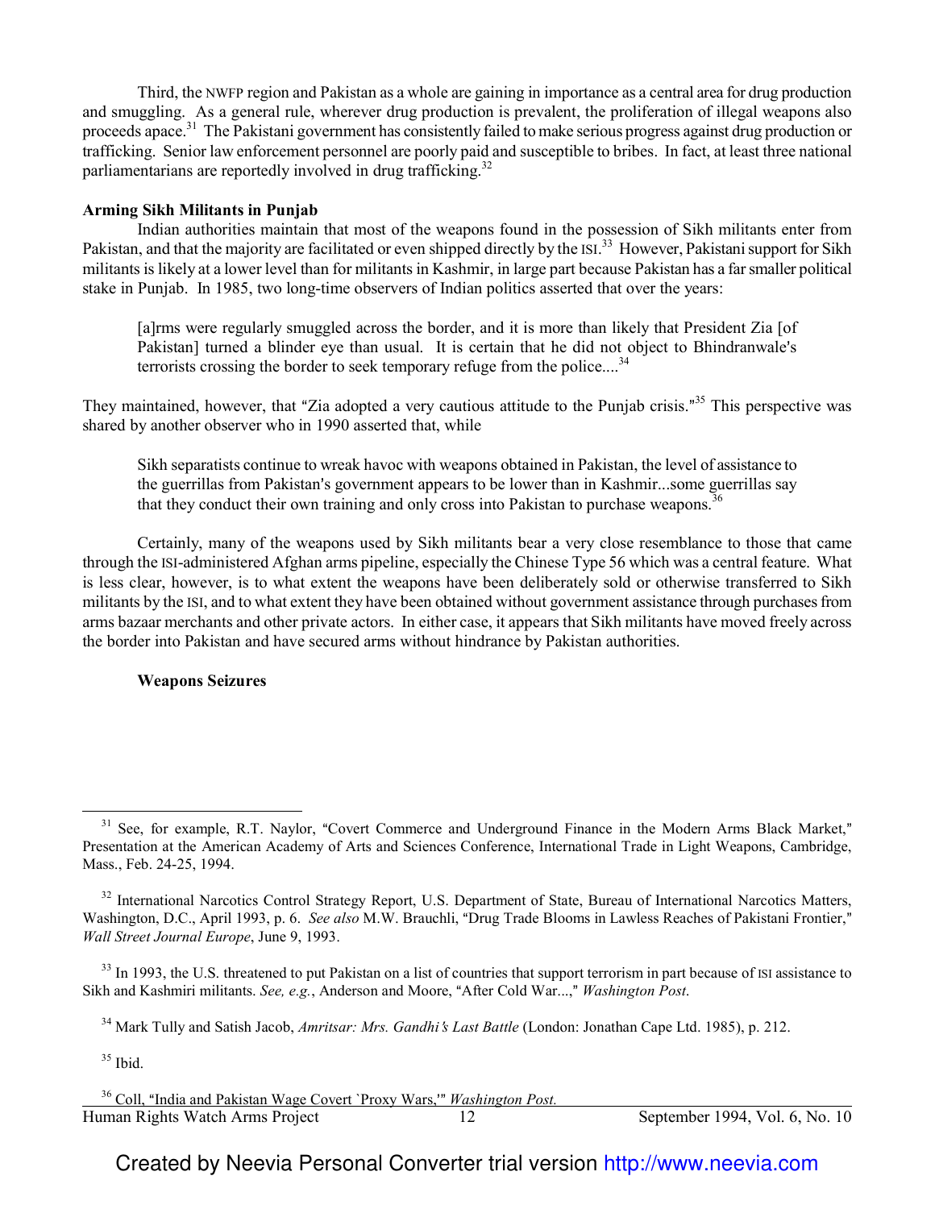Third, the NWFP region and Pakistan as a whole are gaining in importance as a central area for drug production and smuggling. As a general rule, wherever drug production is prevalent, the proliferation of illegal weapons also proceeds apace.[31] The Pakistani government has consistently failed to make serious progress against drug production or trafficking. Senior law enforcement personnel are poorly paid and susceptible to bribes. In fact, at least three national parliamentarians are reportedly involved in drug trafficking.[32]

**Arming Sikh Militants in Punjab**

Indian authorities maintain that most of the weapons found in the possession of Sikh militants enter from Pakistan, and that the majority are facilitated or even shipped directly by the ISI.[33] However, Pakistani support for Sikh militants is likely at a lower level than for militants in Kashmir, in large part because Pakistan has a far smaller political stake in Punjab. In 1985, two long-time observers of Indian politics asserted that over the years:

> [a]rms were regularly smuggled across the border, and it is more than likely that President Zia [of Pakistan] turned a blinder eye than usual. It is certain that he did not object to Bhindranwale's terrorists crossing the border to seek temporary refuge from the police....[34]

They maintained, however, that "Zia adopted a very cautious attitude to the Punjab crisis."[35] This perspective was shared by another observer who in 1990 asserted that, while

> Sikh separatists continue to wreak havoc with weapons obtained in Pakistan, the level of assistance to the guerrillas from Pakistan's government appears to be lower than in Kashmir...some guerrillas say that they conduct their own training and only cross into Pakistan to purchase weapons.[36]

Certainly, many of the weapons used by Sikh militants bear a very close resemblance to those that came through the ISI-administered Afghan arms pipeline, especially the Chinese Type 56 which was a central feature. What is less clear, however, is to what extent the weapons have been deliberately sold or otherwise transferred to Sikh militants by the ISI, and to what extent they have been obtained without government assistance through purchases from arms bazaar merchants and other private actors. In either case, it appears that Sikh militants have moved freely across the border into Pakistan and have secured arms without hindrance by Pakistan authorities.

**Weapons Seizures**

---

[31] See, for example, R.T. Naylor, "Covert Commerce and Underground Finance in the Modern Arms Black Market," Presentation at the American Academy of Arts and Sciences Conference, International Trade in Light Weapons, Cambridge, Mass., Feb. 24-25, 1994.

[32] International Narcotics Control Strategy Report, U.S. Department of State, Bureau of International Narcotics Matters, Washington, D.C., April 1993, p. 6. *See also* M.W. Brauchli, "Drug Trade Blooms in Lawless Reaches of Pakistani Frontier," *Wall Street Journal Europe*, June 9, 1993.

[33] In 1993, the U.S. threatened to put Pakistan on a list of countries that support terrorism in part because of ISI assistance to Sikh and Kashmiri militants. *See, e.g.*, Anderson and Moore, "After Cold War...," *Washington Post*.

[34] Mark Tully and Satish Jacob, *Amritsar: Mrs. Gandhi's Last Battle* (London: Jonathan Cape Ltd. 1985), p. 212.

[35] Ibid.

[36] Coll, "India and Pakistan Wage Covert `Proxy Wars,'" *Washington Post.*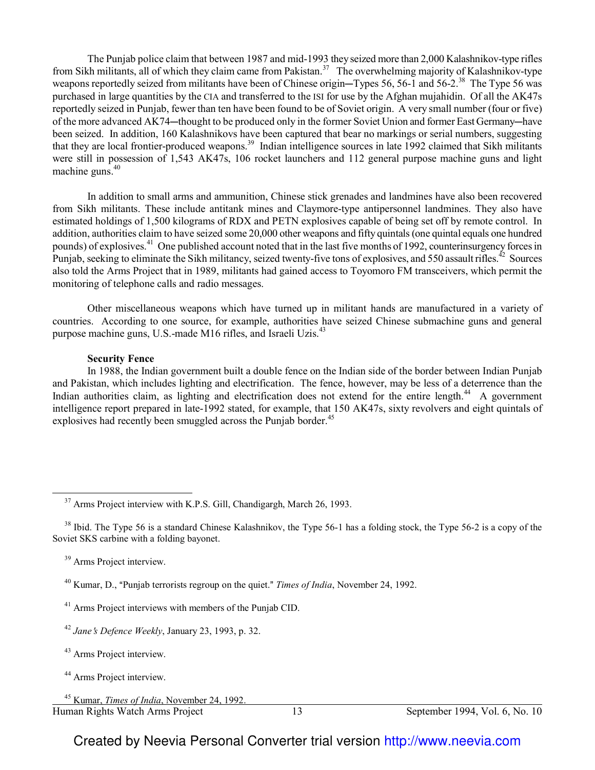The Punjab police claim that between 1987 and mid-1993 they seized more than 2,000 Kalashnikov-type rifles from Sikh militants, all of which they claim came from Pakistan.[37] The overwhelming majority of Kalashnikov-type weapons reportedly seized from militants have been of Chinese origin─Types 56, 56-1 and 56-2.[38] The Type 56 was purchased in large quantities by the CIA and transferred to the ISI for use by the Afghan mujahidin. Of all the AK47s reportedly seized in Punjab, fewer than ten have been found to be of Soviet origin. A very small number (four or five) of the more advanced AK74─thought to be produced only in the former Soviet Union and former East Germany─have been seized. In addition, 160 Kalashnikovs have been captured that bear no markings or serial numbers, suggesting that they are local frontier-produced weapons.[39] Indian intelligence sources in late 1992 claimed that Sikh militants were still in possession of 1,543 AK47s, 106 rocket launchers and 112 general purpose machine guns and light machine guns.[40]

In addition to small arms and ammunition, Chinese stick grenades and landmines have also been recovered from Sikh militants. These include antitank mines and Claymore-type antipersonnel landmines. They also have estimated holdings of 1,500 kilograms of RDX and PETN explosives capable of being set off by remote control. In addition, authorities claim to have seized some 20,000 other weapons and fifty quintals (one quintal equals one hundred pounds) of explosives.[41] One published account noted that in the last five months of 1992, counterinsurgency forces in Punjab, seeking to eliminate the Sikh militancy, seized twenty-five tons of explosives, and 550 assault rifles.[42] Sources also told the Arms Project that in 1989, militants had gained access to Toyomoro FM transceivers, which permit the monitoring of telephone calls and radio messages.

Other miscellaneous weapons which have turned up in militant hands are manufactured in a variety of countries. According to one source, for example, authorities have seized Chinese submachine guns and general purpose machine guns, U.S.-made M16 rifles, and Israeli Uzis.[43]

**Security Fence**

In 1988, the Indian government built a double fence on the Indian side of the border between Indian Punjab and Pakistan, which includes lighting and electrification. The fence, however, may be less of a deterrence than the Indian authorities claim, as lighting and electrification does not extend for the entire length.[44] A government intelligence report prepared in late-1992 stated, for example, that 150 AK47s, sixty revolvers and eight quintals of explosives had recently been smuggled across the Punjab border.[45]

---

[37] Arms Project interview with K.P.S. Gill, Chandigargh, March 26, 1993.

[38] Ibid. The Type 56 is a standard Chinese Kalashnikov, the Type 56-1 has a folding stock, the Type 56-2 is a copy of the Soviet SKS carbine with a folding bayonet.

[39] Arms Project interview.

[40] Kumar, D., "Punjab terrorists regroup on the quiet." *Times of India*, November 24, 1992.

[41] Arms Project interviews with members of the Punjab CID.

[42] *Jane's Defence Weekly*, January 23, 1993, p. 32.

[43] Arms Project interview.

[44] Arms Project interview.

[45] Kumar, *Times of India*, November 24, 1992.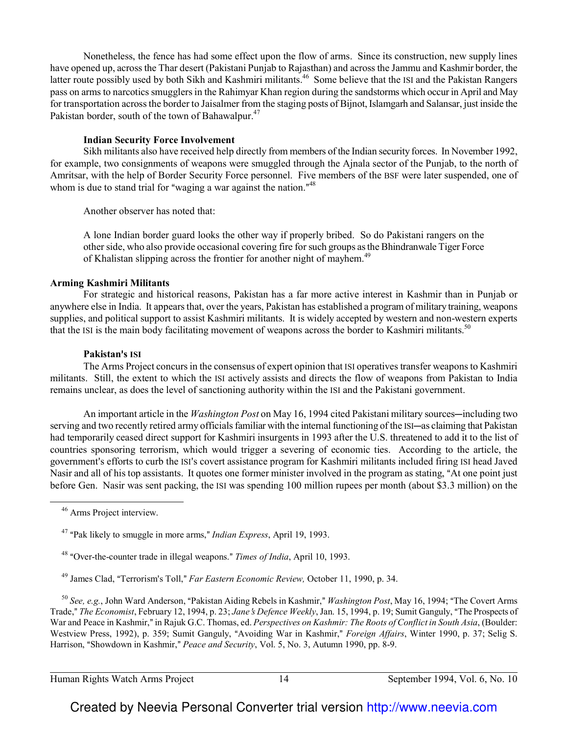Nonetheless, the fence has had some effect upon the flow of arms. Since its construction, new supply lines have opened up, across the Thar desert (Pakistani Punjab to Rajasthan) and across the Jammu and Kashmir border, the latter route possibly used by both Sikh and Kashmiri militants.[46] Some believe that the ISI and the Pakistan Rangers pass on arms to narcotics smugglers in the Rahimyar Khan region during the sandstorms which occur in April and May for transportation across the border to Jaisalmer from the staging posts of Bijnot, Islamgarh and Salansar, just inside the Pakistan border, south of the town of Bahawalpur.[47]

**Indian Security Force Involvement**

Sikh militants also have received help directly from members of the Indian security forces. In November 1992, for example, two consignments of weapons were smuggled through the Ajnala sector of the Punjab, to the north of Amritsar, with the help of Border Security Force personnel. Five members of the BSF were later suspended, one of whom is due to stand trial for "waging a war against the nation."[48]

Another observer has noted that:

> A lone Indian border guard looks the other way if properly bribed. So do Pakistani rangers on the other side, who also provide occasional covering fire for such groups as the Bhindranwale Tiger Force of Khalistan slipping across the frontier for another night of mayhem.[49]

## Arming Kashmiri Militants

For strategic and historical reasons, Pakistan has a far more active interest in Kashmir than in Punjab or anywhere else in India. It appears that, over the years, Pakistan has established a program of military training, weapons supplies, and political support to assist Kashmiri militants. It is widely accepted by western and non-western experts that the ISI is the main body facilitating movement of weapons across the border to Kashmiri militants.[50]

**Pakistan's ISI**

The Arms Project concurs in the consensus of expert opinion that ISI operatives transfer weapons to Kashmiri militants. Still, the extent to which the ISI actively assists and directs the flow of weapons from Pakistan to India remains unclear, as does the level of sanctioning authority within the ISI and the Pakistani government.

An important article in the *Washington Post* on May 16, 1994 cited Pakistani military sources—including two serving and two recently retired army officials familiar with the internal functioning of the ISI—as claiming that Pakistan had temporarily ceased direct support for Kashmiri insurgents in 1993 after the U.S. threatened to add it to the list of countries sponsoring terrorism, which would trigger a severing of economic ties. According to the article, the government's efforts to curb the ISI's covert assistance program for Kashmiri militants included firing ISI head Javed Nasir and all of his top assistants. It quotes one former minister involved in the program as stating, "At one point just before Gen. Nasir was sent packing, the ISI was spending 100 million rupees per month (about $3.3 million) on the

---

[46] Arms Project interview.

[47] "Pak likely to smuggle in more arms," *Indian Express*, April 19, 1993.

[48] "Over-the-counter trade in illegal weapons." *Times of India*, April 10, 1993.

[49] James Clad, "Terrorism's Toll," *Far Eastern Economic Review,* October 11, 1990, p. 34.

[50] *See, e.g.*, John Ward Anderson, "Pakistan Aiding Rebels in Kashmir," *Washington Post*, May 16, 1994; "The Covert Arms Trade," *The Economist*, February 12, 1994, p. 23; *Jane's Defence Weekly*, Jan. 15, 1994, p. 19; Sumit Ganguly, "The Prospects of War and Peace in Kashmir," in Rajuk G.C. Thomas, ed. *Perspectives on Kashmir: The Roots of Conflict in South Asia*, (Boulder: Westview Press, 1992), p. 359; Sumit Ganguly, "Avoiding War in Kashmir," *Foreign Affairs*, Winter 1990, p. 37; Selig S. Harrison, "Showdown in Kashmir," *Peace and Security*, Vol. 5, No. 3, Autumn 1990, pp. 8-9.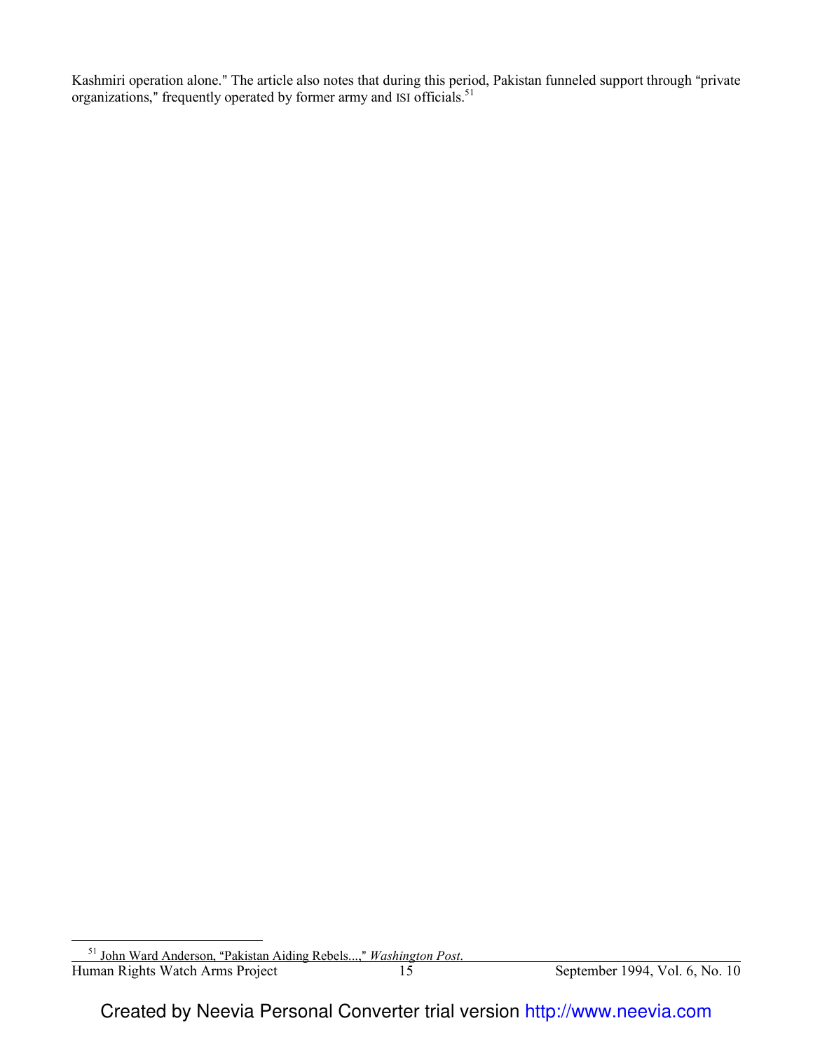Kashmiri operation alone." The article also notes that during this period, Pakistan funneled support through "private organizations," frequently operated by former army and ISI officials.[51]

---

[51] John Ward Anderson, "Pakistan Aiding Rebels...," *Washington Post*.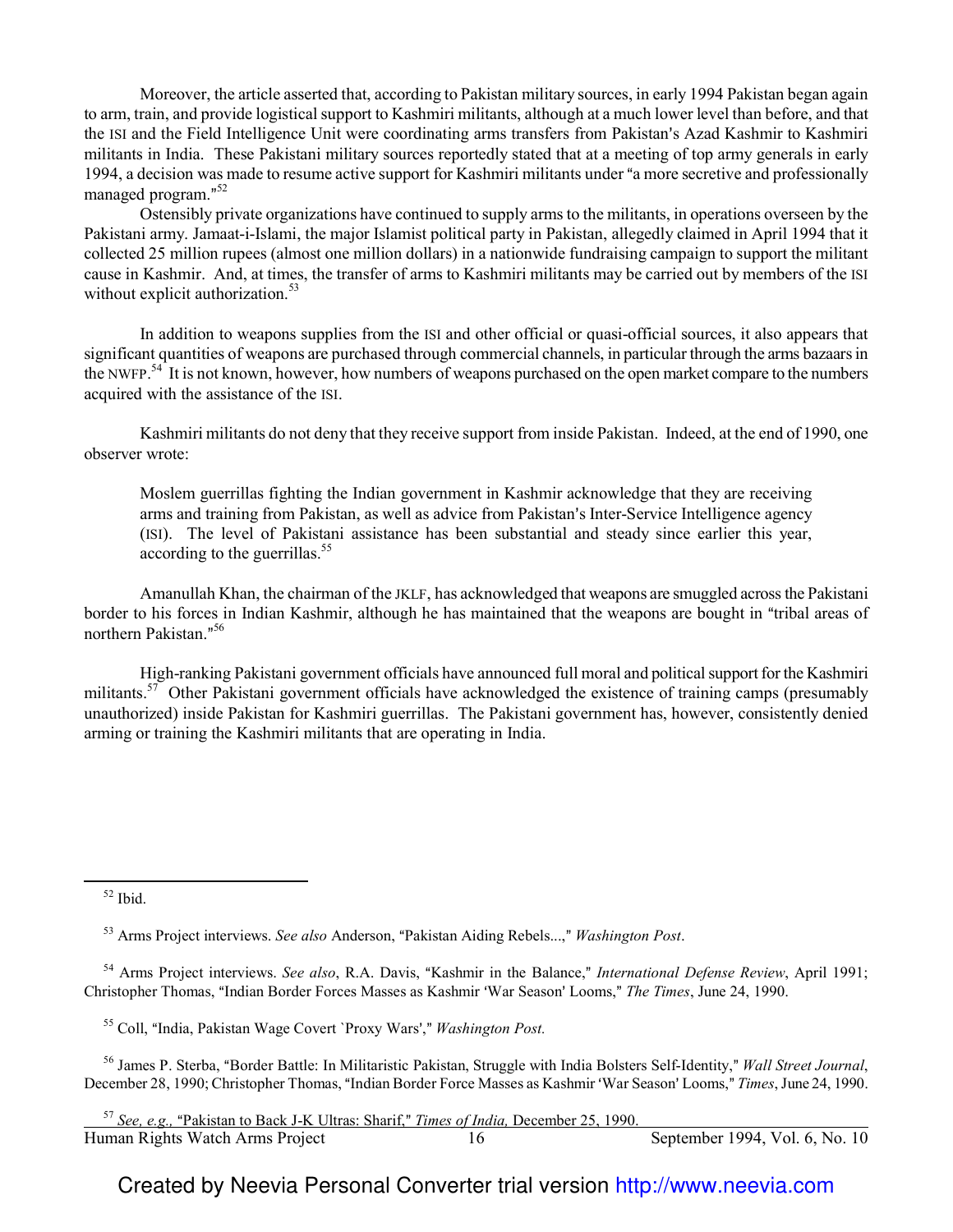Moreover, the article asserted that, according to Pakistan military sources, in early 1994 Pakistan began again to arm, train, and provide logistical support to Kashmiri militants, although at a much lower level than before, and that the ISI and the Field Intelligence Unit were coordinating arms transfers from Pakistan's Azad Kashmir to Kashmiri militants in India. These Pakistani military sources reportedly stated that at a meeting of top army generals in early 1994, a decision was made to resume active support for Kashmiri militants under "a more secretive and professionally managed program."[52]

Ostensibly private organizations have continued to supply arms to the militants, in operations overseen by the Pakistani army. Jamaat-i-Islami, the major Islamist political party in Pakistan, allegedly claimed in April 1994 that it collected 25 million rupees (almost one million dollars) in a nationwide fundraising campaign to support the militant cause in Kashmir. And, at times, the transfer of arms to Kashmiri militants may be carried out by members of the ISI without explicit authorization.[53]

In addition to weapons supplies from the ISI and other official or quasi-official sources, it also appears that significant quantities of weapons are purchased through commercial channels, in particular through the arms bazaars in the NWFP.[54] It is not known, however, how numbers of weapons purchased on the open market compare to the numbers acquired with the assistance of the ISI.

Kashmiri militants do not deny that they receive support from inside Pakistan. Indeed, at the end of 1990, one observer wrote:

> Moslem guerrillas fighting the Indian government in Kashmir acknowledge that they are receiving arms and training from Pakistan, as well as advice from Pakistan's Inter-Service Intelligence agency (ISI). The level of Pakistani assistance has been substantial and steady since earlier this year, according to the guerrillas.[55]

Amanullah Khan, the chairman of the JKLF, has acknowledged that weapons are smuggled across the Pakistani border to his forces in Indian Kashmir, although he has maintained that the weapons are bought in "tribal areas of northern Pakistan."[56]

High-ranking Pakistani government officials have announced full moral and political support for the Kashmiri militants.[57] Other Pakistani government officials have acknowledged the existence of training camps (presumably unauthorized) inside Pakistan for Kashmiri guerrillas. The Pakistani government has, however, consistently denied arming or training the Kashmiri militants that are operating in India.

---

[52] Ibid.

[53] Arms Project interviews. *See also* Anderson, "Pakistan Aiding Rebels...," *Washington Post*.

[54] Arms Project interviews. *See also*, R.A. Davis, "Kashmir in the Balance," *International Defense Review*, April 1991; Christopher Thomas, "Indian Border Forces Masses as Kashmir 'War Season' Looms," *The Times*, June 24, 1990.

[55] Coll, "India, Pakistan Wage Covert `Proxy Wars'," *Washington Post.*

[56] James P. Sterba, "Border Battle: In Militaristic Pakistan, Struggle with India Bolsters Self-Identity," *Wall Street Journal*, December 28, 1990; Christopher Thomas, "Indian Border Force Masses as Kashmir 'War Season' Looms," *Times*, June 24, 1990.

[57] *See, e.g.,* "Pakistan to Back J-K Ultras: Sharif," *Times of India,* December 25, 1990.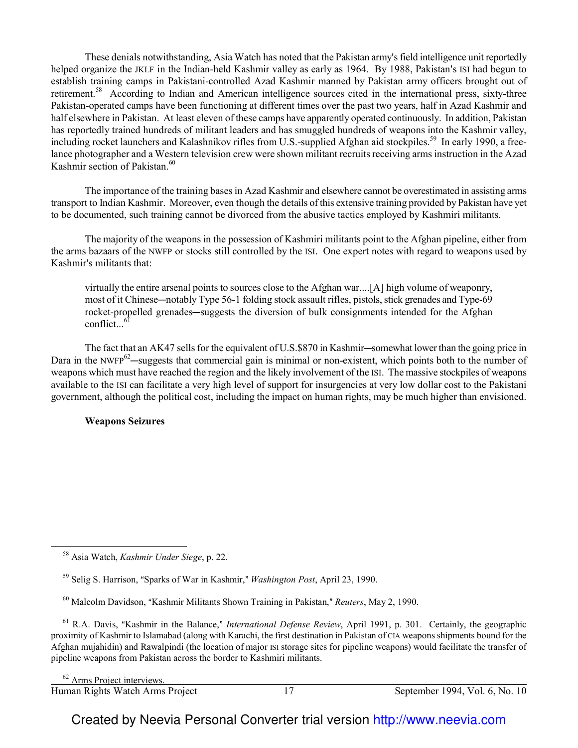These denials notwithstanding, Asia Watch has noted that the Pakistan army's field intelligence unit reportedly helped organize the JKLF in the Indian-held Kashmir valley as early as 1964. By 1988, Pakistan's ISI had begun to establish training camps in Pakistani-controlled Azad Kashmir manned by Pakistan army officers brought out of retirement.[58] According to Indian and American intelligence sources cited in the international press, sixty-three Pakistan-operated camps have been functioning at different times over the past two years, half in Azad Kashmir and half elsewhere in Pakistan. At least eleven of these camps have apparently operated continuously. In addition, Pakistan has reportedly trained hundreds of militant leaders and has smuggled hundreds of weapons into the Kashmir valley, including rocket launchers and Kalashnikov rifles from U.S.-supplied Afghan aid stockpiles.[59] In early 1990, a free-lance photographer and a Western television crew were shown militant recruits receiving arms instruction in the Azad Kashmir section of Pakistan.[60]

The importance of the training bases in Azad Kashmir and elsewhere cannot be overestimated in assisting arms transport to Indian Kashmir. Moreover, even though the details of this extensive training provided by Pakistan have yet to be documented, such training cannot be divorced from the abusive tactics employed by Kashmiri militants.

The majority of the weapons in the possession of Kashmiri militants point to the Afghan pipeline, either from the arms bazaars of the NWFP or stocks still controlled by the ISI. One expert notes with regard to weapons used by Kashmir's militants that:

> virtually the entire arsenal points to sources close to the Afghan war....[A] high volume of weaponry, most of it Chinese—notably Type 56-1 folding stock assault rifles, pistols, stick grenades and Type-69 rocket-propelled grenades—suggests the diversion of bulk consignments intended for the Afghan conflict...[61]

The fact that an AK47 sells for the equivalent of U.S.$870 in Kashmir—somewhat lower than the going price in Dara in the NWFP[62]—suggests that commercial gain is minimal or non-existent, which points both to the number of weapons which must have reached the region and the likely involvement of the ISI. The massive stockpiles of weapons available to the ISI can facilitate a very high level of support for insurgencies at very low dollar cost to the Pakistani government, although the political cost, including the impact on human rights, may be much higher than envisioned.

**Weapons Seizures**

---

[58] Asia Watch, *Kashmir Under Siege*, p. 22.

[59] Selig S. Harrison, "Sparks of War in Kashmir," *Washington Post*, April 23, 1990.

[60] Malcolm Davidson, "Kashmir Militants Shown Training in Pakistan," *Reuters*, May 2, 1990.

[61] R.A. Davis, "Kashmir in the Balance," *International Defense Review*, April 1991, p. 301. Certainly, the geographic proximity of Kashmir to Islamabad (along with Karachi, the first destination in Pakistan of CIA weapons shipments bound for the Afghan mujahidin) and Rawalpindi (the location of major ISI storage sites for pipeline weapons) would facilitate the transfer of pipeline weapons from Pakistan across the border to Kashmiri militants.

[62] Arms Project interviews.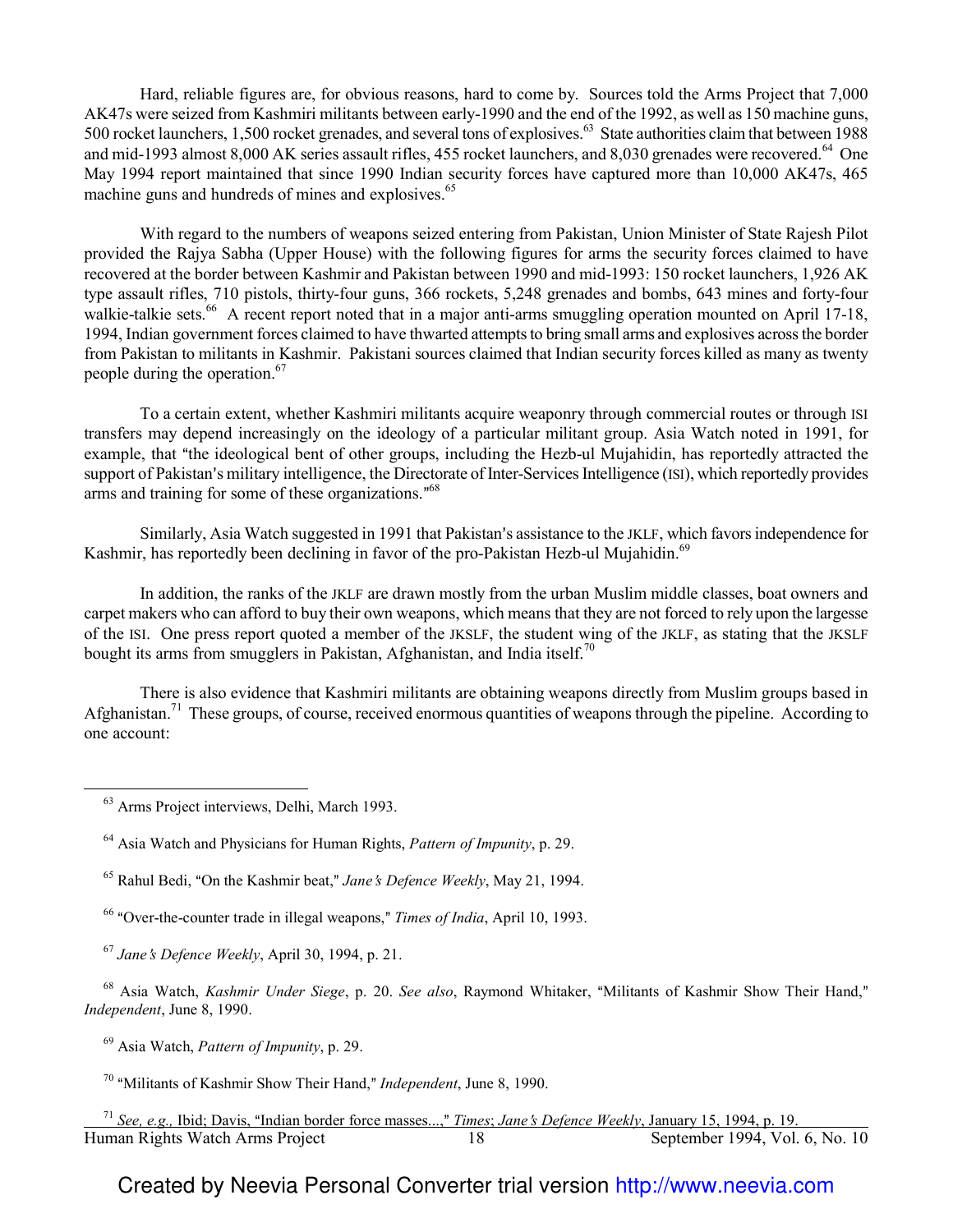Hard, reliable figures are, for obvious reasons, hard to come by. Sources told the Arms Project that 7,000 AK47s were seized from Kashmiri militants between early-1990 and the end of the 1992, as well as 150 machine guns, 500 rocket launchers, 1,500 rocket grenades, and several tons of explosives.[63] State authorities claim that between 1988 and mid-1993 almost 8,000 AK series assault rifles, 455 rocket launchers, and 8,030 grenades were recovered.[64] One May 1994 report maintained that since 1990 Indian security forces have captured more than 10,000 AK47s, 465 machine guns and hundreds of mines and explosives.[65]

With regard to the numbers of weapons seized entering from Pakistan, Union Minister of State Rajesh Pilot provided the Rajya Sabha (Upper House) with the following figures for arms the security forces claimed to have recovered at the border between Kashmir and Pakistan between 1990 and mid-1993: 150 rocket launchers, 1,926 AK type assault rifles, 710 pistols, thirty-four guns, 366 rockets, 5,248 grenades and bombs, 643 mines and forty-four walkie-talkie sets.[66] A recent report noted that in a major anti-arms smuggling operation mounted on April 17-18, 1994, Indian government forces claimed to have thwarted attempts to bring small arms and explosives across the border from Pakistan to militants in Kashmir. Pakistani sources claimed that Indian security forces killed as many as twenty people during the operation.[67]

To a certain extent, whether Kashmiri militants acquire weaponry through commercial routes or through ISI transfers may depend increasingly on the ideology of a particular militant group. Asia Watch noted in 1991, for example, that "the ideological bent of other groups, including the Hezb-ul Mujahidin, has reportedly attracted the support of Pakistan's military intelligence, the Directorate of Inter-Services Intelligence (ISI), which reportedly provides arms and training for some of these organizations."[68]

Similarly, Asia Watch suggested in 1991 that Pakistan's assistance to the JKLF, which favors independence for Kashmir, has reportedly been declining in favor of the pro-Pakistan Hezb-ul Mujahidin.[69]

In addition, the ranks of the JKLF are drawn mostly from the urban Muslim middle classes, boat owners and carpet makers who can afford to buy their own weapons, which means that they are not forced to rely upon the largesse of the ISI. One press report quoted a member of the JKSLF, the student wing of the JKLF, as stating that the JKSLF bought its arms from smugglers in Pakistan, Afghanistan, and India itself.[70]

There is also evidence that Kashmiri militants are obtaining weapons directly from Muslim groups based in Afghanistan.[71] These groups, of course, received enormous quantities of weapons through the pipeline. According to one account:

---

[63] Arms Project interviews, Delhi, March 1993.

[64] Asia Watch and Physicians for Human Rights, *Pattern of Impunity*, p. 29.

[65] Rahul Bedi, "On the Kashmir beat," *Jane's Defence Weekly*, May 21, 1994.

[66] "Over-the-counter trade in illegal weapons," *Times of India*, April 10, 1993.

[67] *Jane's Defence Weekly*, April 30, 1994, p. 21.

[68] Asia Watch, *Kashmir Under Siege*, p. 20. *See also*, Raymond Whitaker, "Militants of Kashmir Show Their Hand," *Independent*, June 8, 1990.

[69] Asia Watch, *Pattern of Impunity*, p. 29.

[70] "Militants of Kashmir Show Their Hand," *Independent*, June 8, 1990.

[71] *See, e.g.,* Ibid; Davis, "Indian border force masses...," *Times*; *Jane's Defence Weekly*, January 15, 1994, p. 19.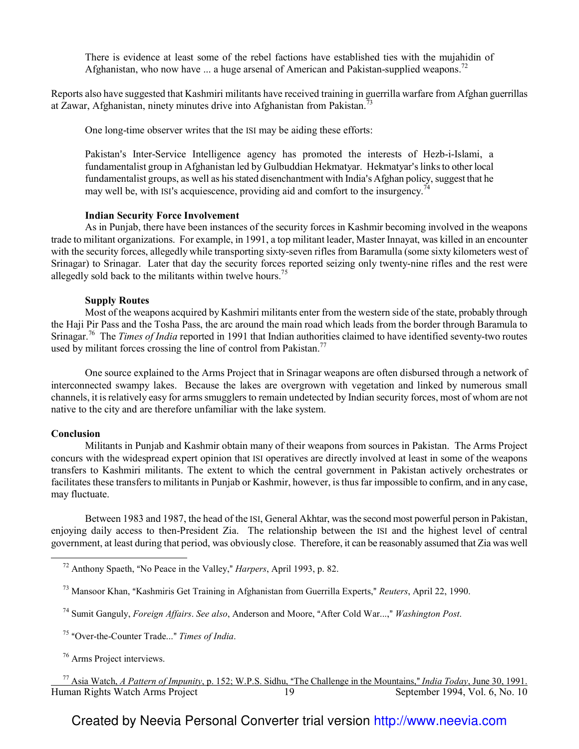> There is evidence at least some of the rebel factions have established ties with the mujahidin of Afghanistan, who now have ... a huge arsenal of American and Pakistan-supplied weapons.[72]

Reports also have suggested that Kashmiri militants have received training in guerrilla warfare from Afghan guerrillas at Zawar, Afghanistan, ninety minutes drive into Afghanistan from Pakistan.[73]

One long-time observer writes that the ISI may be aiding these efforts:

> Pakistan's Inter-Service Intelligence agency has promoted the interests of Hezb-i-Islami, a fundamentalist group in Afghanistan led by Gulbuddian Hekmatyar. Hekmatyar's links to other local fundamentalist groups, as well as his stated disenchantment with India's Afghan policy, suggest that he may well be, with ISI's acquiescence, providing aid and comfort to the insurgency.[74]

**Indian Security Force Involvement**

As in Punjab, there have been instances of the security forces in Kashmir becoming involved in the weapons trade to militant organizations. For example, in 1991, a top militant leader, Master Innayat, was killed in an encounter with the security forces, allegedly while transporting sixty-seven rifles from Baramulla (some sixty kilometers west of Srinagar) to Srinagar. Later that day the security forces reported seizing only twenty-nine rifles and the rest were allegedly sold back to the militants within twelve hours.[75]

**Supply Routes**

Most of the weapons acquired by Kashmiri militants enter from the western side of the state, probably through the Haji Pir Pass and the Tosha Pass, the arc around the main road which leads from the border through Baramula to Srinagar.[76] The *Times of India* reported in 1991 that Indian authorities claimed to have identified seventy-two routes used by militant forces crossing the line of control from Pakistan.[77]

One source explained to the Arms Project that in Srinagar weapons are often disbursed through a network of interconnected swampy lakes. Because the lakes are overgrown with vegetation and linked by numerous small channels, it is relatively easy for arms smugglers to remain undetected by Indian security forces, most of whom are not native to the city and are therefore unfamiliar with the lake system.

## Conclusion

Militants in Punjab and Kashmir obtain many of their weapons from sources in Pakistan. The Arms Project concurs with the widespread expert opinion that ISI operatives are directly involved at least in some of the weapons transfers to Kashmiri militants. The extent to which the central government in Pakistan actively orchestrates or facilitates these transfers to militants in Punjab or Kashmir, however, is thus far impossible to confirm, and in any case, may fluctuate.

Between 1983 and 1987, the head of the ISI, General Akhtar, was the second most powerful person in Pakistan, enjoying daily access to then-President Zia. The relationship between the ISI and the highest level of central government, at least during that period, was obviously close. Therefore, it can be reasonably assumed that Zia was well

---

[72] Anthony Spaeth, "No Peace in the Valley," *Harpers*, April 1993, p. 82.

[73] Mansoor Khan, "Kashmiris Get Training in Afghanistan from Guerrilla Experts," *Reuters*, April 22, 1990.

[74] Sumit Ganguly, *Foreign Affairs*. *See also*, Anderson and Moore, "After Cold War...," *Washington Post*.

[75] "Over-the-Counter Trade..." *Times of India*.

[76] Arms Project interviews.

[77] Asia Watch, *A Pattern of Impunity*, p. 152; W.P.S. Sidhu, "The Challenge in the Mountains," *India Today*, June 30, 1991.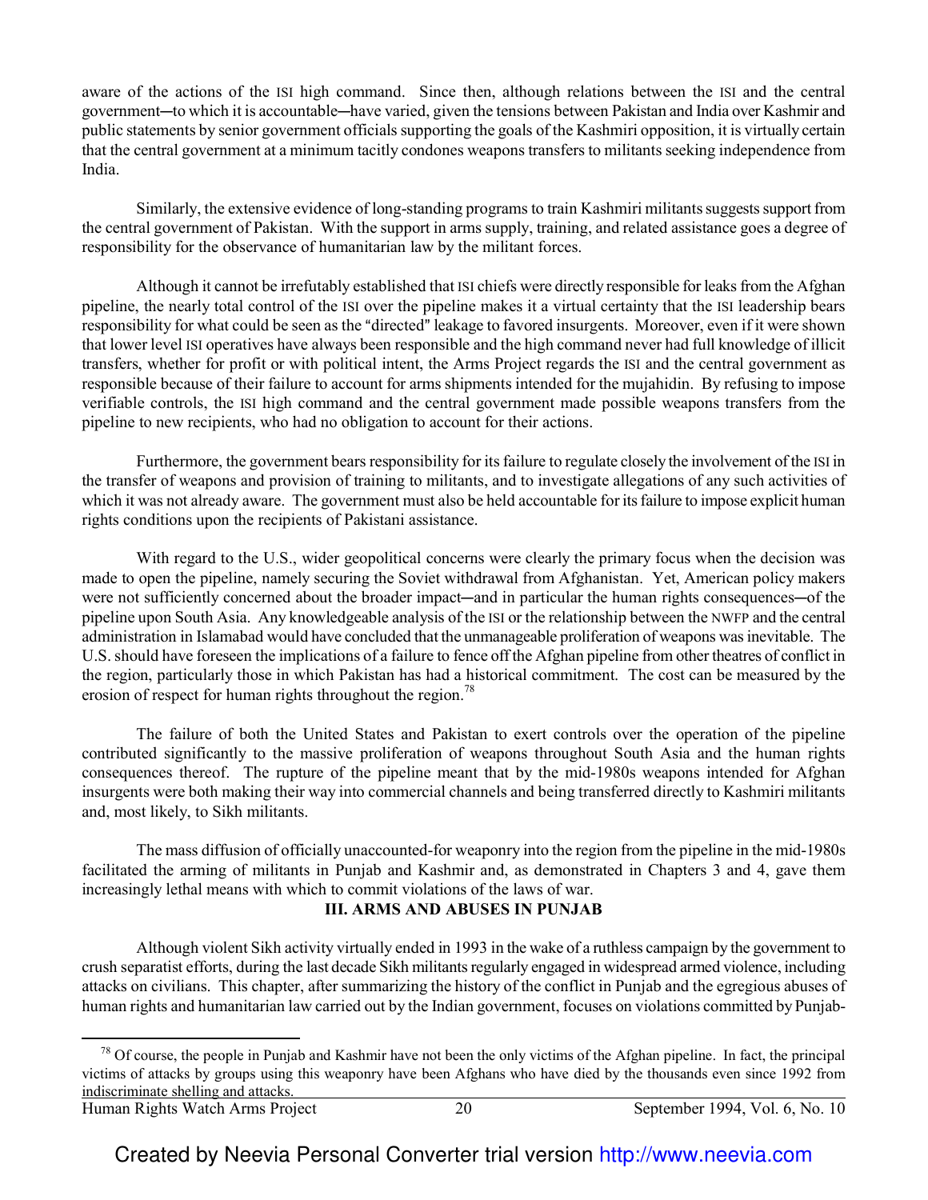aware of the actions of the ISI high command. Since then, although relations between the ISI and the central government—to which it is accountable—have varied, given the tensions between Pakistan and India over Kashmir and public statements by senior government officials supporting the goals of the Kashmiri opposition, it is virtually certain that the central government at a minimum tacitly condones weapons transfers to militants seeking independence from India.

Similarly, the extensive evidence of long-standing programs to train Kashmiri militants suggests support from the central government of Pakistan. With the support in arms supply, training, and related assistance goes a degree of responsibility for the observance of humanitarian law by the militant forces.

Although it cannot be irrefutably established that ISI chiefs were directly responsible for leaks from the Afghan pipeline, the nearly total control of the ISI over the pipeline makes it a virtual certainty that the ISI leadership bears responsibility for what could be seen as the "directed" leakage to favored insurgents. Moreover, even if it were shown that lower level ISI operatives have always been responsible and the high command never had full knowledge of illicit transfers, whether for profit or with political intent, the Arms Project regards the ISI and the central government as responsible because of their failure to account for arms shipments intended for the mujahidin. By refusing to impose verifiable controls, the ISI high command and the central government made possible weapons transfers from the pipeline to new recipients, who had no obligation to account for their actions.

Furthermore, the government bears responsibility for its failure to regulate closely the involvement of the ISI in the transfer of weapons and provision of training to militants, and to investigate allegations of any such activities of which it was not already aware. The government must also be held accountable for its failure to impose explicit human rights conditions upon the recipients of Pakistani assistance.

With regard to the U.S., wider geopolitical concerns were clearly the primary focus when the decision was made to open the pipeline, namely securing the Soviet withdrawal from Afghanistan. Yet, American policy makers were not sufficiently concerned about the broader impact—and in particular the human rights consequences—of the pipeline upon South Asia. Any knowledgeable analysis of the ISI or the relationship between the NWFP and the central administration in Islamabad would have concluded that the unmanageable proliferation of weapons was inevitable. The U.S. should have foreseen the implications of a failure to fence off the Afghan pipeline from other theatres of conflict in the region, particularly those in which Pakistan has had a historical commitment. The cost can be measured by the erosion of respect for human rights throughout the region.[78]

The failure of both the United States and Pakistan to exert controls over the operation of the pipeline contributed significantly to the massive proliferation of weapons throughout South Asia and the human rights consequences thereof. The rupture of the pipeline meant that by the mid-1980s weapons intended for Afghan insurgents were both making their way into commercial channels and being transferred directly to Kashmiri militants and, most likely, to Sikh militants.

The mass diffusion of officially unaccounted-for weaponry into the region from the pipeline in the mid-1980s facilitated the arming of militants in Punjab and Kashmir and, as demonstrated in Chapters 3 and 4, gave them increasingly lethal means with which to commit violations of the laws of war.

## III. ARMS AND ABUSES IN PUNJAB

Although violent Sikh activity virtually ended in 1993 in the wake of a ruthless campaign by the government to crush separatist efforts, during the last decade Sikh militants regularly engaged in widespread armed violence, including attacks on civilians. This chapter, after summarizing the history of the conflict in Punjab and the egregious abuses of human rights and humanitarian law carried out by the Indian government, focuses on violations committed by Punjab-

[78] Of course, the people in Punjab and Kashmir have not been the only victims of the Afghan pipeline. In fact, the principal victims of attacks by groups using this weaponry have been Afghans who have died by the thousands even since 1992 from indiscriminate shelling and attacks.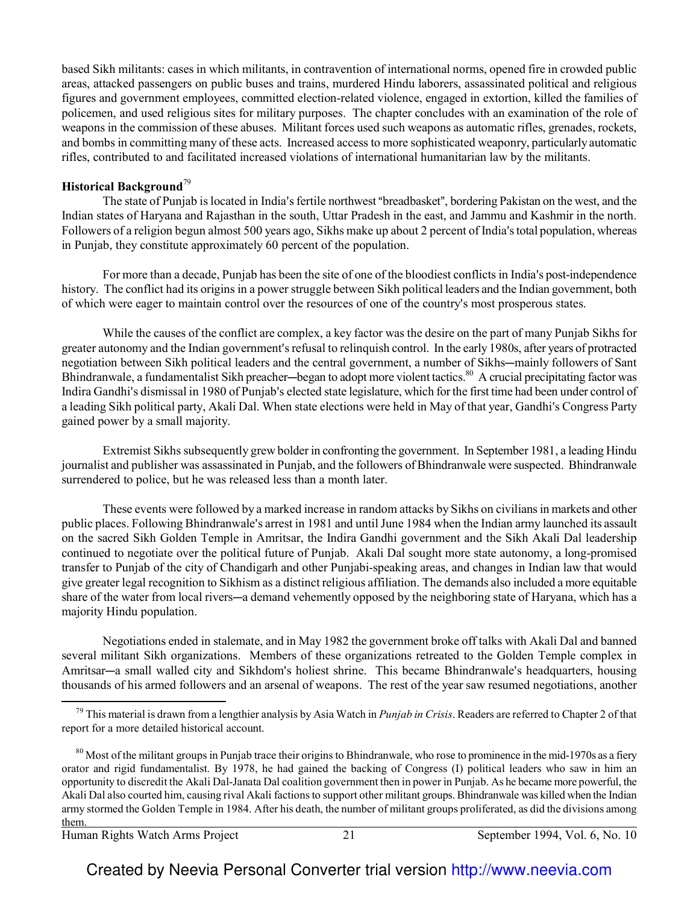based Sikh militants: cases in which militants, in contravention of international norms, opened fire in crowded public areas, attacked passengers on public buses and trains, murdered Hindu laborers, assassinated political and religious figures and government employees, committed election-related violence, engaged in extortion, killed the families of policemen, and used religious sites for military purposes. The chapter concludes with an examination of the role of weapons in the commission of these abuses. Militant forces used such weapons as automatic rifles, grenades, rockets, and bombs in committing many of these acts. Increased access to more sophisticated weaponry, particularly automatic rifles, contributed to and facilitated increased violations of international humanitarian law by the militants.

**Historical Background**[79]

The state of Punjab is located in India's fertile northwest "breadbasket", bordering Pakistan on the west, and the Indian states of Haryana and Rajasthan in the south, Uttar Pradesh in the east, and Jammu and Kashmir in the north. Followers of a religion begun almost 500 years ago, Sikhs make up about 2 percent of India's total population, whereas in Punjab, they constitute approximately 60 percent of the population.

For more than a decade, Punjab has been the site of one of the bloodiest conflicts in India's post-independence history. The conflict had its origins in a power struggle between Sikh political leaders and the Indian government, both of which were eager to maintain control over the resources of one of the country's most prosperous states.

While the causes of the conflict are complex, a key factor was the desire on the part of many Punjab Sikhs for greater autonomy and the Indian government's refusal to relinquish control. In the early 1980s, after years of protracted negotiation between Sikh political leaders and the central government, a number of Sikhs—mainly followers of Sant Bhindranwale, a fundamentalist Sikh preacher—began to adopt more violent tactics.[80] A crucial precipitating factor was Indira Gandhi's dismissal in 1980 of Punjab's elected state legislature, which for the first time had been under control of a leading Sikh political party, Akali Dal. When state elections were held in May of that year, Gandhi's Congress Party gained power by a small majority.

Extremist Sikhs subsequently grew bolder in confronting the government. In September 1981, a leading Hindu journalist and publisher was assassinated in Punjab, and the followers of Bhindranwale were suspected. Bhindranwale surrendered to police, but he was released less than a month later.

These events were followed by a marked increase in random attacks by Sikhs on civilians in markets and other public places. Following Bhindranwale's arrest in 1981 and until June 1984 when the Indian army launched its assault on the sacred Sikh Golden Temple in Amritsar, the Indira Gandhi government and the Sikh Akali Dal leadership continued to negotiate over the political future of Punjab. Akali Dal sought more state autonomy, a long-promised transfer to Punjab of the city of Chandigarh and other Punjabi-speaking areas, and changes in Indian law that would give greater legal recognition to Sikhism as a distinct religious affiliation. The demands also included a more equitable share of the water from local rivers—a demand vehemently opposed by the neighboring state of Haryana, which has a majority Hindu population.

Negotiations ended in stalemate, and in May 1982 the government broke off talks with Akali Dal and banned several militant Sikh organizations. Members of these organizations retreated to the Golden Temple complex in Amritsar—a small walled city and Sikhdom's holiest shrine. This became Bhindranwale's headquarters, housing thousands of his armed followers and an arsenal of weapons. The rest of the year saw resumed negotiations, another

[79] This material is drawn from a lengthier analysis by Asia Watch in *Punjab in Crisis*. Readers are referred to Chapter 2 of that report for a more detailed historical account.

[80] Most of the militant groups in Punjab trace their origins to Bhindranwale, who rose to prominence in the mid-1970s as a fiery orator and rigid fundamentalist. By 1978, he had gained the backing of Congress (I) political leaders who saw in him an opportunity to discredit the Akali Dal-Janata Dal coalition government then in power in Punjab. As he became more powerful, the Akali Dal also courted him, causing rival Akali factions to support other militant groups. Bhindranwale was killed when the Indian army stormed the Golden Temple in 1984. After his death, the number of militant groups proliferated, as did the divisions among them.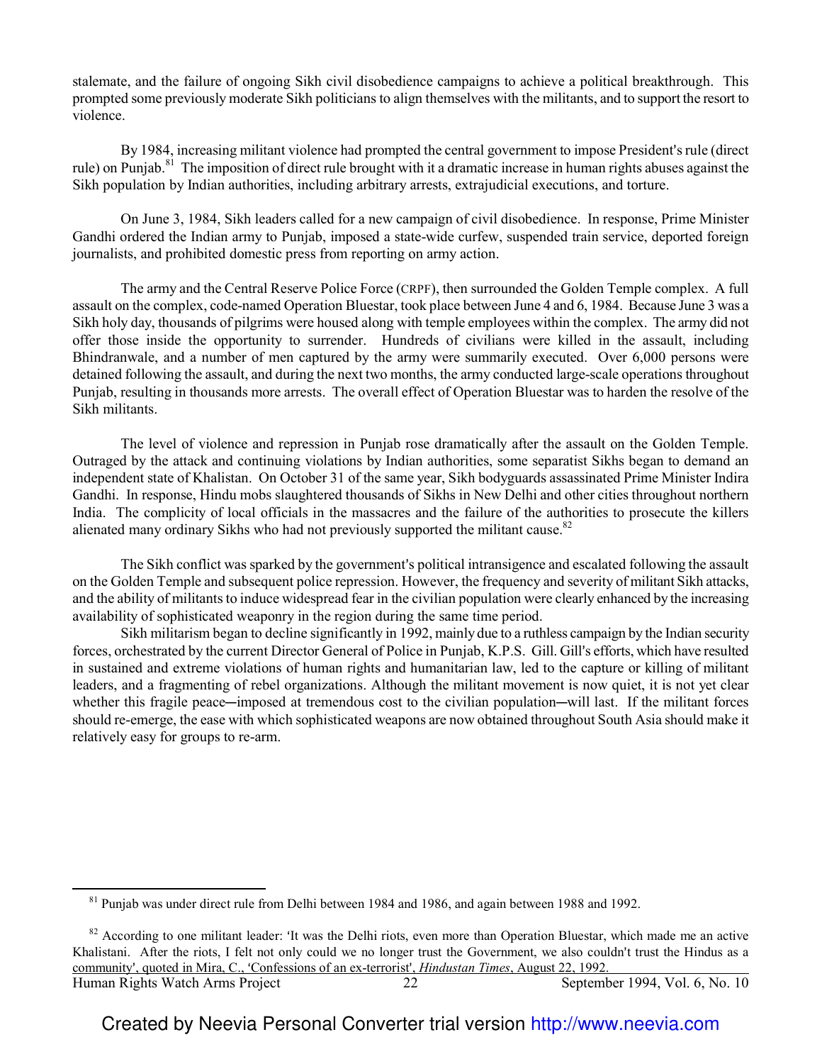stalemate, and the failure of ongoing Sikh civil disobedience campaigns to achieve a political breakthrough. This prompted some previously moderate Sikh politicians to align themselves with the militants, and to support the resort to violence.

By 1984, increasing militant violence had prompted the central government to impose President's rule (direct rule) on Punjab.[81] The imposition of direct rule brought with it a dramatic increase in human rights abuses against the Sikh population by Indian authorities, including arbitrary arrests, extrajudicial executions, and torture.

On June 3, 1984, Sikh leaders called for a new campaign of civil disobedience. In response, Prime Minister Gandhi ordered the Indian army to Punjab, imposed a state-wide curfew, suspended train service, deported foreign journalists, and prohibited domestic press from reporting on army action.

The army and the Central Reserve Police Force (CRPF), then surrounded the Golden Temple complex. A full assault on the complex, code-named Operation Bluestar, took place between June 4 and 6, 1984. Because June 3 was a Sikh holy day, thousands of pilgrims were housed along with temple employees within the complex. The army did not offer those inside the opportunity to surrender. Hundreds of civilians were killed in the assault, including Bhindranwale, and a number of men captured by the army were summarily executed. Over 6,000 persons were detained following the assault, and during the next two months, the army conducted large-scale operations throughout Punjab, resulting in thousands more arrests. The overall effect of Operation Bluestar was to harden the resolve of the Sikh militants.

The level of violence and repression in Punjab rose dramatically after the assault on the Golden Temple. Outraged by the attack and continuing violations by Indian authorities, some separatist Sikhs began to demand an independent state of Khalistan. On October 31 of the same year, Sikh bodyguards assassinated Prime Minister Indira Gandhi. In response, Hindu mobs slaughtered thousands of Sikhs in New Delhi and other cities throughout northern India. The complicity of local officials in the massacres and the failure of the authorities to prosecute the killers alienated many ordinary Sikhs who had not previously supported the militant cause.[82]

The Sikh conflict was sparked by the government's political intransigence and escalated following the assault on the Golden Temple and subsequent police repression. However, the frequency and severity of militant Sikh attacks, and the ability of militants to induce widespread fear in the civilian population were clearly enhanced by the increasing availability of sophisticated weaponry in the region during the same time period.

Sikh militarism began to decline significantly in 1992, mainly due to a ruthless campaign by the Indian security forces, orchestrated by the current Director General of Police in Punjab, K.P.S. Gill. Gill's efforts, which have resulted in sustained and extreme violations of human rights and humanitarian law, led to the capture or killing of militant leaders, and a fragmenting of rebel organizations. Although the militant movement is now quiet, it is not yet clear whether this fragile peace—imposed at tremendous cost to the civilian population—will last. If the militant forces should re-emerge, the ease with which sophisticated weapons are now obtained throughout South Asia should make it relatively easy for groups to re-arm.

---

[81] Punjab was under direct rule from Delhi between 1984 and 1986, and again between 1988 and 1992.

[82] According to one militant leader: 'It was the Delhi riots, even more than Operation Bluestar, which made me an active Khalistani. After the riots, I felt not only could we no longer trust the Government, we also couldn't trust the Hindus as a community', quoted in Mira, C., 'Confessions of an ex-terrorist', *Hindustan Times*, August 22, 1992.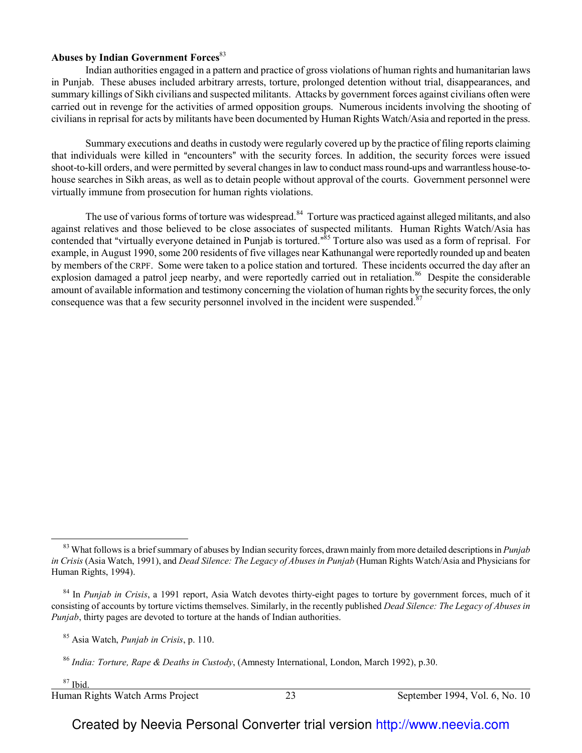**Abuses by Indian Government Forces**[83]

Indian authorities engaged in a pattern and practice of gross violations of human rights and humanitarian laws in Punjab. These abuses included arbitrary arrests, torture, prolonged detention without trial, disappearances, and summary killings of Sikh civilians and suspected militants. Attacks by government forces against civilians often were carried out in revenge for the activities of armed opposition groups. Numerous incidents involving the shooting of civilians in reprisal for acts by militants have been documented by Human Rights Watch/Asia and reported in the press.

Summary executions and deaths in custody were regularly covered up by the practice of filing reports claiming that individuals were killed in "encounters" with the security forces. In addition, the security forces were issued shoot-to-kill orders, and were permitted by several changes in law to conduct mass round-ups and warrantless house-to-house searches in Sikh areas, as well as to detain people without approval of the courts. Government personnel were virtually immune from prosecution for human rights violations.

The use of various forms of torture was widespread.[84] Torture was practiced against alleged militants, and also against relatives and those believed to be close associates of suspected militants. Human Rights Watch/Asia has contended that "virtually everyone detained in Punjab is tortured."[85] Torture also was used as a form of reprisal. For example, in August 1990, some 200 residents of five villages near Kathunangal were reportedly rounded up and beaten by members of the CRPF. Some were taken to a police station and tortured. These incidents occurred the day after an explosion damaged a patrol jeep nearby, and were reportedly carried out in retaliation.[86] Despite the considerable amount of available information and testimony concerning the violation of human rights by the security forces, the only consequence was that a few security personnel involved in the incident were suspended.[87]

---

[83] What follows is a brief summary of abuses by Indian security forces, drawn mainly from more detailed descriptions in *Punjab in Crisis* (Asia Watch, 1991), and *Dead Silence: The Legacy of Abuses in Punjab* (Human Rights Watch/Asia and Physicians for Human Rights, 1994).

[84] In *Punjab in Crisis*, a 1991 report, Asia Watch devotes thirty-eight pages to torture by government forces, much of it consisting of accounts by torture victims themselves. Similarly, in the recently published *Dead Silence: The Legacy of Abuses in Punjab*, thirty pages are devoted to torture at the hands of Indian authorities.

[85] Asia Watch, *Punjab in Crisis*, p. 110.

[86] *India: Torture, Rape & Deaths in Custody*, (Amnesty International, London, March 1992), p.30.

[87] Ibid.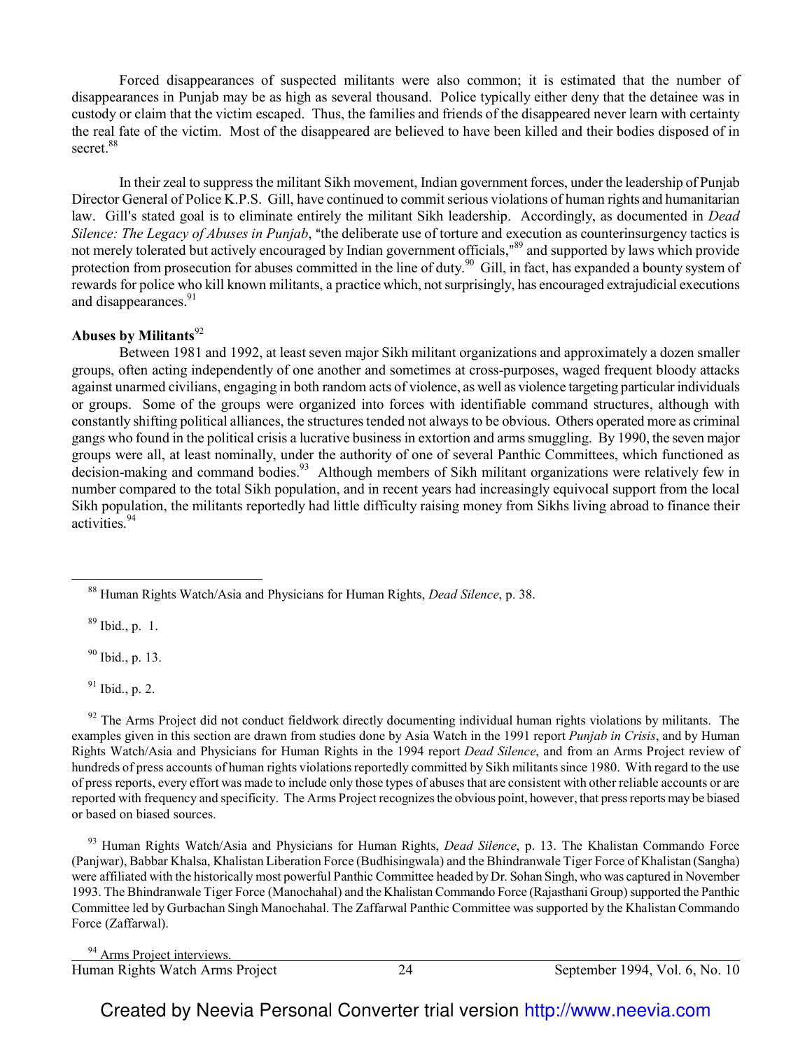Forced disappearances of suspected militants were also common; it is estimated that the number of disappearances in Punjab may be as high as several thousand. Police typically either deny that the detainee was in custody or claim that the victim escaped. Thus, the families and friends of the disappeared never learn with certainty the real fate of the victim. Most of the disappeared are believed to have been killed and their bodies disposed of in secret.[88]

In their zeal to suppress the militant Sikh movement, Indian government forces, under the leadership of Punjab Director General of Police K.P.S. Gill, have continued to commit serious violations of human rights and humanitarian law. Gill's stated goal is to eliminate entirely the militant Sikh leadership. Accordingly, as documented in *Dead Silence: The Legacy of Abuses in Punjab*, "the deliberate use of torture and execution as counterinsurgency tactics is not merely tolerated but actively encouraged by Indian government officials,"[89] and supported by laws which provide protection from prosecution for abuses committed in the line of duty.[90] Gill, in fact, has expanded a bounty system of rewards for police who kill known militants, a practice which, not surprisingly, has encouraged extrajudicial executions and disappearances.[91]

**Abuses by Militants**[92]

Between 1981 and 1992, at least seven major Sikh militant organizations and approximately a dozen smaller groups, often acting independently of one another and sometimes at cross-purposes, waged frequent bloody attacks against unarmed civilians, engaging in both random acts of violence, as well as violence targeting particular individuals or groups. Some of the groups were organized into forces with identifiable command structures, although with constantly shifting political alliances, the structures tended not always to be obvious. Others operated more as criminal gangs who found in the political crisis a lucrative business in extortion and arms smuggling. By 1990, the seven major groups were all, at least nominally, under the authority of one of several Panthic Committees, which functioned as decision-making and command bodies.[93] Although members of Sikh militant organizations were relatively few in number compared to the total Sikh population, and in recent years had increasingly equivocal support from the local Sikh population, the militants reportedly had little difficulty raising money from Sikhs living abroad to finance their activities.[94]

---

[88] Human Rights Watch/Asia and Physicians for Human Rights, *Dead Silence*, p. 38.

[89] Ibid., p. 1.

[90] Ibid., p. 13.

[91] Ibid., p. 2.

[92] The Arms Project did not conduct fieldwork directly documenting individual human rights violations by militants. The examples given in this section are drawn from studies done by Asia Watch in the 1991 report *Punjab in Crisis*, and by Human Rights Watch/Asia and Physicians for Human Rights in the 1994 report *Dead Silence*, and from an Arms Project review of hundreds of press accounts of human rights violations reportedly committed by Sikh militants since 1980. With regard to the use of press reports, every effort was made to include only those types of abuses that are consistent with other reliable accounts or are reported with frequency and specificity. The Arms Project recognizes the obvious point, however, that press reports may be biased or based on biased sources.

[93] Human Rights Watch/Asia and Physicians for Human Rights, *Dead Silence*, p. 13. The Khalistan Commando Force (Panjwar), Babbar Khalsa, Khalistan Liberation Force (Budhisingwala) and the Bhindranwale Tiger Force of Khalistan (Sangha) were affiliated with the historically most powerful Panthic Committee headed by Dr. Sohan Singh, who was captured in November 1993. The Bhindranwale Tiger Force (Manochahal) and the Khalistan Commando Force (Rajasthani Group) supported the Panthic Committee led by Gurbachan Singh Manochahal. The Zaffarwal Panthic Committee was supported by the Khalistan Commando Force (Zaffarwal).

[94] Arms Project interviews.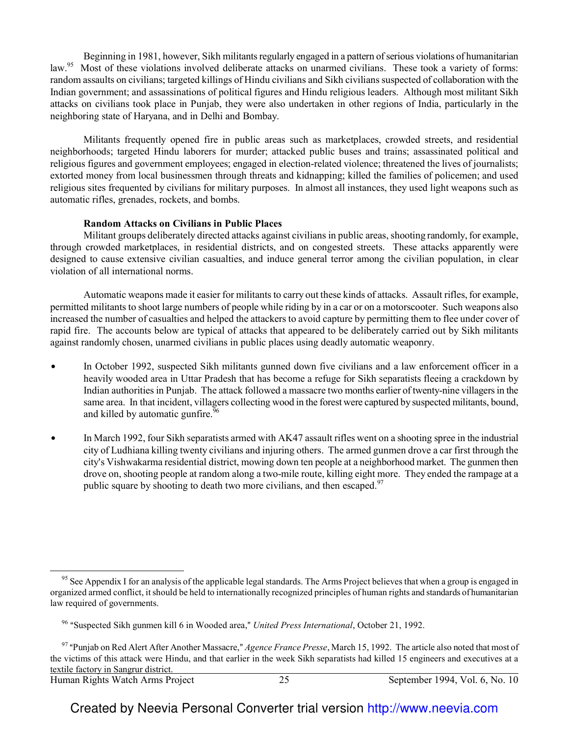Beginning in 1981, however, Sikh militants regularly engaged in a pattern of serious violations of humanitarian law.[95] Most of these violations involved deliberate attacks on unarmed civilians. These took a variety of forms: random assaults on civilians; targeted killings of Hindu civilians and Sikh civilians suspected of collaboration with the Indian government; and assassinations of political figures and Hindu religious leaders. Although most militant Sikh attacks on civilians took place in Punjab, they were also undertaken in other regions of India, particularly in the neighboring state of Haryana, and in Delhi and Bombay.

Militants frequently opened fire in public areas such as marketplaces, crowded streets, and residential neighborhoods; targeted Hindu laborers for murder; attacked public buses and trains; assassinated political and religious figures and government employees; engaged in election-related violence; threatened the lives of journalists; extorted money from local businessmen through threats and kidnapping; killed the families of policemen; and used religious sites frequented by civilians for military purposes. In almost all instances, they used light weapons such as automatic rifles, grenades, rockets, and bombs.

**Random Attacks on Civilians in Public Places**

Militant groups deliberately directed attacks against civilians in public areas, shooting randomly, for example, through crowded marketplaces, in residential districts, and on congested streets. These attacks apparently were designed to cause extensive civilian casualties, and induce general terror among the civilian population, in clear violation of all international norms.

Automatic weapons made it easier for militants to carry out these kinds of attacks. Assault rifles, for example, permitted militants to shoot large numbers of people while riding by in a car or on a motorscooter. Such weapons also increased the number of casualties and helped the attackers to avoid capture by permitting them to flee under cover of rapid fire. The accounts below are typical of attacks that appeared to be deliberately carried out by Sikh militants against randomly chosen, unarmed civilians in public places using deadly automatic weaponry.

- In October 1992, suspected Sikh militants gunned down five civilians and a law enforcement officer in a heavily wooded area in Uttar Pradesh that has become a refuge for Sikh separatists fleeing a crackdown by Indian authorities in Punjab. The attack followed a massacre two months earlier of twenty-nine villagers in the same area. In that incident, villagers collecting wood in the forest were captured by suspected militants, bound, and killed by automatic gunfire.[96]

- In March 1992, four Sikh separatists armed with AK47 assault rifles went on a shooting spree in the industrial city of Ludhiana killing twenty civilians and injuring others. The armed gunmen drove a car first through the city's Vishwakarma residential district, mowing down ten people at a neighborhood market. The gunmen then drove on, shooting people at random along a two-mile route, killing eight more. They ended the rampage at a public square by shooting to death two more civilians, and then escaped.[97]

---

[95] See Appendix I for an analysis of the applicable legal standards. The Arms Project believes that when a group is engaged in organized armed conflict, it should be held to internationally recognized principles of human rights and standards of humanitarian law required of governments.

[96] "Suspected Sikh gunmen kill 6 in Wooded area," *United Press International*, October 21, 1992.

[97] "Punjab on Red Alert After Another Massacre," *Agence France Presse*, March 15, 1992. The article also noted that most of the victims of this attack were Hindu, and that earlier in the week Sikh separatists had killed 15 engineers and executives at a textile factory in Sangrur district.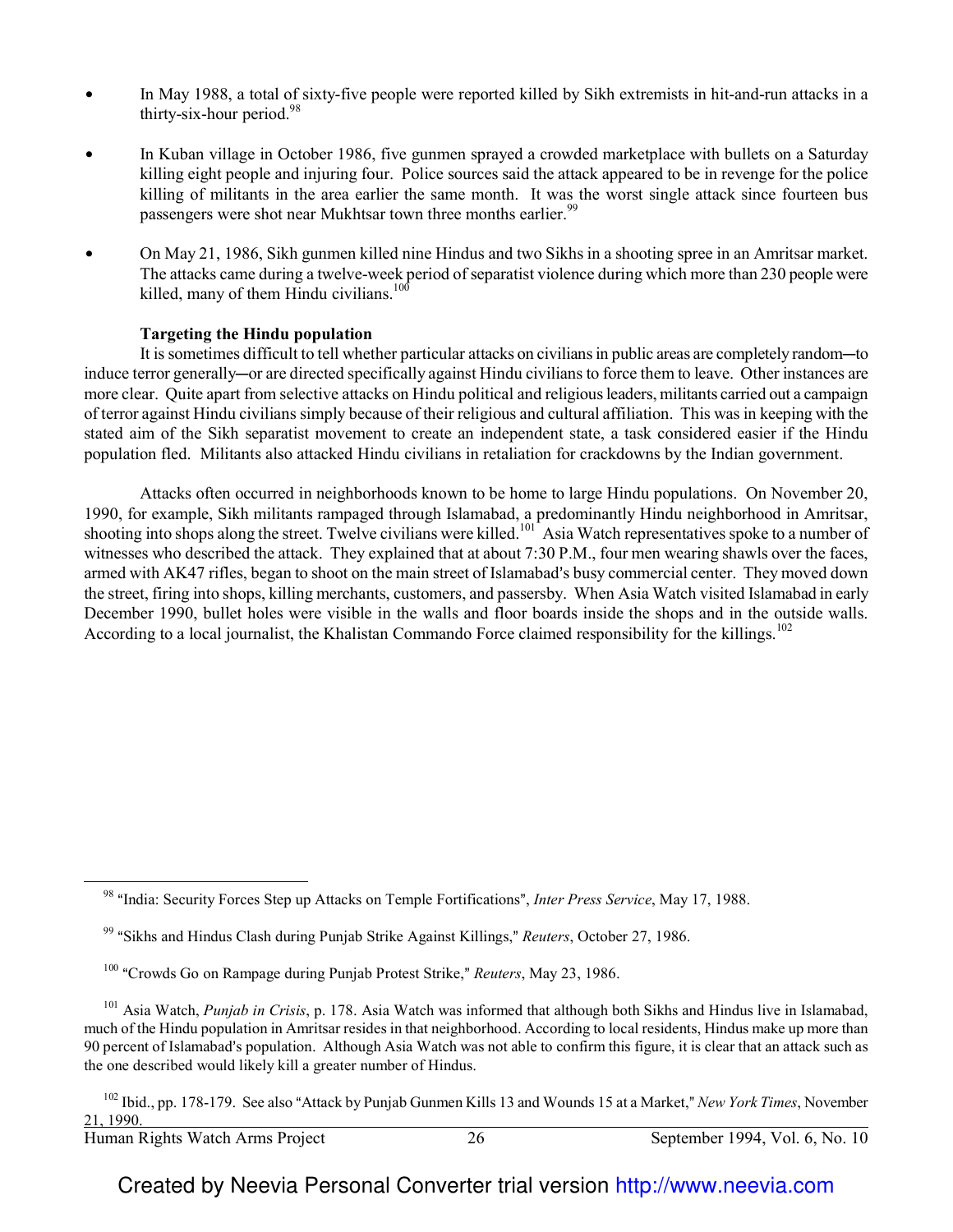- In May 1988, a total of sixty-five people were reported killed by Sikh extremists in hit-and-run attacks in a thirty-six-hour period.[98]

- In Kuban village in October 1986, five gunmen sprayed a crowded marketplace with bullets on a Saturday killing eight people and injuring four. Police sources said the attack appeared to be in revenge for the police killing of militants in the area earlier the same month. It was the worst single attack since fourteen bus passengers were shot near Mukhtsar town three months earlier.[99]

- On May 21, 1986, Sikh gunmen killed nine Hindus and two Sikhs in a shooting spree in an Amritsar market. The attacks came during a twelve-week period of separatist violence during which more than 230 people were killed, many of them Hindu civilians.[100]

**Targeting the Hindu population**

It is sometimes difficult to tell whether particular attacks on civilians in public areas are completely random—to induce terror generally—or are directed specifically against Hindu civilians to force them to leave. Other instances are more clear. Quite apart from selective attacks on Hindu political and religious leaders, militants carried out a campaign of terror against Hindu civilians simply because of their religious and cultural affiliation. This was in keeping with the stated aim of the Sikh separatist movement to create an independent state, a task considered easier if the Hindu population fled. Militants also attacked Hindu civilians in retaliation for crackdowns by the Indian government.

Attacks often occurred in neighborhoods known to be home to large Hindu populations. On November 20, 1990, for example, Sikh militants rampaged through Islamabad, a predominantly Hindu neighborhood in Amritsar, shooting into shops along the street. Twelve civilians were killed.[101] Asia Watch representatives spoke to a number of witnesses who described the attack. They explained that at about 7:30 P.M., four men wearing shawls over the faces, armed with AK47 rifles, began to shoot on the main street of Islamabad's busy commercial center. They moved down the street, firing into shops, killing merchants, customers, and passersby. When Asia Watch visited Islamabad in early December 1990, bullet holes were visible in the walls and floor boards inside the shops and in the outside walls. According to a local journalist, the Khalistan Commando Force claimed responsibility for the killings.[102]

---

[98] "India: Security Forces Step up Attacks on Temple Fortifications", *Inter Press Service*, May 17, 1988.

[99] "Sikhs and Hindus Clash during Punjab Strike Against Killings," *Reuters*, October 27, 1986.

[100] "Crowds Go on Rampage during Punjab Protest Strike," *Reuters*, May 23, 1986.

[101] Asia Watch, *Punjab in Crisis*, p. 178. Asia Watch was informed that although both Sikhs and Hindus live in Islamabad, much of the Hindu population in Amritsar resides in that neighborhood. According to local residents, Hindus make up more than 90 percent of Islamabad's population. Although Asia Watch was not able to confirm this figure, it is clear that an attack such as the one described would likely kill a greater number of Hindus.

[102] Ibid., pp. 178-179. See also "Attack by Punjab Gunmen Kills 13 and Wounds 15 at a Market," *New York Times*, November 21, 1990.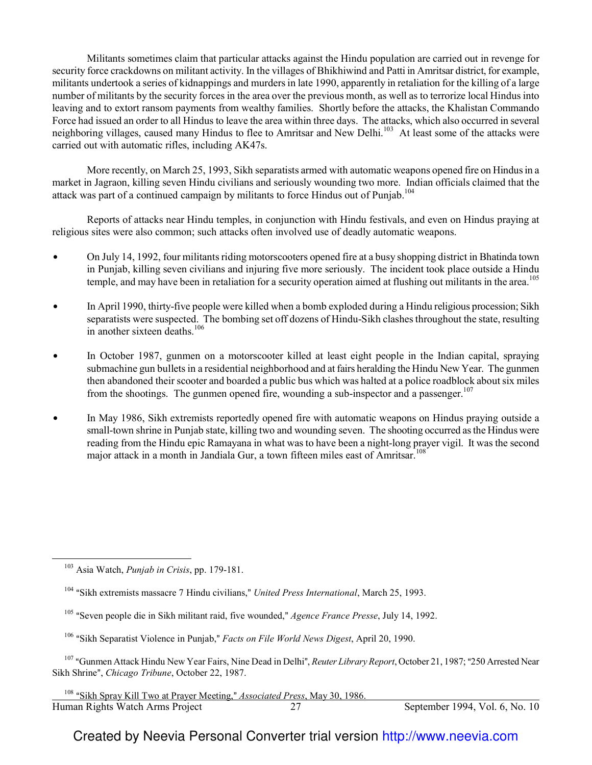Militants sometimes claim that particular attacks against the Hindu population are carried out in revenge for security force crackdowns on militant activity. In the villages of Bhikhiwind and Patti in Amritsar district, for example, militants undertook a series of kidnappings and murders in late 1990, apparently in retaliation for the killing of a large number of militants by the security forces in the area over the previous month, as well as to terrorize local Hindus into leaving and to extort ransom payments from wealthy families. Shortly before the attacks, the Khalistan Commando Force had issued an order to all Hindus to leave the area within three days. The attacks, which also occurred in several neighboring villages, caused many Hindus to flee to Amritsar and New Delhi.[103] At least some of the attacks were carried out with automatic rifles, including AK47s.

More recently, on March 25, 1993, Sikh separatists armed with automatic weapons opened fire on Hindus in a market in Jagraon, killing seven Hindu civilians and seriously wounding two more. Indian officials claimed that the attack was part of a continued campaign by militants to force Hindus out of Punjab.[104]

Reports of attacks near Hindu temples, in conjunction with Hindu festivals, and even on Hindus praying at religious sites were also common; such attacks often involved use of deadly automatic weapons.

- On July 14, 1992, four militants riding motorscooters opened fire at a busy shopping district in Bhatinda town in Punjab, killing seven civilians and injuring five more seriously. The incident took place outside a Hindu temple, and may have been in retaliation for a security operation aimed at flushing out militants in the area.[105]

- In April 1990, thirty-five people were killed when a bomb exploded during a Hindu religious procession; Sikh separatists were suspected. The bombing set off dozens of Hindu-Sikh clashes throughout the state, resulting in another sixteen deaths.[106]

- In October 1987, gunmen on a motorscooter killed at least eight people in the Indian capital, spraying submachine gun bullets in a residential neighborhood and at fairs heralding the Hindu New Year. The gunmen then abandoned their scooter and boarded a public bus which was halted at a police roadblock about six miles from the shootings. The gunmen opened fire, wounding a sub-inspector and a passenger.[107]

- In May 1986, Sikh extremists reportedly opened fire with automatic weapons on Hindus praying outside a small-town shrine in Punjab state, killing two and wounding seven. The shooting occurred as the Hindus were reading from the Hindu epic Ramayana in what was to have been a night-long prayer vigil. It was the second major attack in a month in Jandiala Gur, a town fifteen miles east of Amritsar.[108]

---

[103] Asia Watch, *Punjab in Crisis*, pp. 179-181.

[104] "Sikh extremists massacre 7 Hindu civilians," *United Press International*, March 25, 1993.

[105] "Seven people die in Sikh militant raid, five wounded," *Agence France Presse*, July 14, 1992.

[106] "Sikh Separatist Violence in Punjab," *Facts on File World News Digest*, April 20, 1990.

[107] "Gunmen Attack Hindu New Year Fairs, Nine Dead in Delhi", *Reuter Library Report*, October 21, 1987; "250 Arrested Near Sikh Shrine", *Chicago Tribune*, October 22, 1987.

[108] "Sikh Spray Kill Two at Prayer Meeting," *Associated Press*, May 30, 1986.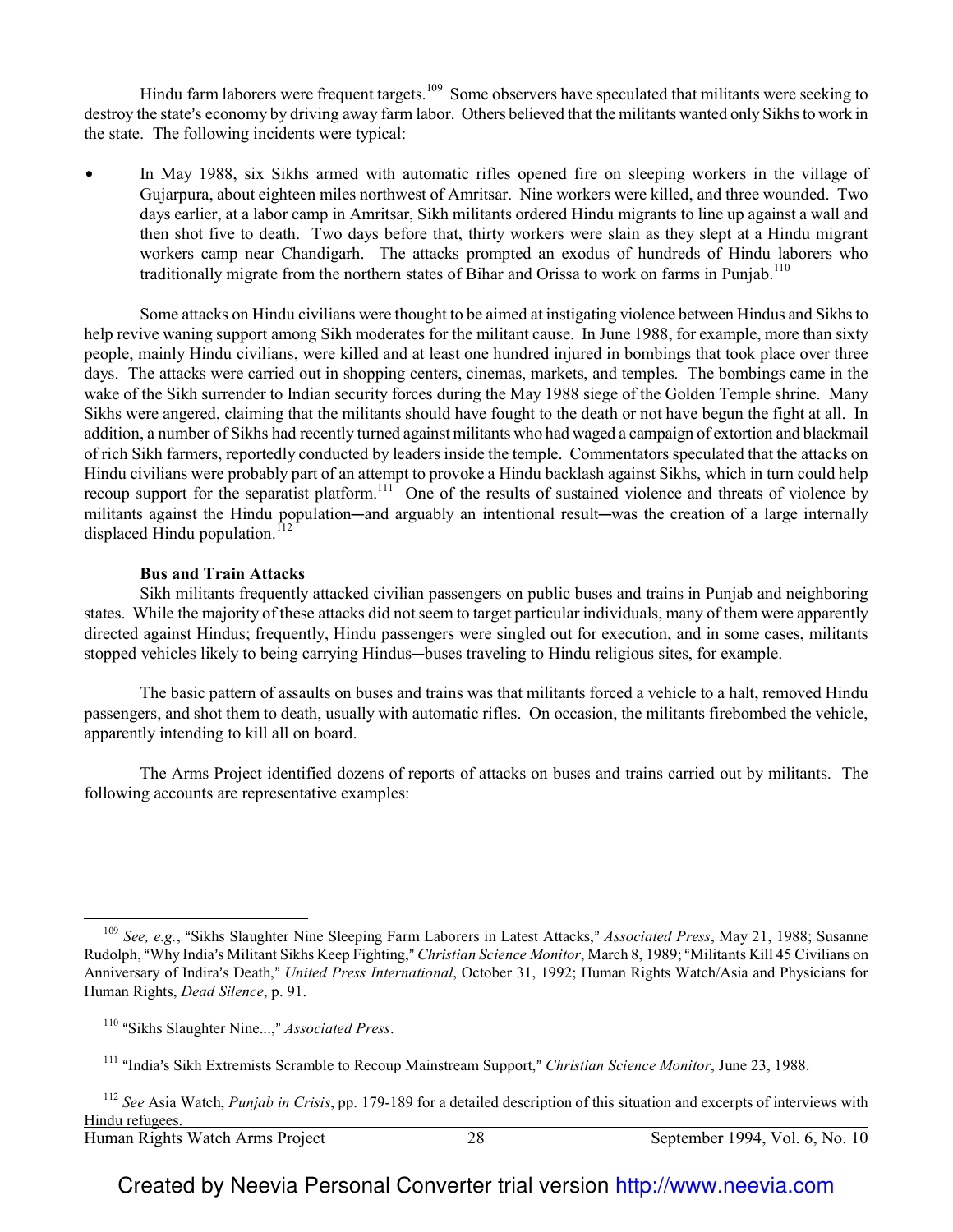Hindu farm laborers were frequent targets.[109] Some observers have speculated that militants were seeking to destroy the state's economy by driving away farm labor. Others believed that the militants wanted only Sikhs to work in the state. The following incidents were typical:

- In May 1988, six Sikhs armed with automatic rifles opened fire on sleeping workers in the village of Gujarpura, about eighteen miles northwest of Amritsar. Nine workers were killed, and three wounded. Two days earlier, at a labor camp in Amritsar, Sikh militants ordered Hindu migrants to line up against a wall and then shot five to death. Two days before that, thirty workers were slain as they slept at a Hindu migrant workers camp near Chandigarh. The attacks prompted an exodus of hundreds of Hindu laborers who traditionally migrate from the northern states of Bihar and Orissa to work on farms in Punjab.[110]

Some attacks on Hindu civilians were thought to be aimed at instigating violence between Hindus and Sikhs to help revive waning support among Sikh moderates for the militant cause. In June 1988, for example, more than sixty people, mainly Hindu civilians, were killed and at least one hundred injured in bombings that took place over three days. The attacks were carried out in shopping centers, cinemas, markets, and temples. The bombings came in the wake of the Sikh surrender to Indian security forces during the May 1988 siege of the Golden Temple shrine. Many Sikhs were angered, claiming that the militants should have fought to the death or not have begun the fight at all. In addition, a number of Sikhs had recently turned against militants who had waged a campaign of extortion and blackmail of rich Sikh farmers, reportedly conducted by leaders inside the temple. Commentators speculated that the attacks on Hindu civilians were probably part of an attempt to provoke a Hindu backlash against Sikhs, which in turn could help recoup support for the separatist platform.[111] One of the results of sustained violence and threats of violence by militants against the Hindu population—and arguably an intentional result—was the creation of a large internally displaced Hindu population.[112]

**Bus and Train Attacks**

Sikh militants frequently attacked civilian passengers on public buses and trains in Punjab and neighboring states. While the majority of these attacks did not seem to target particular individuals, many of them were apparently directed against Hindus; frequently, Hindu passengers were singled out for execution, and in some cases, militants stopped vehicles likely to being carrying Hindus—buses traveling to Hindu religious sites, for example.

The basic pattern of assaults on buses and trains was that militants forced a vehicle to a halt, removed Hindu passengers, and shot them to death, usually with automatic rifles. On occasion, the militants firebombed the vehicle, apparently intending to kill all on board.

The Arms Project identified dozens of reports of attacks on buses and trains carried out by militants. The following accounts are representative examples:

---

[109] *See, e.g.*, "Sikhs Slaughter Nine Sleeping Farm Laborers in Latest Attacks," *Associated Press*, May 21, 1988; Susanne Rudolph, "Why India's Militant Sikhs Keep Fighting," *Christian Science Monitor*, March 8, 1989; "Militants Kill 45 Civilians on Anniversary of Indira's Death," *United Press International*, October 31, 1992; Human Rights Watch/Asia and Physicians for Human Rights, *Dead Silence*, p. 91.

[110] "Sikhs Slaughter Nine...," *Associated Press*.

[111] "India's Sikh Extremists Scramble to Recoup Mainstream Support," *Christian Science Monitor*, June 23, 1988.

[112] *See* Asia Watch, *Punjab in Crisis*, pp. 179-189 for a detailed description of this situation and excerpts of interviews with Hindu refugees.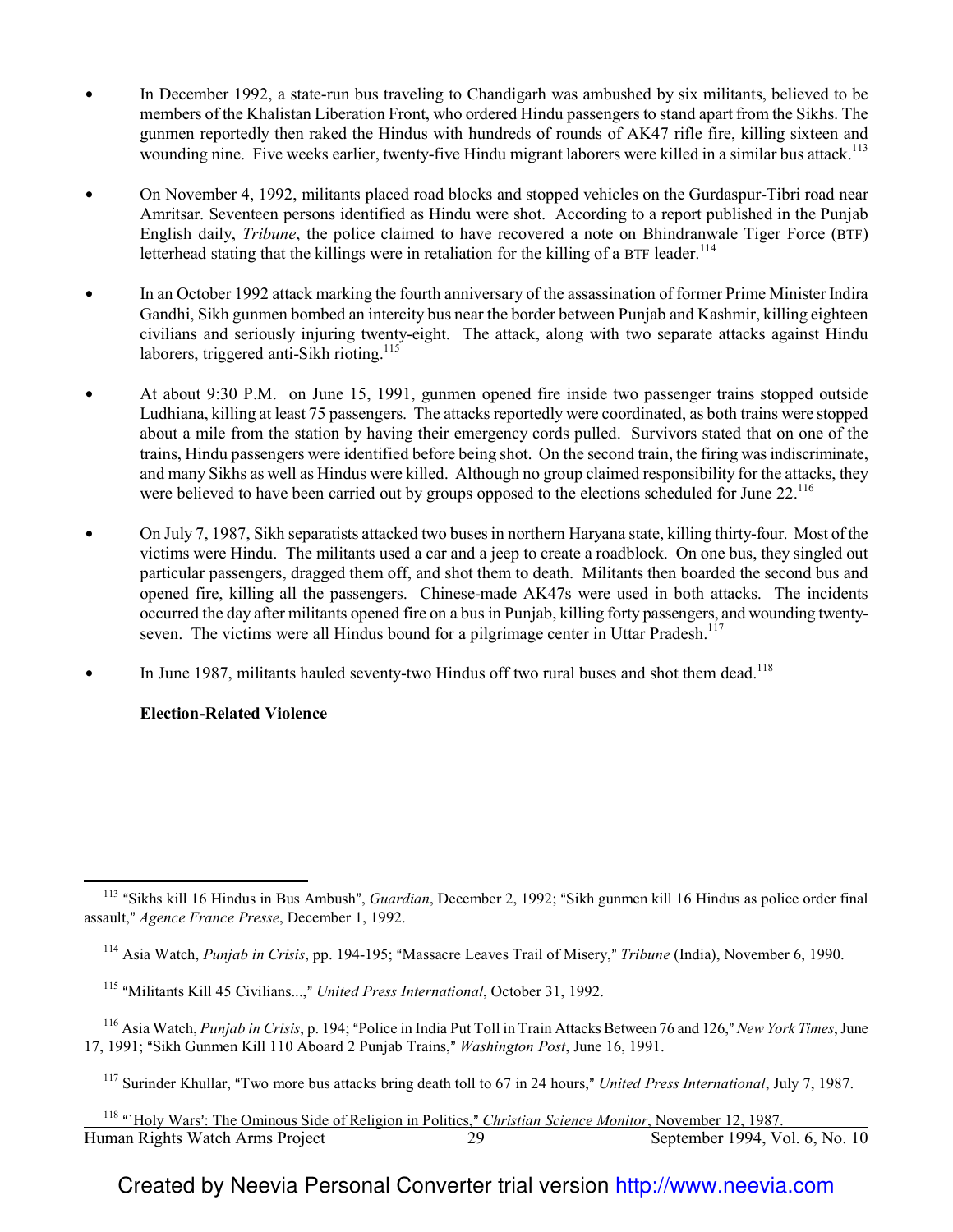- In December 1992, a state-run bus traveling to Chandigarh was ambushed by six militants, believed to be members of the Khalistan Liberation Front, who ordered Hindu passengers to stand apart from the Sikhs. The gunmen reportedly then raked the Hindus with hundreds of rounds of AK47 rifle fire, killing sixteen and wounding nine. Five weeks earlier, twenty-five Hindu migrant laborers were killed in a similar bus attack.[113]

- On November 4, 1992, militants placed road blocks and stopped vehicles on the Gurdaspur-Tibri road near Amritsar. Seventeen persons identified as Hindu were shot. According to a report published in the Punjab English daily, *Tribune*, the police claimed to have recovered a note on Bhindranwale Tiger Force (BTF) letterhead stating that the killings were in retaliation for the killing of a BTF leader.[114]

- In an October 1992 attack marking the fourth anniversary of the assassination of former Prime Minister Indira Gandhi, Sikh gunmen bombed an intercity bus near the border between Punjab and Kashmir, killing eighteen civilians and seriously injuring twenty-eight. The attack, along with two separate attacks against Hindu laborers, triggered anti-Sikh rioting.[115]

- At about 9:30 P.M. on June 15, 1991, gunmen opened fire inside two passenger trains stopped outside Ludhiana, killing at least 75 passengers. The attacks reportedly were coordinated, as both trains were stopped about a mile from the station by having their emergency cords pulled. Survivors stated that on one of the trains, Hindu passengers were identified before being shot. On the second train, the firing was indiscriminate, and many Sikhs as well as Hindus were killed. Although no group claimed responsibility for the attacks, they were believed to have been carried out by groups opposed to the elections scheduled for June 22.[116]

- On July 7, 1987, Sikh separatists attacked two buses in northern Haryana state, killing thirty-four. Most of the victims were Hindu. The militants used a car and a jeep to create a roadblock. On one bus, they singled out particular passengers, dragged them off, and shot them to death. Militants then boarded the second bus and opened fire, killing all the passengers. Chinese-made AK47s were used in both attacks. The incidents occurred the day after militants opened fire on a bus in Punjab, killing forty passengers, and wounding twenty-seven. The victims were all Hindus bound for a pilgrimage center in Uttar Pradesh.[117]

- In June 1987, militants hauled seventy-two Hindus off two rural buses and shot them dead.[118]

**Election-Related Violence**

---

[113] "Sikhs kill 16 Hindus in Bus Ambush", *Guardian*, December 2, 1992; "Sikh gunmen kill 16 Hindus as police order final assault," *Agence France Presse*, December 1, 1992.

[114] Asia Watch, *Punjab in Crisis*, pp. 194-195; "Massacre Leaves Trail of Misery," *Tribune* (India), November 6, 1990.

[115] "Militants Kill 45 Civilians...," *United Press International*, October 31, 1992.

[116] Asia Watch, *Punjab in Crisis*, p. 194; "Police in India Put Toll in Train Attacks Between 76 and 126," *New York Times*, June 17, 1991; "Sikh Gunmen Kill 110 Aboard 2 Punjab Trains," *Washington Post*, June 16, 1991.

[117] Surinder Khullar, "Two more bus attacks bring death toll to 67 in 24 hours," *United Press International*, July 7, 1987.

[118] "`Holy Wars': The Ominous Side of Religion in Politics," *Christian Science Monitor*, November 12, 1987.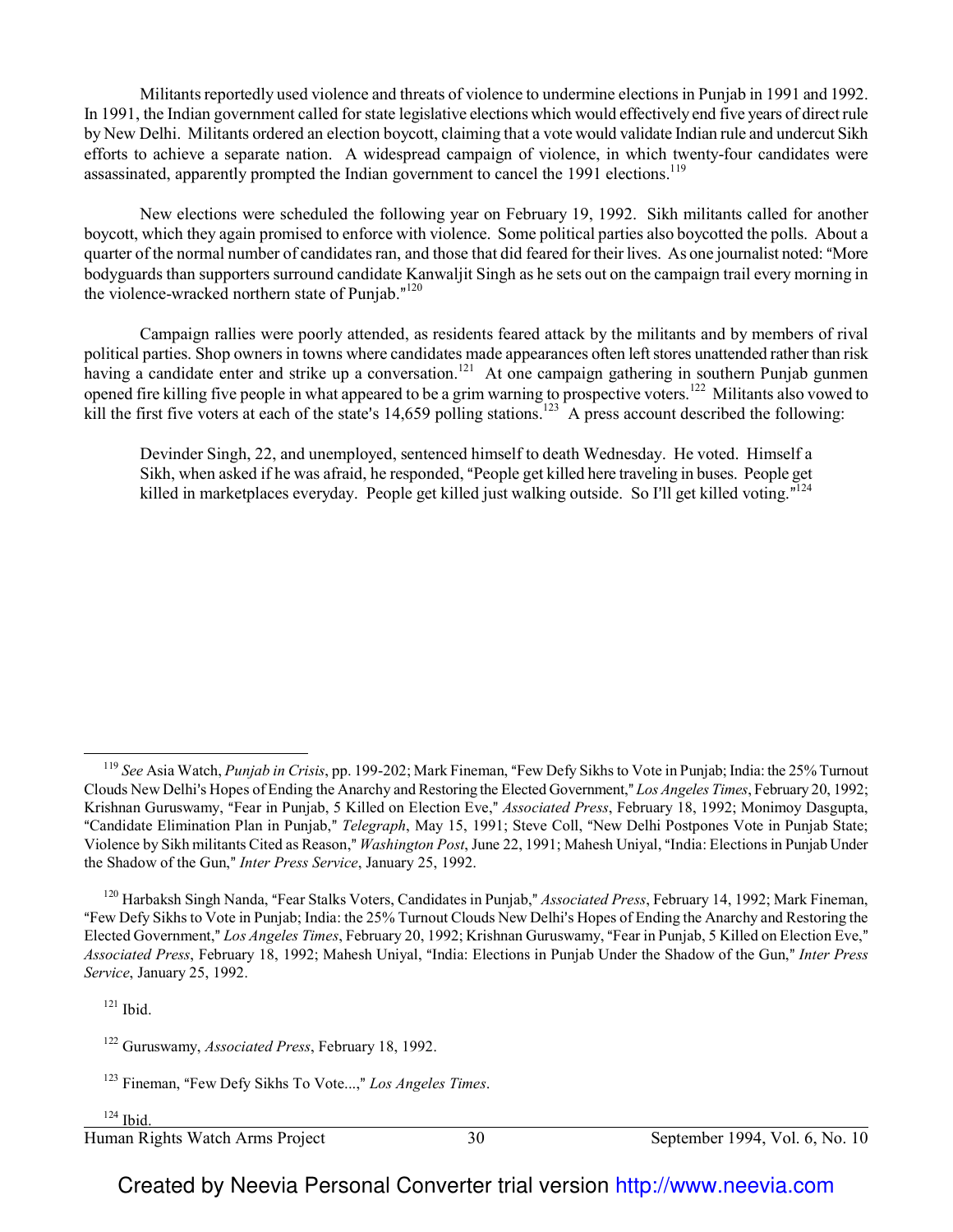Militants reportedly used violence and threats of violence to undermine elections in Punjab in 1991 and 1992. In 1991, the Indian government called for state legislative elections which would effectively end five years of direct rule by New Delhi. Militants ordered an election boycott, claiming that a vote would validate Indian rule and undercut Sikh efforts to achieve a separate nation. A widespread campaign of violence, in which twenty-four candidates were assassinated, apparently prompted the Indian government to cancel the 1991 elections.[119]

New elections were scheduled the following year on February 19, 1992. Sikh militants called for another boycott, which they again promised to enforce with violence. Some political parties also boycotted the polls. About a quarter of the normal number of candidates ran, and those that did feared for their lives. As one journalist noted: "More bodyguards than supporters surround candidate Kanwaljit Singh as he sets out on the campaign trail every morning in the violence-wracked northern state of Punjab."[120]

Campaign rallies were poorly attended, as residents feared attack by the militants and by members of rival political parties. Shop owners in towns where candidates made appearances often left stores unattended rather than risk having a candidate enter and strike up a conversation.[121] At one campaign gathering in southern Punjab gunmen opened fire killing five people in what appeared to be a grim warning to prospective voters.[122] Militants also vowed to kill the first five voters at each of the state's 14,659 polling stations.[123] A press account described the following:

> Devinder Singh, 22, and unemployed, sentenced himself to death Wednesday. He voted. Himself a Sikh, when asked if he was afraid, he responded, "People get killed here traveling in buses. People get killed in marketplaces everyday. People get killed just walking outside. So I'll get killed voting."[124]

---

[119] *See* Asia Watch, *Punjab in Crisis*, pp. 199-202; Mark Fineman, "Few Defy Sikhs to Vote in Punjab; India: the 25% Turnout Clouds New Delhi's Hopes of Ending the Anarchy and Restoring the Elected Government," *Los Angeles Times*, February 20, 1992; Krishnan Guruswamy, "Fear in Punjab, 5 Killed on Election Eve," *Associated Press*, February 18, 1992; Monimoy Dasgupta, "Candidate Elimination Plan in Punjab," *Telegraph*, May 15, 1991; Steve Coll, "New Delhi Postpones Vote in Punjab State; Violence by Sikh militants Cited as Reason," *Washington Post*, June 22, 1991; Mahesh Uniyal, "India: Elections in Punjab Under the Shadow of the Gun," *Inter Press Service*, January 25, 1992.

[120] Harbaksh Singh Nanda, "Fear Stalks Voters, Candidates in Punjab," *Associated Press*, February 14, 1992; Mark Fineman, "Few Defy Sikhs to Vote in Punjab; India: the 25% Turnout Clouds New Delhi's Hopes of Ending the Anarchy and Restoring the Elected Government," *Los Angeles Times*, February 20, 1992; Krishnan Guruswamy, "Fear in Punjab, 5 Killed on Election Eve," *Associated Press*, February 18, 1992; Mahesh Uniyal, "India: Elections in Punjab Under the Shadow of the Gun," *Inter Press Service*, January 25, 1992.

[121] Ibid.

[122] Guruswamy, *Associated Press*, February 18, 1992.

[123] Fineman, "Few Defy Sikhs To Vote...," *Los Angeles Times*.

[124] Ibid.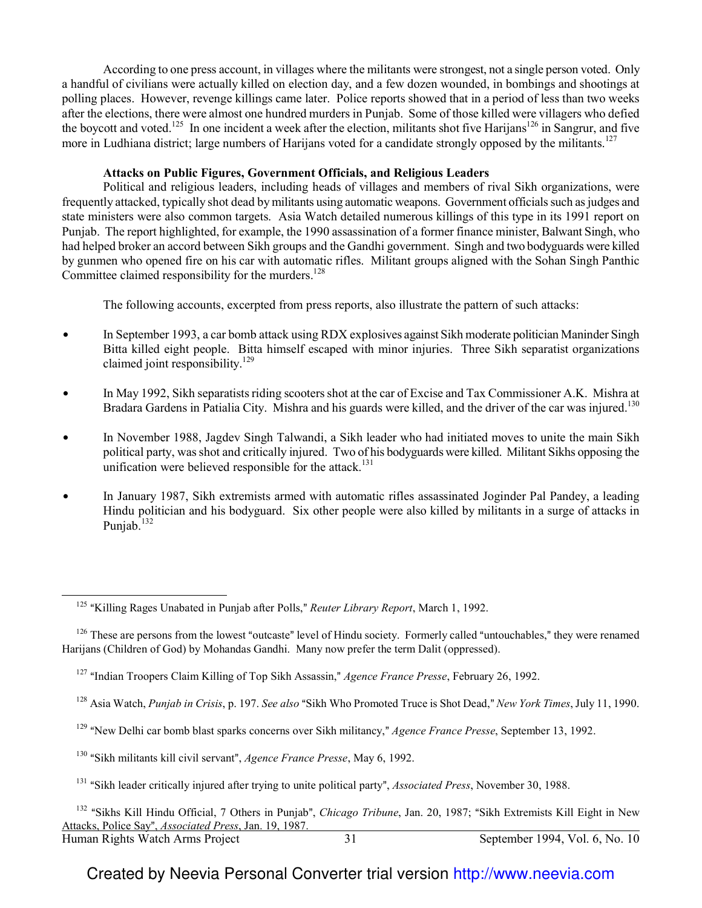According to one press account, in villages where the militants were strongest, not a single person voted. Only a handful of civilians were actually killed on election day, and a few dozen wounded, in bombings and shootings at polling places. However, revenge killings came later. Police reports showed that in a period of less than two weeks after the elections, there were almost one hundred murders in Punjab. Some of those killed were villagers who defied the boycott and voted.[125] In one incident a week after the election, militants shot five Harijans[126] in Sangrur, and five more in Ludhiana district; large numbers of Harijans voted for a candidate strongly opposed by the militants.[127]

**Attacks on Public Figures, Government Officials, and Religious Leaders**

Political and religious leaders, including heads of villages and members of rival Sikh organizations, were frequently attacked, typically shot dead by militants using automatic weapons. Government officials such as judges and state ministers were also common targets. Asia Watch detailed numerous killings of this type in its 1991 report on Punjab. The report highlighted, for example, the 1990 assassination of a former finance minister, Balwant Singh, who had helped broker an accord between Sikh groups and the Gandhi government. Singh and two bodyguards were killed by gunmen who opened fire on his car with automatic rifles. Militant groups aligned with the Sohan Singh Panthic Committee claimed responsibility for the murders.[128]

The following accounts, excerpted from press reports, also illustrate the pattern of such attacks:

- In September 1993, a car bomb attack using RDX explosives against Sikh moderate politician Maninder Singh Bitta killed eight people. Bitta himself escaped with minor injuries. Three Sikh separatist organizations claimed joint responsibility.[129]
- In May 1992, Sikh separatists riding scooters shot at the car of Excise and Tax Commissioner A.K. Mishra at Bradara Gardens in Patialia City. Mishra and his guards were killed, and the driver of the car was injured.[130]
- In November 1988, Jagdev Singh Talwandi, a Sikh leader who had initiated moves to unite the main Sikh political party, was shot and critically injured. Two of his bodyguards were killed. Militant Sikhs opposing the unification were believed responsible for the attack.[131]
- In January 1987, Sikh extremists armed with automatic rifles assassinated Joginder Pal Pandey, a leading Hindu politician and his bodyguard. Six other people were also killed by militants in a surge of attacks in Punjab.[132]

---

[125] "Killing Rages Unabated in Punjab after Polls," *Reuter Library Report*, March 1, 1992.

[126] These are persons from the lowest "outcaste" level of Hindu society. Formerly called "untouchables," they were renamed Harijans (Children of God) by Mohandas Gandhi. Many now prefer the term Dalit (oppressed).

[127] "Indian Troopers Claim Killing of Top Sikh Assassin," *Agence France Presse*, February 26, 1992.

[128] Asia Watch, *Punjab in Crisis*, p. 197. *See also* "Sikh Who Promoted Truce is Shot Dead," *New York Times*, July 11, 1990.

[129] "New Delhi car bomb blast sparks concerns over Sikh militancy," *Agence France Presse*, September 13, 1992.

[130] "Sikh militants kill civil servant", *Agence France Presse*, May 6, 1992.

[131] "Sikh leader critically injured after trying to unite political party", *Associated Press*, November 30, 1988.

[132] "Sikhs Kill Hindu Official, 7 Others in Punjab", *Chicago Tribune*, Jan. 20, 1987; "Sikh Extremists Kill Eight in New Attacks, Police Say", *Associated Press*, Jan. 19, 1987.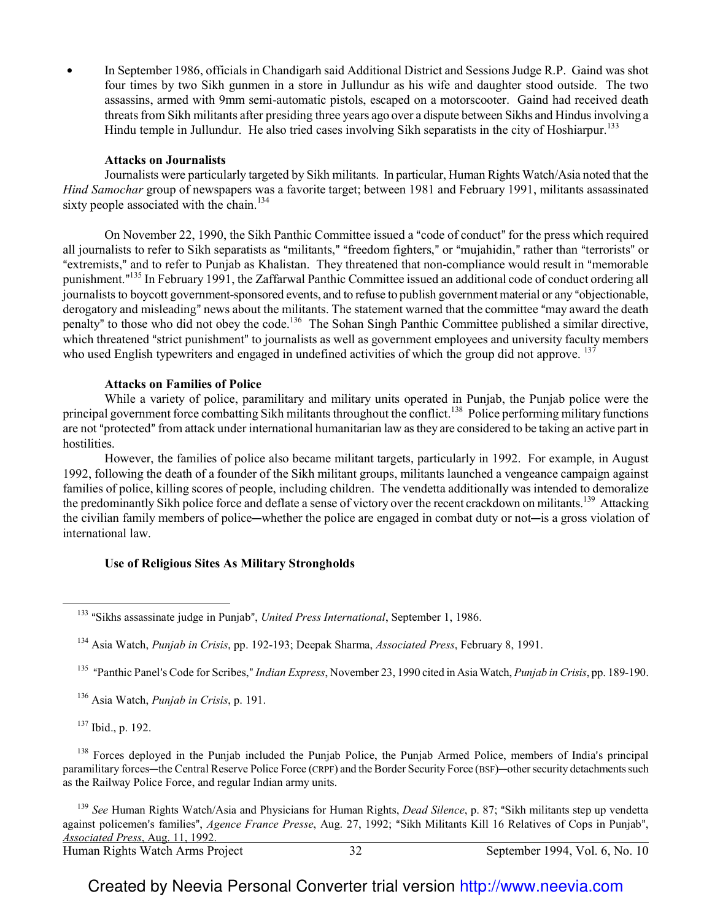- In September 1986, officials in Chandigarh said Additional District and Sessions Judge R.P. Gaind was shot four times by two Sikh gunmen in a store in Jullundur as his wife and daughter stood outside. The two assassins, armed with 9mm semi-automatic pistols, escaped on a motorscooter. Gaind had received death threats from Sikh militants after presiding three years ago over a dispute between Sikhs and Hindus involving a Hindu temple in Jullundur. He also tried cases involving Sikh separatists in the city of Hoshiarpur.[133]

### Attacks on Journalists

Journalists were particularly targeted by Sikh militants. In particular, Human Rights Watch/Asia noted that the *Hind Samochar* group of newspapers was a favorite target; between 1981 and February 1991, militants assassinated sixty people associated with the chain.[134]

On November 22, 1990, the Sikh Panthic Committee issued a "code of conduct" for the press which required all journalists to refer to Sikh separatists as "militants," "freedom fighters," or "mujahidin," rather than "terrorists" or "extremists," and to refer to Punjab as Khalistan. They threatened that non-compliance would result in "memorable punishment."[135] In February 1991, the Zaffarwal Panthic Committee issued an additional code of conduct ordering all journalists to boycott government-sponsored events, and to refuse to publish government material or any "objectionable, derogatory and misleading" news about the militants. The statement warned that the committee "may award the death penalty" to those who did not obey the code.[136] The Sohan Singh Panthic Committee published a similar directive, which threatened "strict punishment" to journalists as well as government employees and university faculty members who used English typewriters and engaged in undefined activities of which the group did not approve.[137]

### Attacks on Families of Police

While a variety of police, paramilitary and military units operated in Punjab, the Punjab police were the principal government force combatting Sikh militants throughout the conflict.[138] Police performing military functions are not "protected" from attack under international humanitarian law as they are considered to be taking an active part in hostilities.

However, the families of police also became militant targets, particularly in 1992. For example, in August 1992, following the death of a founder of the Sikh militant groups, militants launched a vengeance campaign against families of police, killing scores of people, including children. The vendetta additionally was intended to demoralize the predominantly Sikh police force and deflate a sense of victory over the recent crackdown on militants.[139] Attacking the civilian family members of police—whether the police are engaged in combat duty or not—is a gross violation of international law.

### Use of Religious Sites As Military Strongholds

---

[133] "Sikhs assassinate judge in Punjab", *United Press International*, September 1, 1986.

[134] Asia Watch, *Punjab in Crisis*, pp. 192-193; Deepak Sharma, *Associated Press*, February 8, 1991.

[135] "Panthic Panel's Code for Scribes," *Indian Express*, November 23, 1990 cited in Asia Watch, *Punjab in Crisis*, pp. 189-190.

[136] Asia Watch, *Punjab in Crisis*, p. 191.

[137] Ibid., p. 192.

[138] Forces deployed in the Punjab included the Punjab Police, the Punjab Armed Police, members of India's principal paramilitary forces—the Central Reserve Police Force (CRPF) and the Border Security Force (BSF)—other security detachments such as the Railway Police Force, and regular Indian army units.

[139] *See* Human Rights Watch/Asia and Physicians for Human Rights, *Dead Silence*, p. 87; "Sikh militants step up vendetta against policemen's families", *Agence France Presse*, Aug. 27, 1992; "Sikh Militants Kill 16 Relatives of Cops in Punjab", *Associated Press*, Aug. 11, 1992.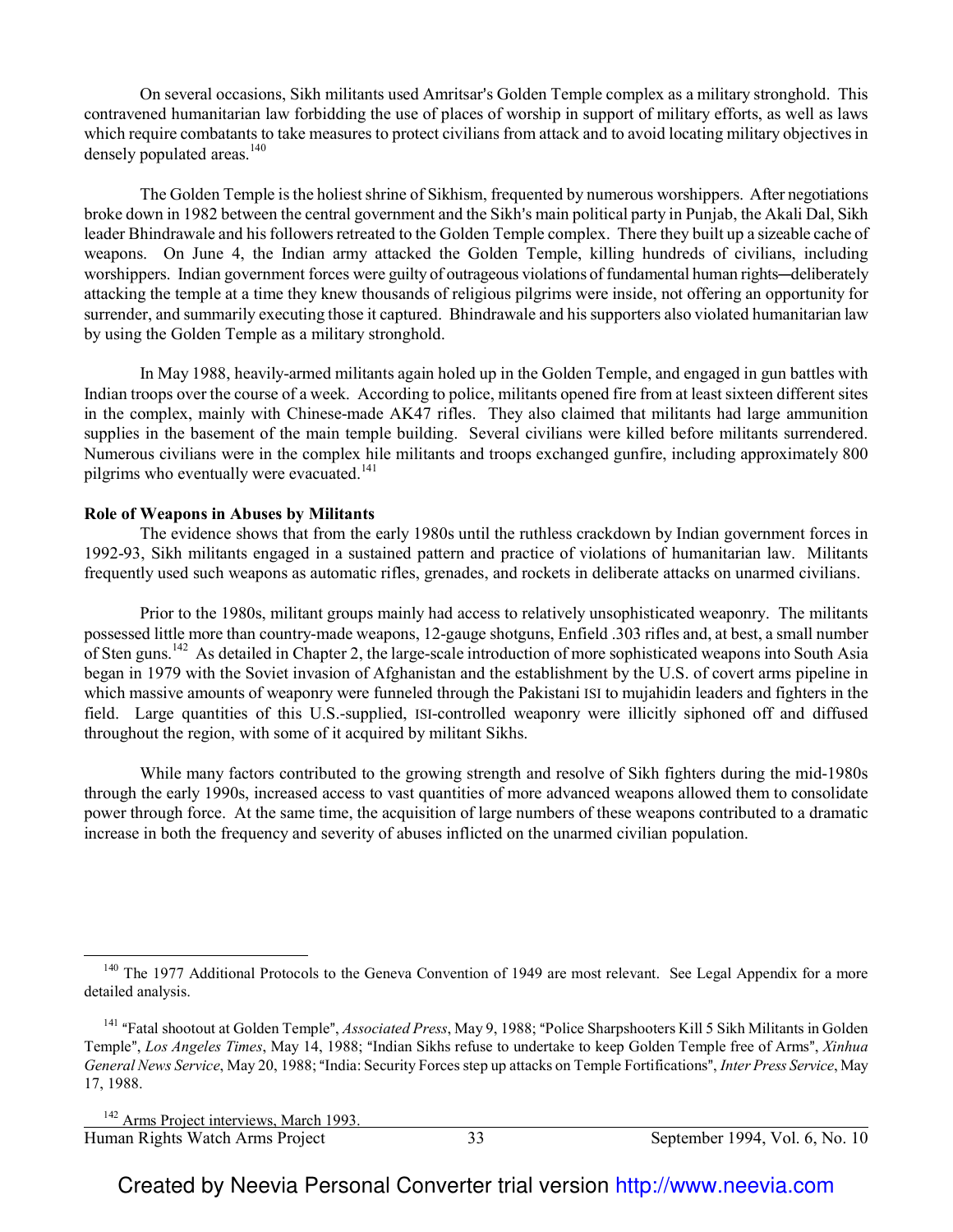On several occasions, Sikh militants used Amritsar's Golden Temple complex as a military stronghold. This contravened humanitarian law forbidding the use of places of worship in support of military efforts, as well as laws which require combatants to take measures to protect civilians from attack and to avoid locating military objectives in densely populated areas.[140]

The Golden Temple is the holiest shrine of Sikhism, frequented by numerous worshippers. After negotiations broke down in 1982 between the central government and the Sikh's main political party in Punjab, the Akali Dal, Sikh leader Bhindrawale and his followers retreated to the Golden Temple complex. There they built up a sizeable cache of weapons. On June 4, the Indian army attacked the Golden Temple, killing hundreds of civilians, including worshippers. Indian government forces were guilty of outrageous violations of fundamental human rights—deliberately attacking the temple at a time they knew thousands of religious pilgrims were inside, not offering an opportunity for surrender, and summarily executing those it captured. Bhindrawale and his supporters also violated humanitarian law by using the Golden Temple as a military stronghold.

In May 1988, heavily-armed militants again holed up in the Golden Temple, and engaged in gun battles with Indian troops over the course of a week. According to police, militants opened fire from at least sixteen different sites in the complex, mainly with Chinese-made AK47 rifles. They also claimed that militants had large ammunition supplies in the basement of the main temple building. Several civilians were killed before militants surrendered. Numerous civilians were in the complex hile militants and troops exchanged gunfire, including approximately 800 pilgrims who eventually were evacuated.[141]

**Role of Weapons in Abuses by Militants**

The evidence shows that from the early 1980s until the ruthless crackdown by Indian government forces in 1992-93, Sikh militants engaged in a sustained pattern and practice of violations of humanitarian law. Militants frequently used such weapons as automatic rifles, grenades, and rockets in deliberate attacks on unarmed civilians.

Prior to the 1980s, militant groups mainly had access to relatively unsophisticated weaponry. The militants possessed little more than country-made weapons, 12-gauge shotguns, Enfield .303 rifles and, at best, a small number of Sten guns.[142] As detailed in Chapter 2, the large-scale introduction of more sophisticated weapons into South Asia began in 1979 with the Soviet invasion of Afghanistan and the establishment by the U.S. of covert arms pipeline in which massive amounts of weaponry were funneled through the Pakistani ISI to mujahidin leaders and fighters in the field. Large quantities of this U.S.-supplied, ISI-controlled weaponry were illicitly siphoned off and diffused throughout the region, with some of it acquired by militant Sikhs.

While many factors contributed to the growing strength and resolve of Sikh fighters during the mid-1980s through the early 1990s, increased access to vast quantities of more advanced weapons allowed them to consolidate power through force. At the same time, the acquisition of large numbers of these weapons contributed to a dramatic increase in both the frequency and severity of abuses inflicted on the unarmed civilian population.

---

[140] The 1977 Additional Protocols to the Geneva Convention of 1949 are most relevant. See Legal Appendix for a more detailed analysis.

[141] "Fatal shootout at Golden Temple", *Associated Press*, May 9, 1988; "Police Sharpshooters Kill 5 Sikh Militants in Golden Temple", *Los Angeles Times*, May 14, 1988; "Indian Sikhs refuse to undertake to keep Golden Temple free of Arms", *Xinhua General News Service*, May 20, 1988; "India: Security Forces step up attacks on Temple Fortifications", *Inter Press Service*, May 17, 1988.

[142] Arms Project interviews, March 1993.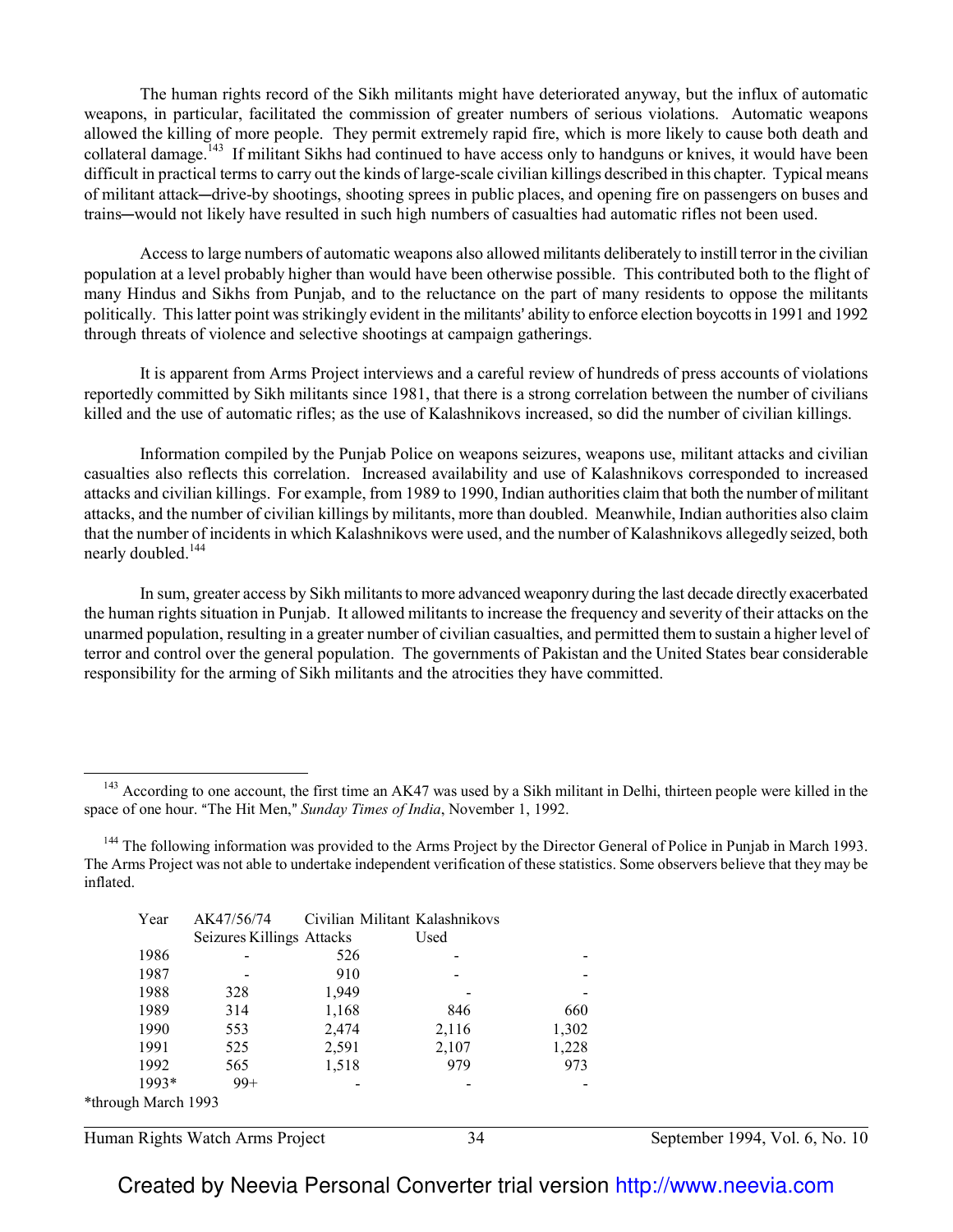The human rights record of the Sikh militants might have deteriorated anyway, but the influx of automatic weapons, in particular, facilitated the commission of greater numbers of serious violations. Automatic weapons allowed the killing of more people. They permit extremely rapid fire, which is more likely to cause both death and collateral damage.[143] If militant Sikhs had continued to have access only to handguns or knives, it would have been difficult in practical terms to carry out the kinds of large-scale civilian killings described in this chapter. Typical means of militant attack—drive-by shootings, shooting sprees in public places, and opening fire on passengers on buses and trains—would not likely have resulted in such high numbers of casualties had automatic rifles not been used.

Access to large numbers of automatic weapons also allowed militants deliberately to instill terror in the civilian population at a level probably higher than would have been otherwise possible. This contributed both to the flight of many Hindus and Sikhs from Punjab, and to the reluctance on the part of many residents to oppose the militants politically. This latter point was strikingly evident in the militants' ability to enforce election boycotts in 1991 and 1992 through threats of violence and selective shootings at campaign gatherings.

It is apparent from Arms Project interviews and a careful review of hundreds of press accounts of violations reportedly committed by Sikh militants since 1981, that there is a strong correlation between the number of civilians killed and the use of automatic rifles; as the use of Kalashnikovs increased, so did the number of civilian killings.

Information compiled by the Punjab Police on weapons seizures, weapons use, militant attacks and civilian casualties also reflects this correlation. Increased availability and use of Kalashnikovs corresponded to increased attacks and civilian killings. For example, from 1989 to 1990, Indian authorities claim that both the number of militant attacks, and the number of civilian killings by militants, more than doubled. Meanwhile, Indian authorities also claim that the number of incidents in which Kalashnikovs were used, and the number of Kalashnikovs allegedly seized, both nearly doubled.[144]

In sum, greater access by Sikh militants to more advanced weaponry during the last decade directly exacerbated the human rights situation in Punjab. It allowed militants to increase the frequency and severity of their attacks on the unarmed population, resulting in a greater number of civilian casualties, and permitted them to sustain a higher level of terror and control over the general population. The governments of Pakistan and the United States bear considerable responsibility for the arming of Sikh militants and the atrocities they have committed.

---

[143] According to one account, the first time an AK47 was used by a Sikh militant in Delhi, thirteen people were killed in the space of one hour. "The Hit Men," *Sunday Times of India*, November 1, 1992.

[144] The following information was provided to the Arms Project by the Director General of Police in Punjab in March 1993. The Arms Project was not able to undertake independent verification of these statistics. Some observers believe that they may be inflated.

| Year | AK47/56/74 Seizures | Civilian Killings | Militant Attacks | Kalashnikovs Used |
|---|---|---|---|---|
| 1986 | - | 526 | - | - |
| 1987 | - | 910 | - | - |
| 1988 | 328 | 1,949 | - | - |
| 1989 | 314 | 1,168 | 846 | 660 |
| 1990 | 553 | 2,474 | 2,116 | 1,302 |
| 1991 | 525 | 2,591 | 2,107 | 1,228 |
| 1992 | 565 | 1,518 | 979 | 973 |
| 1993* | 99+ | - | - | - |

*through March 1993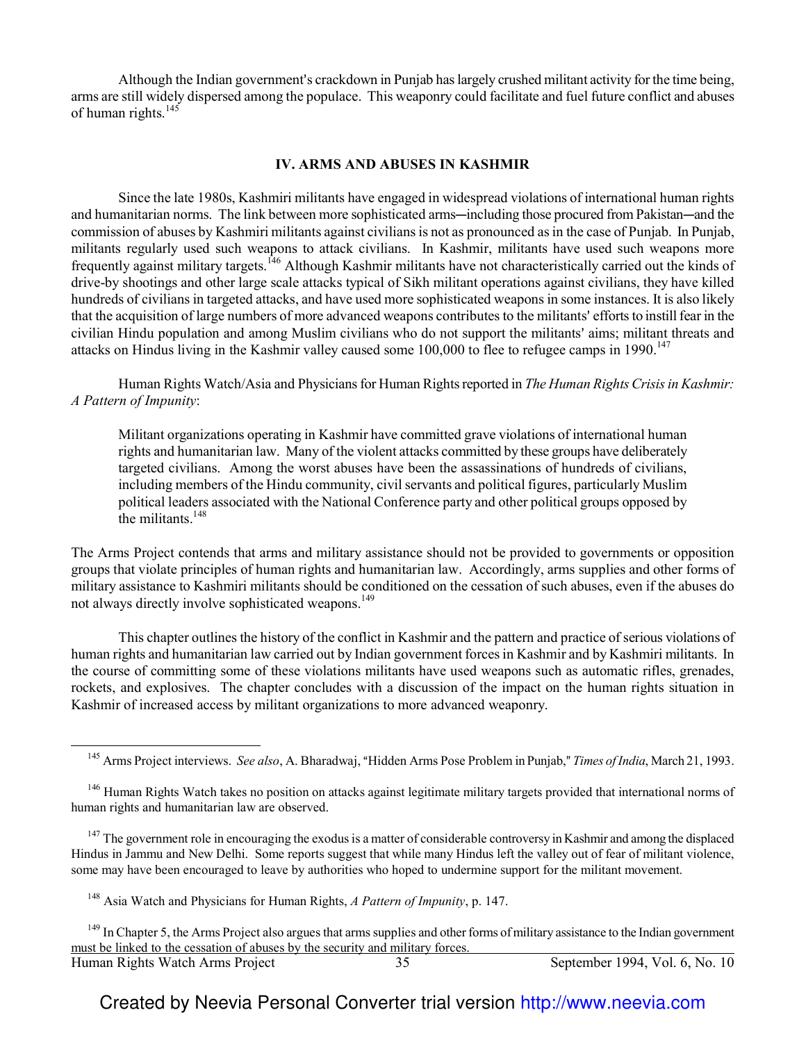Although the Indian government's crackdown in Punjab has largely crushed militant activity for the time being, arms are still widely dispersed among the populace. This weaponry could facilitate and fuel future conflict and abuses of human rights.[145]

## IV. ARMS AND ABUSES IN KASHMIR

Since the late 1980s, Kashmiri militants have engaged in widespread violations of international human rights and humanitarian norms. The link between more sophisticated arms─including those procured from Pakistan─and the commission of abuses by Kashmiri militants against civilians is not as pronounced as in the case of Punjab. In Punjab, militants regularly used such weapons to attack civilians. In Kashmir, militants have used such weapons more frequently against military targets.[146] Although Kashmir militants have not characteristically carried out the kinds of drive-by shootings and other large scale attacks typical of Sikh militant operations against civilians, they have killed hundreds of civilians in targeted attacks, and have used more sophisticated weapons in some instances. It is also likely that the acquisition of large numbers of more advanced weapons contributes to the militants' efforts to instill fear in the civilian Hindu population and among Muslim civilians who do not support the militants' aims; militant threats and attacks on Hindus living in the Kashmir valley caused some 100,000 to flee to refugee camps in 1990.[147]

Human Rights Watch/Asia and Physicians for Human Rights reported in *The Human Rights Crisis in Kashmir: A Pattern of Impunity*:

> Militant organizations operating in Kashmir have committed grave violations of international human rights and humanitarian law. Many of the violent attacks committed by these groups have deliberately targeted civilians. Among the worst abuses have been the assassinations of hundreds of civilians, including members of the Hindu community, civil servants and political figures, particularly Muslim political leaders associated with the National Conference party and other political groups opposed by the militants.[148]

The Arms Project contends that arms and military assistance should not be provided to governments or opposition groups that violate principles of human rights and humanitarian law. Accordingly, arms supplies and other forms of military assistance to Kashmiri militants should be conditioned on the cessation of such abuses, even if the abuses do not always directly involve sophisticated weapons.[149]

This chapter outlines the history of the conflict in Kashmir and the pattern and practice of serious violations of human rights and humanitarian law carried out by Indian government forces in Kashmir and by Kashmiri militants. In the course of committing some of these violations militants have used weapons such as automatic rifles, grenades, rockets, and explosives. The chapter concludes with a discussion of the impact on the human rights situation in Kashmir of increased access by militant organizations to more advanced weaponry.

---

[145] Arms Project interviews. *See also*, A. Bharadwaj, "Hidden Arms Pose Problem in Punjab," *Times of India*, March 21, 1993.

[146] Human Rights Watch takes no position on attacks against legitimate military targets provided that international norms of human rights and humanitarian law are observed.

[147] The government role in encouraging the exodus is a matter of considerable controversy in Kashmir and among the displaced Hindus in Jammu and New Delhi. Some reports suggest that while many Hindus left the valley out of fear of militant violence, some may have been encouraged to leave by authorities who hoped to undermine support for the militant movement.

[148] Asia Watch and Physicians for Human Rights, *A Pattern of Impunity*, p. 147.

[149] In Chapter 5, the Arms Project also argues that arms supplies and other forms of military assistance to the Indian government must be linked to the cessation of abuses by the security and military forces.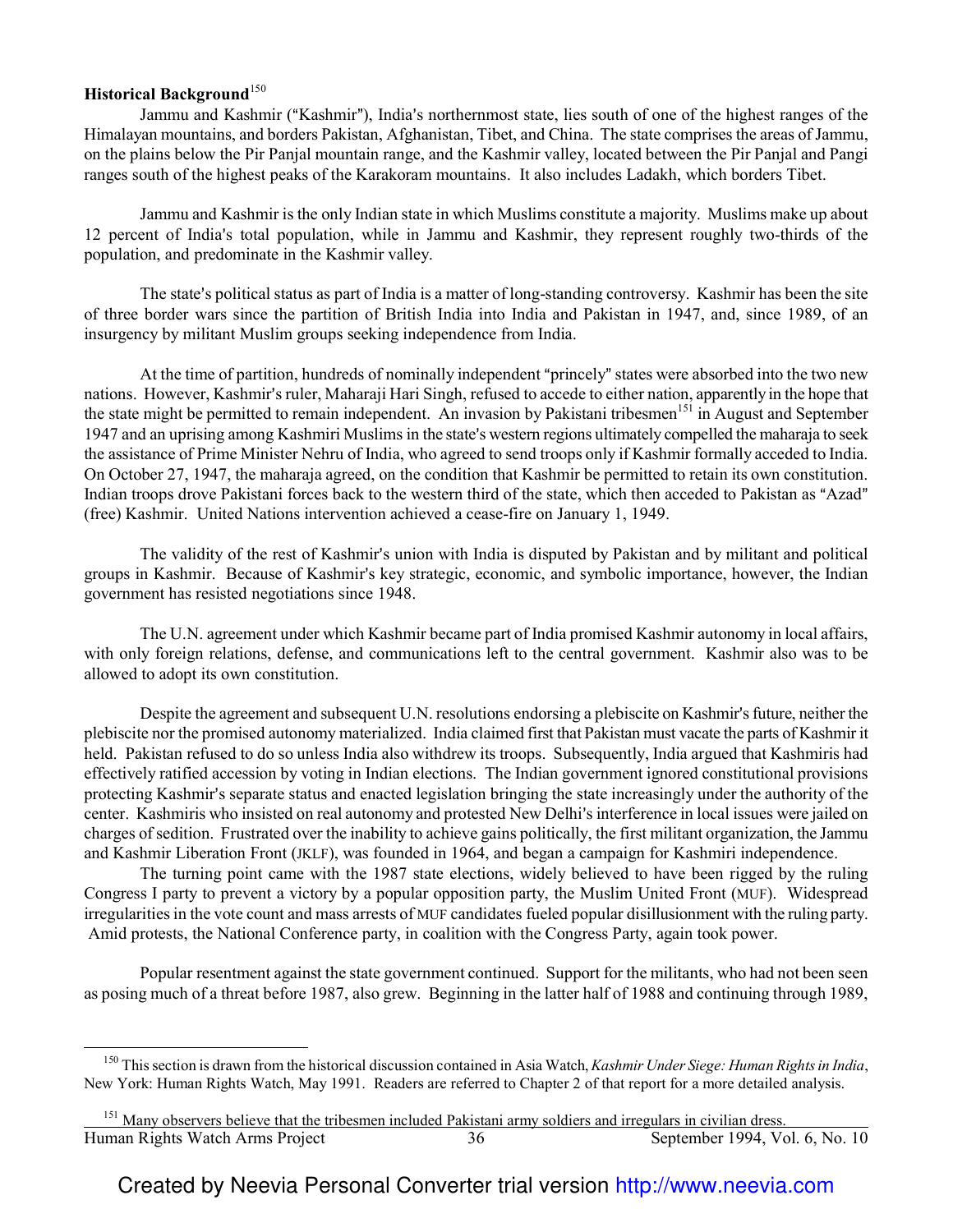**Historical Background**[150]

Jammu and Kashmir ("Kashmir"), India's northernmost state, lies south of one of the highest ranges of the Himalayan mountains, and borders Pakistan, Afghanistan, Tibet, and China. The state comprises the areas of Jammu, on the plains below the Pir Panjal mountain range, and the Kashmir valley, located between the Pir Panjal and Pangi ranges south of the highest peaks of the Karakoram mountains. It also includes Ladakh, which borders Tibet.

Jammu and Kashmir is the only Indian state in which Muslims constitute a majority. Muslims make up about 12 percent of India's total population, while in Jammu and Kashmir, they represent roughly two-thirds of the population, and predominate in the Kashmir valley.

The state's political status as part of India is a matter of long-standing controversy. Kashmir has been the site of three border wars since the partition of British India into India and Pakistan in 1947, and, since 1989, of an insurgency by militant Muslim groups seeking independence from India.

At the time of partition, hundreds of nominally independent "princely" states were absorbed into the two new nations. However, Kashmir's ruler, Maharaji Hari Singh, refused to accede to either nation, apparently in the hope that the state might be permitted to remain independent. An invasion by Pakistani tribesmen[151] in August and September 1947 and an uprising among Kashmiri Muslims in the state's western regions ultimately compelled the maharaja to seek the assistance of Prime Minister Nehru of India, who agreed to send troops only if Kashmir formally acceded to India. On October 27, 1947, the maharaja agreed, on the condition that Kashmir be permitted to retain its own constitution. Indian troops drove Pakistani forces back to the western third of the state, which then acceded to Pakistan as "Azad" (free) Kashmir. United Nations intervention achieved a cease-fire on January 1, 1949.

The validity of the rest of Kashmir's union with India is disputed by Pakistan and by militant and political groups in Kashmir. Because of Kashmir's key strategic, economic, and symbolic importance, however, the Indian government has resisted negotiations since 1948.

The U.N. agreement under which Kashmir became part of India promised Kashmir autonomy in local affairs, with only foreign relations, defense, and communications left to the central government. Kashmir also was to be allowed to adopt its own constitution.

Despite the agreement and subsequent U.N. resolutions endorsing a plebiscite on Kashmir's future, neither the plebiscite nor the promised autonomy materialized. India claimed first that Pakistan must vacate the parts of Kashmir it held. Pakistan refused to do so unless India also withdrew its troops. Subsequently, India argued that Kashmiris had effectively ratified accession by voting in Indian elections. The Indian government ignored constitutional provisions protecting Kashmir's separate status and enacted legislation bringing the state increasingly under the authority of the center. Kashmiris who insisted on real autonomy and protested New Delhi's interference in local issues were jailed on charges of sedition. Frustrated over the inability to achieve gains politically, the first militant organization, the Jammu and Kashmir Liberation Front (JKLF), was founded in 1964, and began a campaign for Kashmiri independence.

The turning point came with the 1987 state elections, widely believed to have been rigged by the ruling Congress I party to prevent a victory by a popular opposition party, the Muslim United Front (MUF). Widespread irregularities in the vote count and mass arrests of MUF candidates fueled popular disillusionment with the ruling party. Amid protests, the National Conference party, in coalition with the Congress Party, again took power.

Popular resentment against the state government continued. Support for the militants, who had not been seen as posing much of a threat before 1987, also grew. Beginning in the latter half of 1988 and continuing through 1989,

---

[150] This section is drawn from the historical discussion contained in Asia Watch, *Kashmir Under Siege: Human Rights in India*, New York: Human Rights Watch, May 1991. Readers are referred to Chapter 2 of that report for a more detailed analysis.

[151] Many observers believe that the tribesmen included Pakistani army soldiers and irregulars in civilian dress.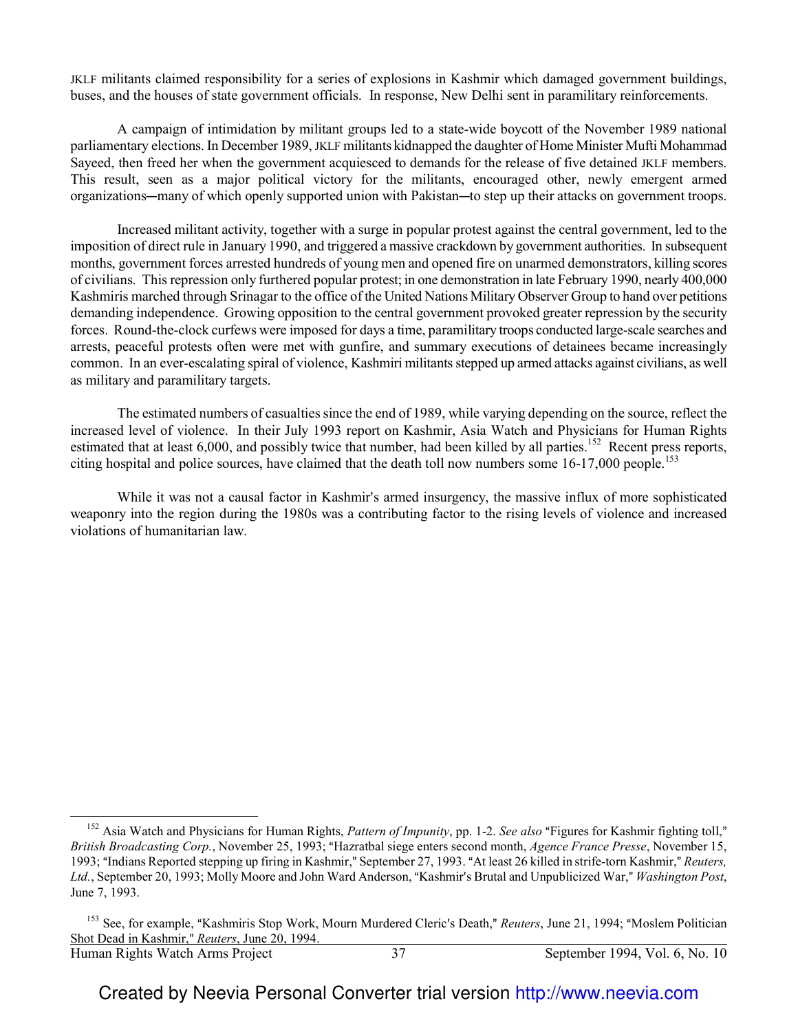JKLF militants claimed responsibility for a series of explosions in Kashmir which damaged government buildings, buses, and the houses of state government officials. In response, New Delhi sent in paramilitary reinforcements.

A campaign of intimidation by militant groups led to a state-wide boycott of the November 1989 national parliamentary elections. In December 1989, JKLF militants kidnapped the daughter of Home Minister Mufti Mohammad Sayeed, then freed her when the government acquiesced to demands for the release of five detained JKLF members. This result, seen as a major political victory for the militants, encouraged other, newly emergent armed organizations─many of which openly supported union with Pakistan─to step up their attacks on government troops.

Increased militant activity, together with a surge in popular protest against the central government, led to the imposition of direct rule in January 1990, and triggered a massive crackdown by government authorities. In subsequent months, government forces arrested hundreds of young men and opened fire on unarmed demonstrators, killing scores of civilians. This repression only furthered popular protest; in one demonstration in late February 1990, nearly 400,000 Kashmiris marched through Srinagar to the office of the United Nations Military Observer Group to hand over petitions demanding independence. Growing opposition to the central government provoked greater repression by the security forces. Round-the-clock curfews were imposed for days a time, paramilitary troops conducted large-scale searches and arrests, peaceful protests often were met with gunfire, and summary executions of detainees became increasingly common. In an ever-escalating spiral of violence, Kashmiri militants stepped up armed attacks against civilians, as well as military and paramilitary targets.

The estimated numbers of casualties since the end of 1989, while varying depending on the source, reflect the increased level of violence. In their July 1993 report on Kashmir, Asia Watch and Physicians for Human Rights estimated that at least 6,000, and possibly twice that number, had been killed by all parties.[152] Recent press reports, citing hospital and police sources, have claimed that the death toll now numbers some 16-17,000 people.[153]

While it was not a causal factor in Kashmir's armed insurgency, the massive influx of more sophisticated weaponry into the region during the 1980s was a contributing factor to the rising levels of violence and increased violations of humanitarian law.

---

[152] Asia Watch and Physicians for Human Rights, *Pattern of Impunity*, pp. 1-2. *See also* "Figures for Kashmir fighting toll," *British Broadcasting Corp.*, November 25, 1993; "Hazratbal siege enters second month, *Agence France Presse*, November 15, 1993; "Indians Reported stepping up firing in Kashmir," September 27, 1993. "At least 26 killed in strife-torn Kashmir," *Reuters, Ltd.*, September 20, 1993; Molly Moore and John Ward Anderson, "Kashmir's Brutal and Unpublicized War," *Washington Post*, June 7, 1993.

[153] See, for example, "Kashmiris Stop Work, Mourn Murdered Cleric's Death," *Reuters*, June 21, 1994; "Moslem Politician Shot Dead in Kashmir," *Reuters*, June 20, 1994.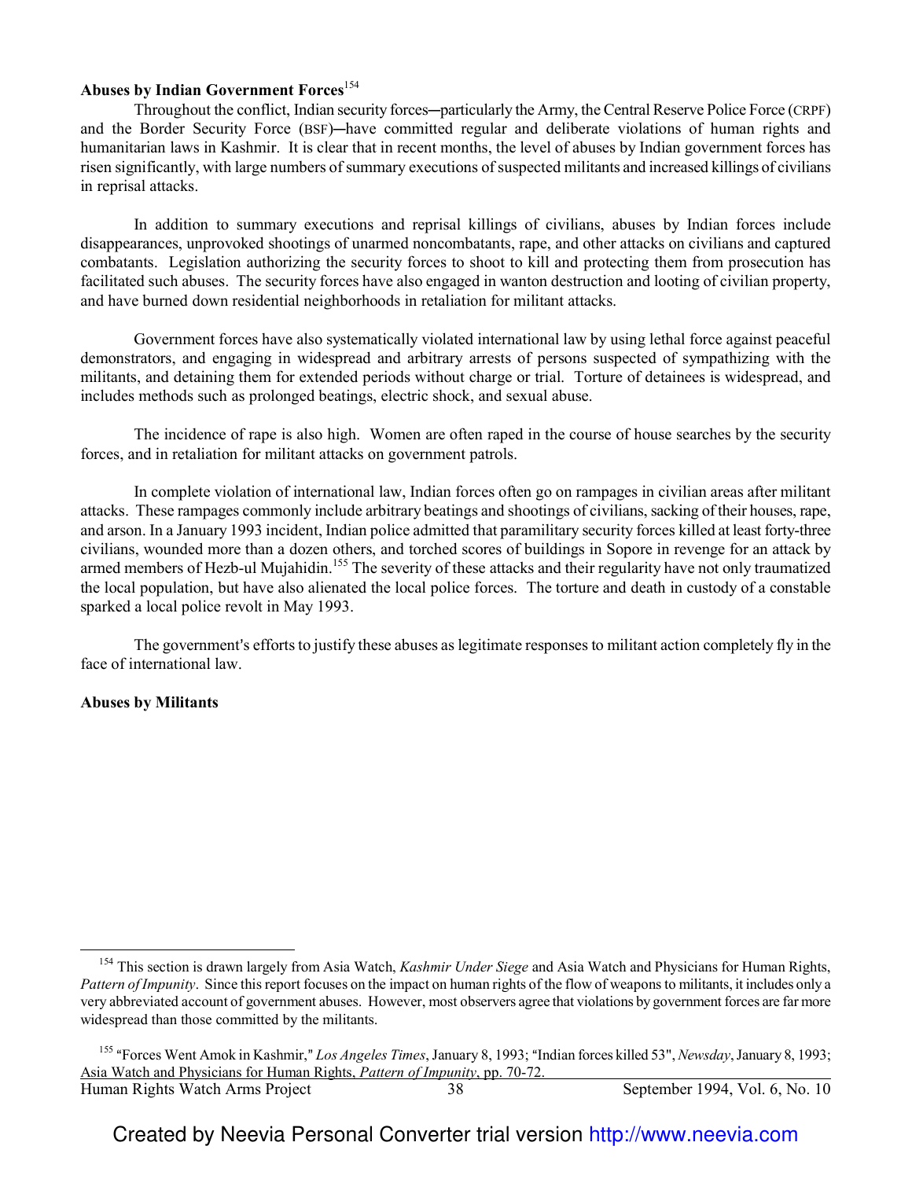**Abuses by Indian Government Forces**[154]

Throughout the conflict, Indian security forces─particularly the Army, the Central Reserve Police Force (CRPF) and the Border Security Force (BSF)─have committed regular and deliberate violations of human rights and humanitarian laws in Kashmir. It is clear that in recent months, the level of abuses by Indian government forces has risen significantly, with large numbers of summary executions of suspected militants and increased killings of civilians in reprisal attacks.

In addition to summary executions and reprisal killings of civilians, abuses by Indian forces include disappearances, unprovoked shootings of unarmed noncombatants, rape, and other attacks on civilians and captured combatants. Legislation authorizing the security forces to shoot to kill and protecting them from prosecution has facilitated such abuses. The security forces have also engaged in wanton destruction and looting of civilian property, and have burned down residential neighborhoods in retaliation for militant attacks.

Government forces have also systematically violated international law by using lethal force against peaceful demonstrators, and engaging in widespread and arbitrary arrests of persons suspected of sympathizing with the militants, and detaining them for extended periods without charge or trial. Torture of detainees is widespread, and includes methods such as prolonged beatings, electric shock, and sexual abuse.

The incidence of rape is also high. Women are often raped in the course of house searches by the security forces, and in retaliation for militant attacks on government patrols.

In complete violation of international law, Indian forces often go on rampages in civilian areas after militant attacks. These rampages commonly include arbitrary beatings and shootings of civilians, sacking of their houses, rape, and arson. In a January 1993 incident, Indian police admitted that paramilitary security forces killed at least forty-three civilians, wounded more than a dozen others, and torched scores of buildings in Sopore in revenge for an attack by armed members of Hezb-ul Mujahidin.[155] The severity of these attacks and their regularity have not only traumatized the local population, but have also alienated the local police forces. The torture and death in custody of a constable sparked a local police revolt in May 1993.

The government's efforts to justify these abuses as legitimate responses to militant action completely fly in the face of international law.

**Abuses by Militants**

---

[154] This section is drawn largely from Asia Watch, *Kashmir Under Siege* and Asia Watch and Physicians for Human Rights, *Pattern of Impunity*. Since this report focuses on the impact on human rights of the flow of weapons to militants, it includes only a very abbreviated account of government abuses. However, most observers agree that violations by government forces are far more widespread than those committed by the militants.

[155] "Forces Went Amok in Kashmir," *Los Angeles Times*, January 8, 1993; "Indian forces killed 53", *Newsday*, January 8, 1993; Asia Watch and Physicians for Human Rights, *Pattern of Impunity*, pp. 70-72.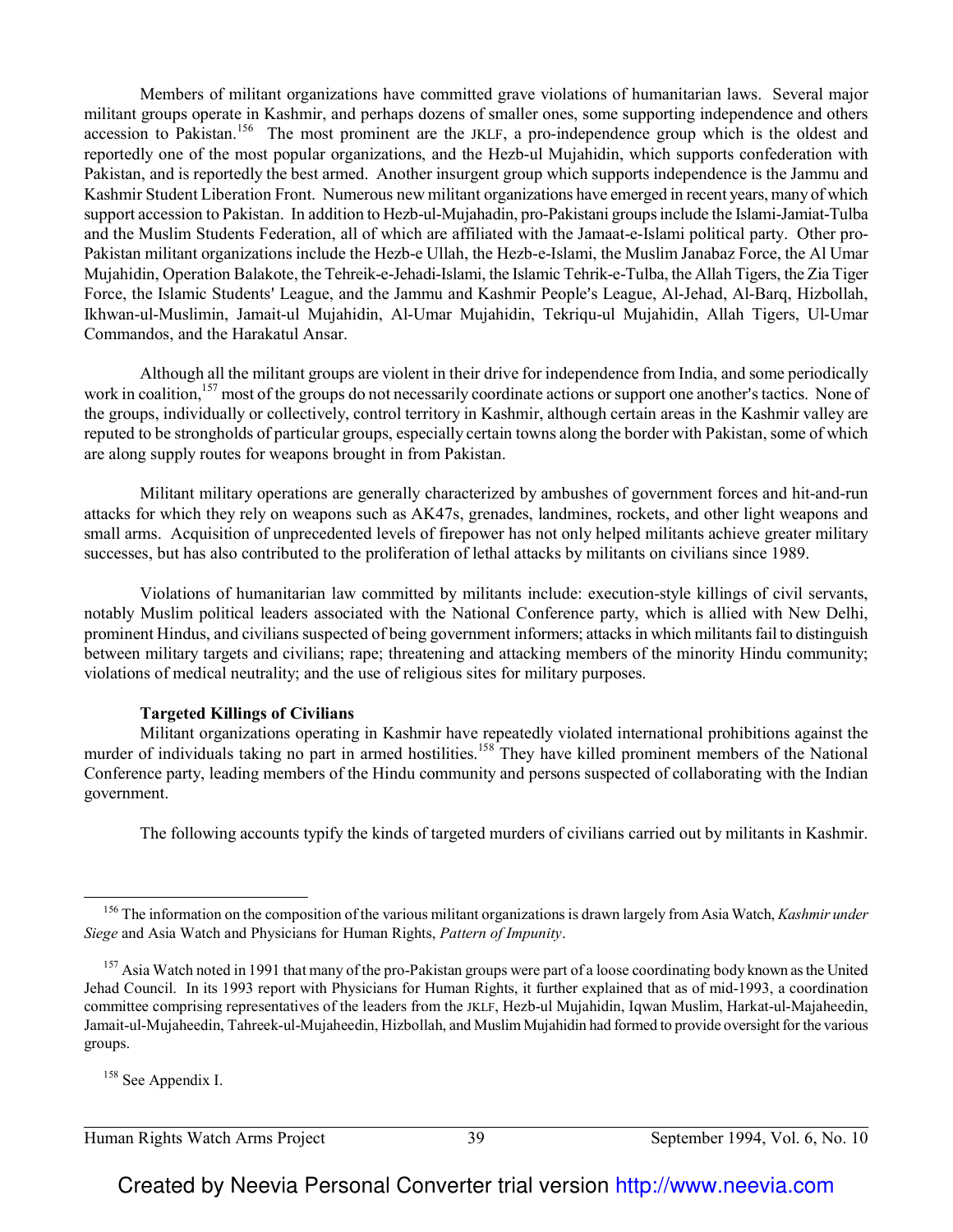Members of militant organizations have committed grave violations of humanitarian laws. Several major militant groups operate in Kashmir, and perhaps dozens of smaller ones, some supporting independence and others accession to Pakistan.[156] The most prominent are the JKLF, a pro-independence group which is the oldest and reportedly one of the most popular organizations, and the Hezb-ul Mujahidin, which supports confederation with Pakistan, and is reportedly the best armed. Another insurgent group which supports independence is the Jammu and Kashmir Student Liberation Front. Numerous new militant organizations have emerged in recent years, many of which support accession to Pakistan. In addition to Hezb-ul-Mujahadin, pro-Pakistani groups include the Islami-Jamiat-Tulba and the Muslim Students Federation, all of which are affiliated with the Jamaat-e-Islami political party. Other pro-Pakistan militant organizations include the Hezb-e Ullah, the Hezb-e-Islami, the Muslim Janabaz Force, the Al Umar Mujahidin, Operation Balakote, the Tehreik-e-Jehadi-Islami, the Islamic Tehrik-e-Tulba, the Allah Tigers, the Zia Tiger Force, the Islamic Students' League, and the Jammu and Kashmir People's League, Al-Jehad, Al-Barq, Hizbollah, Ikhwan-ul-Muslimin, Jamait-ul Mujahidin, Al-Umar Mujahidin, Tekriqu-ul Mujahidin, Allah Tigers, Ul-Umar Commandos, and the Harakatul Ansar.

Although all the militant groups are violent in their drive for independence from India, and some periodically work in coalition,[157] most of the groups do not necessarily coordinate actions or support one another's tactics. None of the groups, individually or collectively, control territory in Kashmir, although certain areas in the Kashmir valley are reputed to be strongholds of particular groups, especially certain towns along the border with Pakistan, some of which are along supply routes for weapons brought in from Pakistan.

Militant military operations are generally characterized by ambushes of government forces and hit-and-run attacks for which they rely on weapons such as AK47s, grenades, landmines, rockets, and other light weapons and small arms. Acquisition of unprecedented levels of firepower has not only helped militants achieve greater military successes, but has also contributed to the proliferation of lethal attacks by militants on civilians since 1989.

Violations of humanitarian law committed by militants include: execution-style killings of civil servants, notably Muslim political leaders associated with the National Conference party, which is allied with New Delhi, prominent Hindus, and civilians suspected of being government informers; attacks in which militants fail to distinguish between military targets and civilians; rape; threatening and attacking members of the minority Hindu community; violations of medical neutrality; and the use of religious sites for military purposes.

### Targeted Killings of Civilians

Militant organizations operating in Kashmir have repeatedly violated international prohibitions against the murder of individuals taking no part in armed hostilities.[158] They have killed prominent members of the National Conference party, leading members of the Hindu community and persons suspected of collaborating with the Indian government.

The following accounts typify the kinds of targeted murders of civilians carried out by militants in Kashmir.

---

[156] The information on the composition of the various militant organizations is drawn largely from Asia Watch, *Kashmir under Siege* and Asia Watch and Physicians for Human Rights, *Pattern of Impunity*.

[157] Asia Watch noted in 1991 that many of the pro-Pakistan groups were part of a loose coordinating body known as the United Jehad Council. In its 1993 report with Physicians for Human Rights, it further explained that as of mid-1993, a coordination committee comprising representatives of the leaders from the JKLF, Hezb-ul Mujahidin, Iqwan Muslim, Harkat-ul-Majaheedin, Jamait-ul-Mujaheedin, Tahreek-ul-Mujaheedin, Hizbollah, and Muslim Mujahidin had formed to provide oversight for the various groups.

[158] See Appendix I.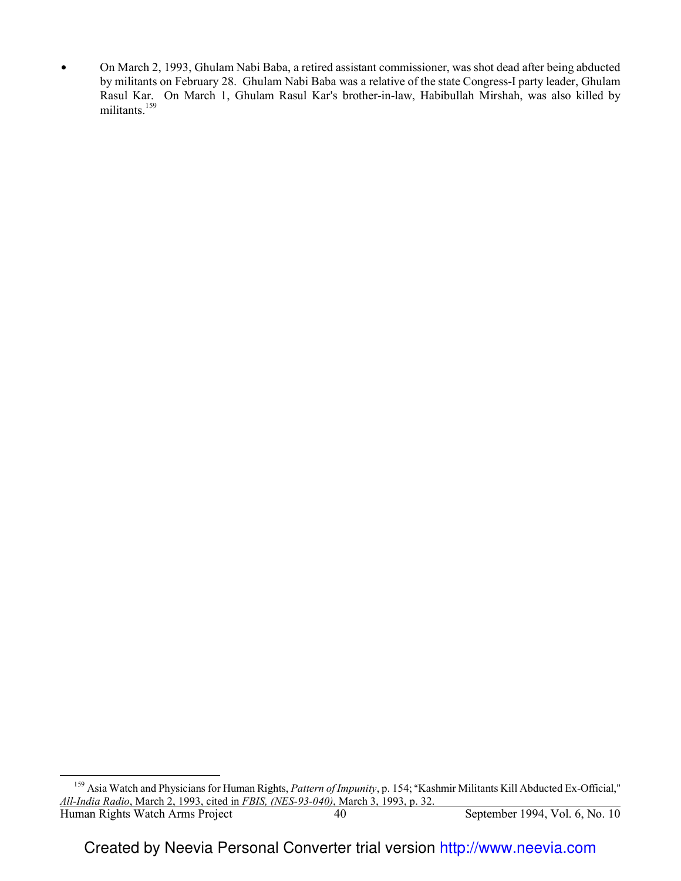- On March 2, 1993, Ghulam Nabi Baba, a retired assistant commissioner, was shot dead after being abducted by militants on February 28. Ghulam Nabi Baba was a relative of the state Congress-I party leader, Ghulam Rasul Kar. On March 1, Ghulam Rasul Kar's brother-in-law, Habibullah Mirshah, was also killed by militants.[159]

---

[159] Asia Watch and Physicians for Human Rights, *Pattern of Impunity*, p. 154; "Kashmir Militants Kill Abducted Ex-Official," *All-India Radio*, March 2, 1993, cited in *FBIS, (NES-93-040)*, March 3, 1993, p. 32.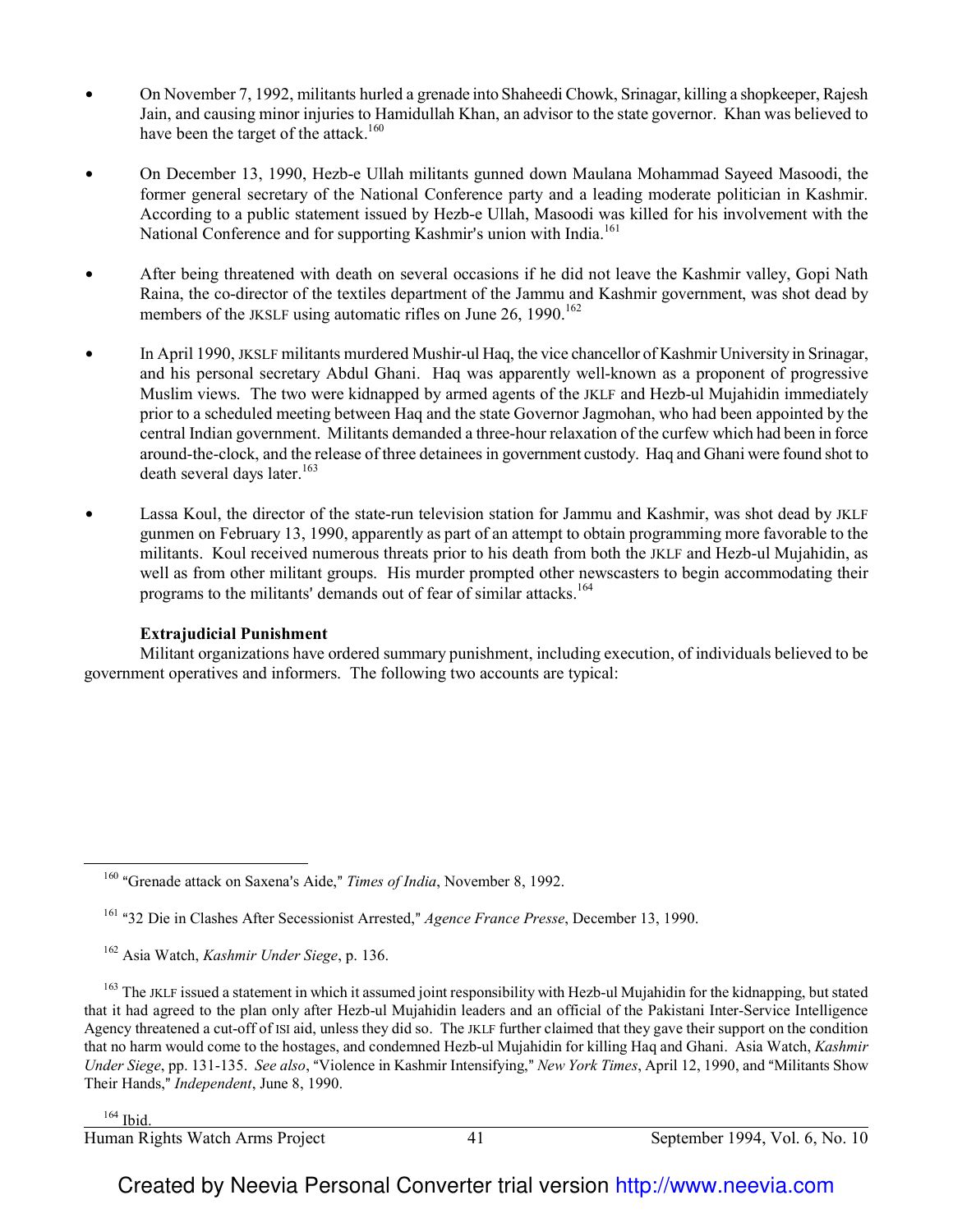- On November 7, 1992, militants hurled a grenade into Shaheedi Chowk, Srinagar, killing a shopkeeper, Rajesh Jain, and causing minor injuries to Hamidullah Khan, an advisor to the state governor. Khan was believed to have been the target of the attack.[160]

- On December 13, 1990, Hezb-e Ullah militants gunned down Maulana Mohammad Sayeed Masoodi, the former general secretary of the National Conference party and a leading moderate politician in Kashmir. According to a public statement issued by Hezb-e Ullah, Masoodi was killed for his involvement with the National Conference and for supporting Kashmir's union with India.[161]

- After being threatened with death on several occasions if he did not leave the Kashmir valley, Gopi Nath Raina, the co-director of the textiles department of the Jammu and Kashmir government, was shot dead by members of the JKSLF using automatic rifles on June 26, 1990.[162]

- In April 1990, JKSLF militants murdered Mushir-ul Haq, the vice chancellor of Kashmir University in Srinagar, and his personal secretary Abdul Ghani. Haq was apparently well-known as a proponent of progressive Muslim views. The two were kidnapped by armed agents of the JKLF and Hezb-ul Mujahidin immediately prior to a scheduled meeting between Haq and the state Governor Jagmohan, who had been appointed by the central Indian government. Militants demanded a three-hour relaxation of the curfew which had been in force around-the-clock, and the release of three detainees in government custody. Haq and Ghani were found shot to death several days later.[163]

- Lassa Koul, the director of the state-run television station for Jammu and Kashmir, was shot dead by JKLF gunmen on February 13, 1990, apparently as part of an attempt to obtain programming more favorable to the militants. Koul received numerous threats prior to his death from both the JKLF and Hezb-ul Mujahidin, as well as from other militant groups. His murder prompted other newscasters to begin accommodating their programs to the militants' demands out of fear of similar attacks.[164]

**Extrajudicial Punishment**

Militant organizations have ordered summary punishment, including execution, of individuals believed to be government operatives and informers. The following two accounts are typical:

---

[160] "Grenade attack on Saxena's Aide," *Times of India*, November 8, 1992.

[161] "32 Die in Clashes After Secessionist Arrested," *Agence France Presse*, December 13, 1990.

[162] Asia Watch, *Kashmir Under Siege*, p. 136.

[163] The JKLF issued a statement in which it assumed joint responsibility with Hezb-ul Mujahidin for the kidnapping, but stated that it had agreed to the plan only after Hezb-ul Mujahidin leaders and an official of the Pakistani Inter-Service Intelligence Agency threatened a cut-off of ISI aid, unless they did so. The JKLF further claimed that they gave their support on the condition that no harm would come to the hostages, and condemned Hezb-ul Mujahidin for killing Haq and Ghani. Asia Watch, *Kashmir Under Siege*, pp. 131-135. *See also*, "Violence in Kashmir Intensifying," *New York Times*, April 12, 1990, and "Militants Show Their Hands," *Independent*, June 8, 1990.

[164] Ibid.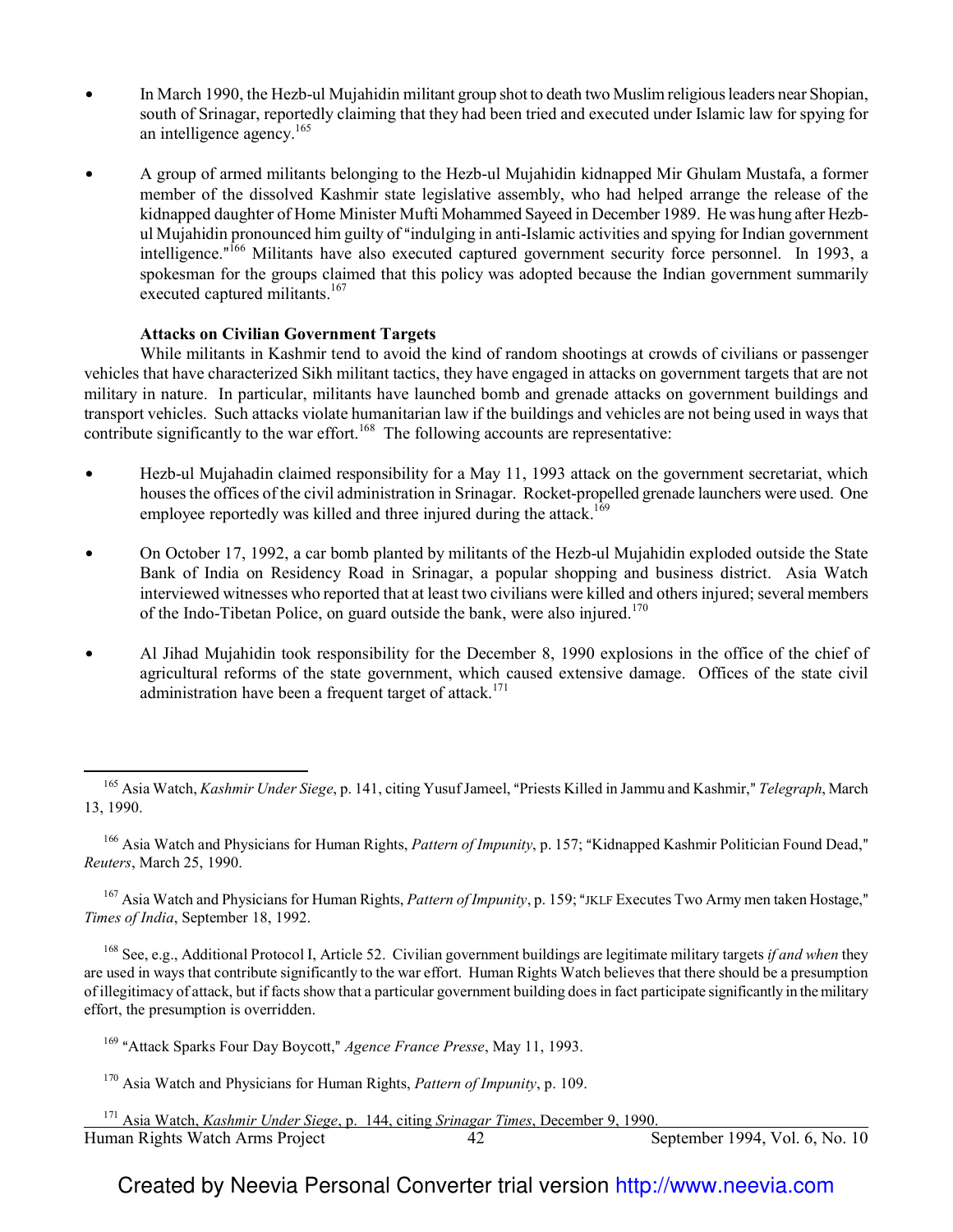- In March 1990, the Hezb-ul Mujahidin militant group shot to death two Muslim religious leaders near Shopian, south of Srinagar, reportedly claiming that they had been tried and executed under Islamic law for spying for an intelligence agency.[165]

- A group of armed militants belonging to the Hezb-ul Mujahidin kidnapped Mir Ghulam Mustafa, a former member of the dissolved Kashmir state legislative assembly, who had helped arrange the release of the kidnapped daughter of Home Minister Mufti Mohammed Sayeed in December 1989. He was hung after Hezb-ul Mujahidin pronounced him guilty of "indulging in anti-Islamic activities and spying for Indian government intelligence."[166] Militants have also executed captured government security force personnel. In 1993, a spokesman for the groups claimed that this policy was adopted because the Indian government summarily executed captured militants.[167]

**Attacks on Civilian Government Targets**

While militants in Kashmir tend to avoid the kind of random shootings at crowds of civilians or passenger vehicles that have characterized Sikh militant tactics, they have engaged in attacks on government targets that are not military in nature. In particular, militants have launched bomb and grenade attacks on government buildings and transport vehicles. Such attacks violate humanitarian law if the buildings and vehicles are not being used in ways that contribute significantly to the war effort.[168] The following accounts are representative:

- Hezb-ul Mujahadin claimed responsibility for a May 11, 1993 attack on the government secretariat, which houses the offices of the civil administration in Srinagar. Rocket-propelled grenade launchers were used. One employee reportedly was killed and three injured during the attack.[169]

- On October 17, 1992, a car bomb planted by militants of the Hezb-ul Mujahidin exploded outside the State Bank of India on Residency Road in Srinagar, a popular shopping and business district. Asia Watch interviewed witnesses who reported that at least two civilians were killed and others injured; several members of the Indo-Tibetan Police, on guard outside the bank, were also injured.[170]

- Al Jihad Mujahidin took responsibility for the December 8, 1990 explosions in the office of the chief of agricultural reforms of the state government, which caused extensive damage. Offices of the state civil administration have been a frequent target of attack.[171]

---

[165] Asia Watch, *Kashmir Under Siege*, p. 141, citing Yusuf Jameel, "Priests Killed in Jammu and Kashmir," *Telegraph*, March 13, 1990.

[166] Asia Watch and Physicians for Human Rights, *Pattern of Impunity*, p. 157; "Kidnapped Kashmir Politician Found Dead," *Reuters*, March 25, 1990.

[167] Asia Watch and Physicians for Human Rights, *Pattern of Impunity*, p. 159; "JKLF Executes Two Army men taken Hostage," *Times of India*, September 18, 1992.

[168] See, e.g., Additional Protocol I, Article 52. Civilian government buildings are legitimate military targets *if and when* they are used in ways that contribute significantly to the war effort. Human Rights Watch believes that there should be a presumption of illegitimacy of attack, but if facts show that a particular government building does in fact participate significantly in the military effort, the presumption is overridden.

[169] "Attack Sparks Four Day Boycott," *Agence France Presse*, May 11, 1993.

[170] Asia Watch and Physicians for Human Rights, *Pattern of Impunity*, p. 109.

[171] Asia Watch, *Kashmir Under Siege*, p. 144, citing *Srinagar Times*, December 9, 1990.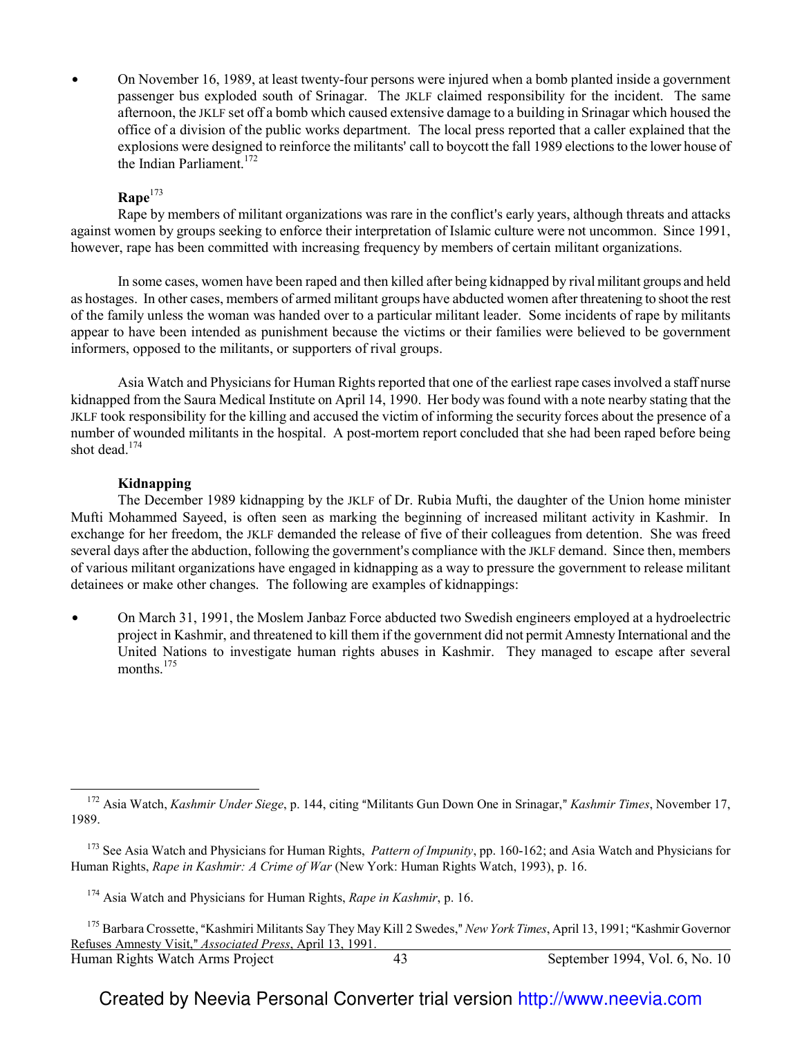- On November 16, 1989, at least twenty-four persons were injured when a bomb planted inside a government passenger bus exploded south of Srinagar. The JKLF claimed responsibility for the incident. The same afternoon, the JKLF set off a bomb which caused extensive damage to a building in Srinagar which housed the office of a division of the public works department. The local press reported that a caller explained that the explosions were designed to reinforce the militants' call to boycott the fall 1989 elections to the lower house of the Indian Parliament.[172]

**Rape**[173]

Rape by members of militant organizations was rare in the conflict's early years, although threats and attacks against women by groups seeking to enforce their interpretation of Islamic culture were not uncommon. Since 1991, however, rape has been committed with increasing frequency by members of certain militant organizations.

In some cases, women have been raped and then killed after being kidnapped by rival militant groups and held as hostages. In other cases, members of armed militant groups have abducted women after threatening to shoot the rest of the family unless the woman was handed over to a particular militant leader. Some incidents of rape by militants appear to have been intended as punishment because the victims or their families were believed to be government informers, opposed to the militants, or supporters of rival groups.

Asia Watch and Physicians for Human Rights reported that one of the earliest rape cases involved a staff nurse kidnapped from the Saura Medical Institute on April 14, 1990. Her body was found with a note nearby stating that the JKLF took responsibility for the killing and accused the victim of informing the security forces about the presence of a number of wounded militants in the hospital. A post-mortem report concluded that she had been raped before being shot dead.[174]

**Kidnapping**

The December 1989 kidnapping by the JKLF of Dr. Rubia Mufti, the daughter of the Union home minister Mufti Mohammed Sayeed, is often seen as marking the beginning of increased militant activity in Kashmir. In exchange for her freedom, the JKLF demanded the release of five of their colleagues from detention. She was freed several days after the abduction, following the government's compliance with the JKLF demand. Since then, members of various militant organizations have engaged in kidnapping as a way to pressure the government to release militant detainees or make other changes. The following are examples of kidnappings:

- On March 31, 1991, the Moslem Janbaz Force abducted two Swedish engineers employed at a hydroelectric project in Kashmir, and threatened to kill them if the government did not permit Amnesty International and the United Nations to investigate human rights abuses in Kashmir. They managed to escape after several months.[175]

---

[172] Asia Watch, *Kashmir Under Siege*, p. 144, citing "Militants Gun Down One in Srinagar," *Kashmir Times*, November 17, 1989.

[173] See Asia Watch and Physicians for Human Rights, *Pattern of Impunity*, pp. 160-162; and Asia Watch and Physicians for Human Rights, *Rape in Kashmir: A Crime of War* (New York: Human Rights Watch, 1993), p. 16.

[174] Asia Watch and Physicians for Human Rights, *Rape in Kashmir*, p. 16.

[175] Barbara Crossette, "Kashmiri Militants Say They May Kill 2 Swedes," *New York Times*, April 13, 1991; "Kashmir Governor Refuses Amnesty Visit," *Associated Press*, April 13, 1991.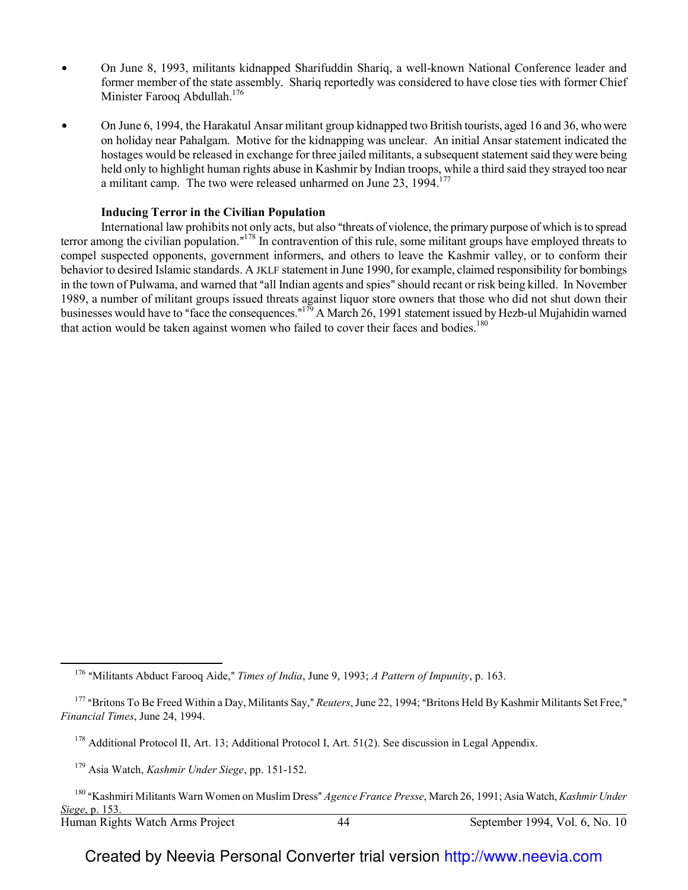- On June 8, 1993, militants kidnapped Sharifuddin Shariq, a well-known National Conference leader and former member of the state assembly. Shariq reportedly was considered to have close ties with former Chief Minister Farooq Abdullah.[176]

- On June 6, 1994, the Harakatul Ansar militant group kidnapped two British tourists, aged 16 and 36, who were on holiday near Pahalgam. Motive for the kidnapping was unclear. An initial Ansar statement indicated the hostages would be released in exchange for three jailed militants, a subsequent statement said they were being held only to highlight human rights abuse in Kashmir by Indian troops, while a third said they strayed too near a militant camp. The two were released unharmed on June 23, 1994.[177]

### Inducing Terror in the Civilian Population

International law prohibits not only acts, but also "threats of violence, the primary purpose of which is to spread terror among the civilian population."[178] In contravention of this rule, some militant groups have employed threats to compel suspected opponents, government informers, and others to leave the Kashmir valley, or to conform their behavior to desired Islamic standards. A JKLF statement in June 1990, for example, claimed responsibility for bombings in the town of Pulwama, and warned that "all Indian agents and spies" should recant or risk being killed. In November 1989, a number of militant groups issued threats against liquor store owners that those who did not shut down their businesses would have to "face the consequences."[179] A March 26, 1991 statement issued by Hezb-ul Mujahidin warned that action would be taken against women who failed to cover their faces and bodies.[180]

---

[176] "Militants Abduct Farooq Aide," *Times of India*, June 9, 1993; *A Pattern of Impunity*, p. 163.

[177] "Britons To Be Freed Within a Day, Militants Say," *Reuters*, June 22, 1994; "Britons Held By Kashmir Militants Set Free," *Financial Times*, June 24, 1994.

[178] Additional Protocol II, Art. 13; Additional Protocol I, Art. 51(2). See discussion in Legal Appendix.

[179] Asia Watch, *Kashmir Under Siege*, pp. 151-152.

[180] "Kashmiri Militants Warn Women on Muslim Dress" *Agence France Presse*, March 26, 1991; Asia Watch, *Kashmir Under Siege*, p. 153.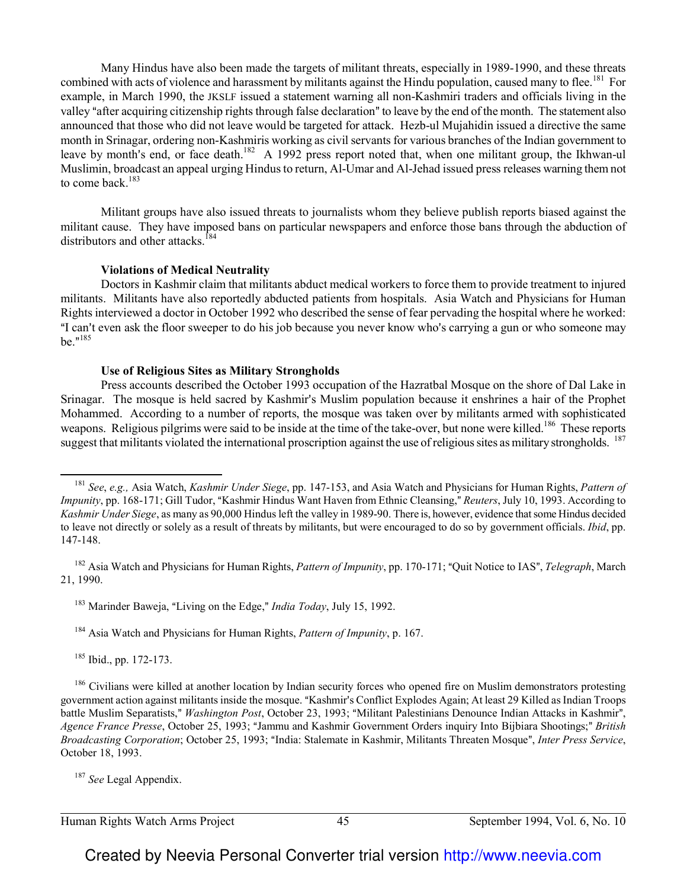Many Hindus have also been made the targets of militant threats, especially in 1989-1990, and these threats combined with acts of violence and harassment by militants against the Hindu population, caused many to flee.[181] For example, in March 1990, the JKSLF issued a statement warning all non-Kashmiri traders and officials living in the valley "after acquiring citizenship rights through false declaration" to leave by the end of the month. The statement also announced that those who did not leave would be targeted for attack. Hezb-ul Mujahidin issued a directive the same month in Srinagar, ordering non-Kashmiris working as civil servants for various branches of the Indian government to leave by month's end, or face death.[182] A 1992 press report noted that, when one militant group, the Ikhwan-ul Muslimin, broadcast an appeal urging Hindus to return, Al-Umar and Al-Jehad issued press releases warning them not to come back.[183]

Militant groups have also issued threats to journalists whom they believe publish reports biased against the militant cause. They have imposed bans on particular newspapers and enforce those bans through the abduction of distributors and other attacks.[184]

**Violations of Medical Neutrality**

Doctors in Kashmir claim that militants abduct medical workers to force them to provide treatment to injured militants. Militants have also reportedly abducted patients from hospitals. Asia Watch and Physicians for Human Rights interviewed a doctor in October 1992 who described the sense of fear pervading the hospital where he worked: "I can't even ask the floor sweeper to do his job because you never know who's carrying a gun or who someone may be."[185]

**Use of Religious Sites as Military Strongholds**

Press accounts described the October 1993 occupation of the Hazratbal Mosque on the shore of Dal Lake in Srinagar. The mosque is held sacred by Kashmir's Muslim population because it enshrines a hair of the Prophet Mohammed. According to a number of reports, the mosque was taken over by militants armed with sophisticated weapons. Religious pilgrims were said to be inside at the time of the take-over, but none were killed.[186] These reports suggest that militants violated the international proscription against the use of religious sites as military strongholds.[187]

---

[181] *See*, *e.g.,* Asia Watch, *Kashmir Under Siege*, pp. 147-153, and Asia Watch and Physicians for Human Rights, *Pattern of Impunity*, pp. 168-171; Gill Tudor, "Kashmir Hindus Want Haven from Ethnic Cleansing," *Reuters*, July 10, 1993. According to *Kashmir Under Siege*, as many as 90,000 Hindus left the valley in 1989-90. There is, however, evidence that some Hindus decided to leave not directly or solely as a result of threats by militants, but were encouraged to do so by government officials. *Ibid*, pp. 147-148.

[182] Asia Watch and Physicians for Human Rights, *Pattern of Impunity*, pp. 170-171; "Quit Notice to IAS", *Telegraph*, March 21, 1990.

[183] Marinder Baweja, "Living on the Edge," *India Today*, July 15, 1992.

[184] Asia Watch and Physicians for Human Rights, *Pattern of Impunity*, p. 167.

[185] Ibid., pp. 172-173.

[186] Civilians were killed at another location by Indian security forces who opened fire on Muslim demonstrators protesting government action against militants inside the mosque. "Kashmir's Conflict Explodes Again; At least 29 Killed as Indian Troops battle Muslim Separatists," *Washington Post*, October 23, 1993; "Militant Palestinians Denounce Indian Attacks in Kashmir", *Agence France Presse*, October 25, 1993; "Jammu and Kashmir Government Orders inquiry Into Bijbiara Shootings;" *British Broadcasting Corporation*; October 25, 1993; "India: Stalemate in Kashmir, Militants Threaten Mosque", *Inter Press Service*, October 18, 1993.

[187] *See* Legal Appendix.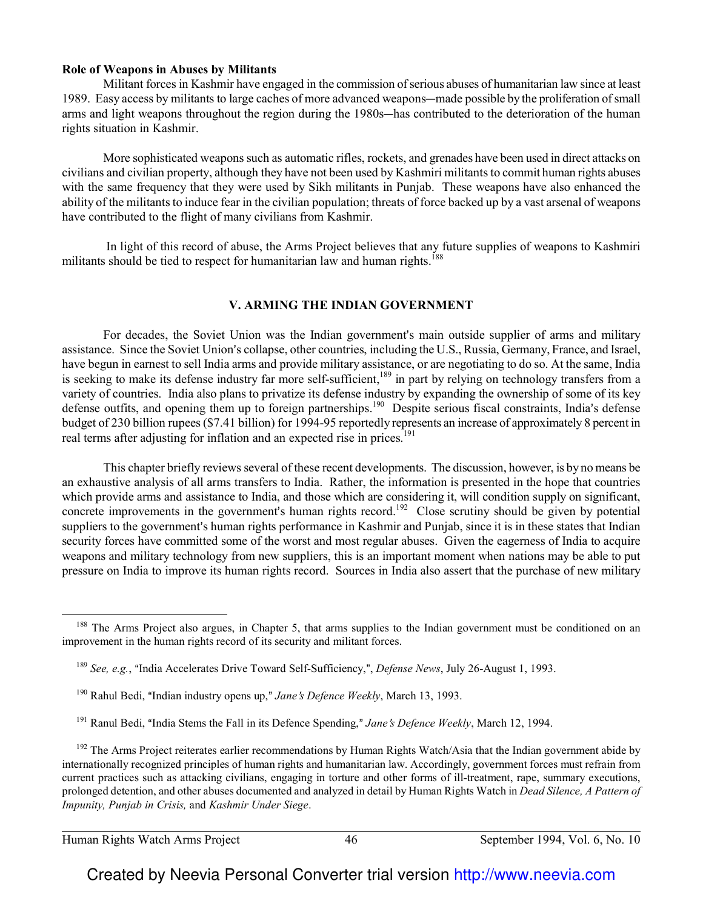**Role of Weapons in Abuses by Militants**

Militant forces in Kashmir have engaged in the commission of serious abuses of humanitarian law since at least 1989. Easy access by militants to large caches of more advanced weapons─made possible by the proliferation of small arms and light weapons throughout the region during the 1980s─has contributed to the deterioration of the human rights situation in Kashmir.

More sophisticated weapons such as automatic rifles, rockets, and grenades have been used in direct attacks on civilians and civilian property, although they have not been used by Kashmiri militants to commit human rights abuses with the same frequency that they were used by Sikh militants in Punjab. These weapons have also enhanced the ability of the militants to induce fear in the civilian population; threats of force backed up by a vast arsenal of weapons have contributed to the flight of many civilians from Kashmir.

In light of this record of abuse, the Arms Project believes that any future supplies of weapons to Kashmiri militants should be tied to respect for humanitarian law and human rights.[188]

## V. ARMING THE INDIAN GOVERNMENT

For decades, the Soviet Union was the Indian government's main outside supplier of arms and military assistance. Since the Soviet Union's collapse, other countries, including the U.S., Russia, Germany, France, and Israel, have begun in earnest to sell India arms and provide military assistance, or are negotiating to do so. At the same, India is seeking to make its defense industry far more self-sufficient,[189] in part by relying on technology transfers from a variety of countries. India also plans to privatize its defense industry by expanding the ownership of some of its key defense outfits, and opening them up to foreign partnerships.[190] Despite serious fiscal constraints, India's defense budget of 230 billion rupees ($7.41 billion) for 1994-95 reportedly represents an increase of approximately 8 percent in real terms after adjusting for inflation and an expected rise in prices.[191]

This chapter briefly reviews several of these recent developments. The discussion, however, is by no means be an exhaustive analysis of all arms transfers to India. Rather, the information is presented in the hope that countries which provide arms and assistance to India, and those which are considering it, will condition supply on significant, concrete improvements in the government's human rights record.[192] Close scrutiny should be given by potential suppliers to the government's human rights performance in Kashmir and Punjab, since it is in these states that Indian security forces have committed some of the worst and most regular abuses. Given the eagerness of India to acquire weapons and military technology from new suppliers, this is an important moment when nations may be able to put pressure on India to improve its human rights record. Sources in India also assert that the purchase of new military

---

[188] The Arms Project also argues, in Chapter 5, that arms supplies to the Indian government must be conditioned on an improvement in the human rights record of its security and militant forces.

[189] *See, e.g.*, "India Accelerates Drive Toward Self-Sufficiency,", *Defense News*, July 26-August 1, 1993.

[190] Rahul Bedi, "Indian industry opens up," *Jane's Defence Weekly*, March 13, 1993.

[191] Ranul Bedi, "India Stems the Fall in its Defence Spending," *Jane's Defence Weekly*, March 12, 1994.

[192] The Arms Project reiterates earlier recommendations by Human Rights Watch/Asia that the Indian government abide by internationally recognized principles of human rights and humanitarian law. Accordingly, government forces must refrain from current practices such as attacking civilians, engaging in torture and other forms of ill-treatment, rape, summary executions, prolonged detention, and other abuses documented and analyzed in detail by Human Rights Watch in *Dead Silence, A Pattern of Impunity, Punjab in Crisis,* and *Kashmir Under Siege*.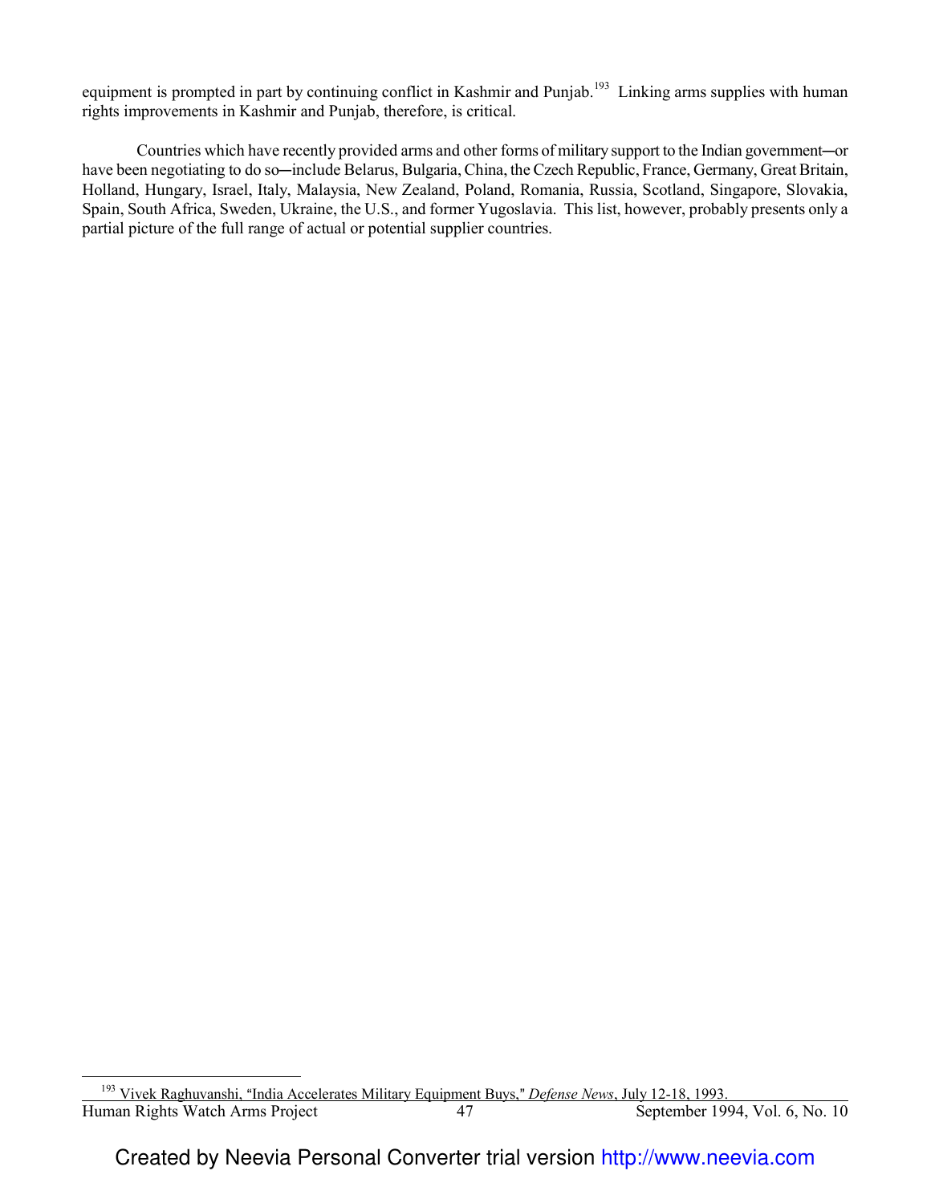equipment is prompted in part by continuing conflict in Kashmir and Punjab.[193] Linking arms supplies with human rights improvements in Kashmir and Punjab, therefore, is critical.

Countries which have recently provided arms and other forms of military support to the Indian government─or have been negotiating to do so─include Belarus, Bulgaria, China, the Czech Republic, France, Germany, Great Britain, Holland, Hungary, Israel, Italy, Malaysia, New Zealand, Poland, Romania, Russia, Scotland, Singapore, Slovakia, Spain, South Africa, Sweden, Ukraine, the U.S., and former Yugoslavia. This list, however, probably presents only a partial picture of the full range of actual or potential supplier countries.

---

[193] Vivek Raghuvanshi, "India Accelerates Military Equipment Buys," *Defense News*, July 12-18, 1993.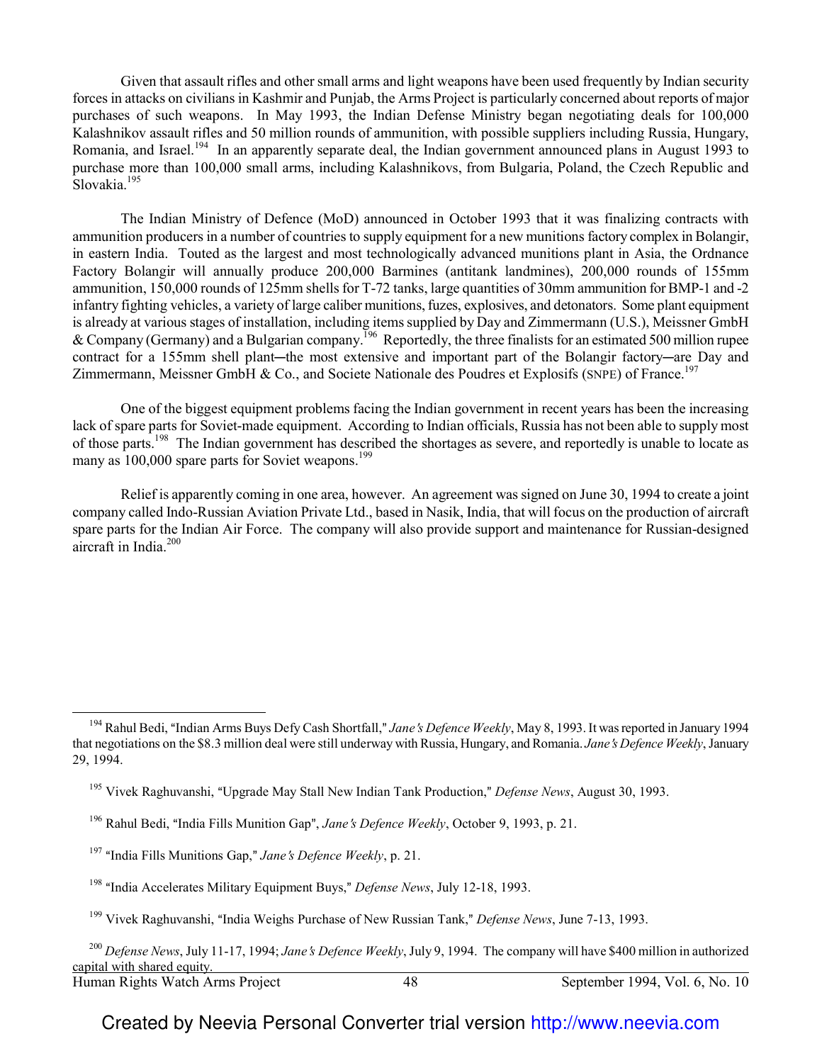Given that assault rifles and other small arms and light weapons have been used frequently by Indian security forces in attacks on civilians in Kashmir and Punjab, the Arms Project is particularly concerned about reports of major purchases of such weapons. In May 1993, the Indian Defense Ministry began negotiating deals for 100,000 Kalashnikov assault rifles and 50 million rounds of ammunition, with possible suppliers including Russia, Hungary, Romania, and Israel.[194] In an apparently separate deal, the Indian government announced plans in August 1993 to purchase more than 100,000 small arms, including Kalashnikovs, from Bulgaria, Poland, the Czech Republic and Slovakia.[195]

The Indian Ministry of Defence (MoD) announced in October 1993 that it was finalizing contracts with ammunition producers in a number of countries to supply equipment for a new munitions factory complex in Bolangir, in eastern India. Touted as the largest and most technologically advanced munitions plant in Asia, the Ordnance Factory Bolangir will annually produce 200,000 Barmines (antitank landmines), 200,000 rounds of 155mm ammunition, 150,000 rounds of 125mm shells for T-72 tanks, large quantities of 30mm ammunition for BMP-1 and -2 infantry fighting vehicles, a variety of large caliber munitions, fuzes, explosives, and detonators. Some plant equipment is already at various stages of installation, including items supplied by Day and Zimmermann (U.S.), Meissner GmbH & Company (Germany) and a Bulgarian company.[196] Reportedly, the three finalists for an estimated 500 million rupee contract for a 155mm shell plant—the most extensive and important part of the Bolangir factory—are Day and Zimmermann, Meissner GmbH & Co., and Societe Nationale des Poudres et Explosifs (SNPE) of France.[197]

One of the biggest equipment problems facing the Indian government in recent years has been the increasing lack of spare parts for Soviet-made equipment. According to Indian officials, Russia has not been able to supply most of those parts.[198] The Indian government has described the shortages as severe, and reportedly is unable to locate as many as 100,000 spare parts for Soviet weapons.[199]

Relief is apparently coming in one area, however. An agreement was signed on June 30, 1994 to create a joint company called Indo-Russian Aviation Private Ltd., based in Nasik, India, that will focus on the production of aircraft spare parts for the Indian Air Force. The company will also provide support and maintenance for Russian-designed aircraft in India.[200]

---

[194] Rahul Bedi, "Indian Arms Buys Defy Cash Shortfall," *Jane's Defence Weekly*, May 8, 1993. It was reported in January 1994 that negotiations on the $8.3 million deal were still underway with Russia, Hungary, and Romania. *Jane's Defence Weekly*, January 29, 1994.

[195] Vivek Raghuvanshi, "Upgrade May Stall New Indian Tank Production," *Defense News*, August 30, 1993.

[196] Rahul Bedi, "India Fills Munition Gap", *Jane's Defence Weekly*, October 9, 1993, p. 21.

[197] "India Fills Munitions Gap," *Jane's Defence Weekly*, p. 21.

[198] "India Accelerates Military Equipment Buys," *Defense News*, July 12-18, 1993.

[199] Vivek Raghuvanshi, "India Weighs Purchase of New Russian Tank," *Defense News*, June 7-13, 1993.

[200] *Defense News*, July 11-17, 1994; *Jane's Defence Weekly*, July 9, 1994. The company will have $400 million in authorized capital with shared equity.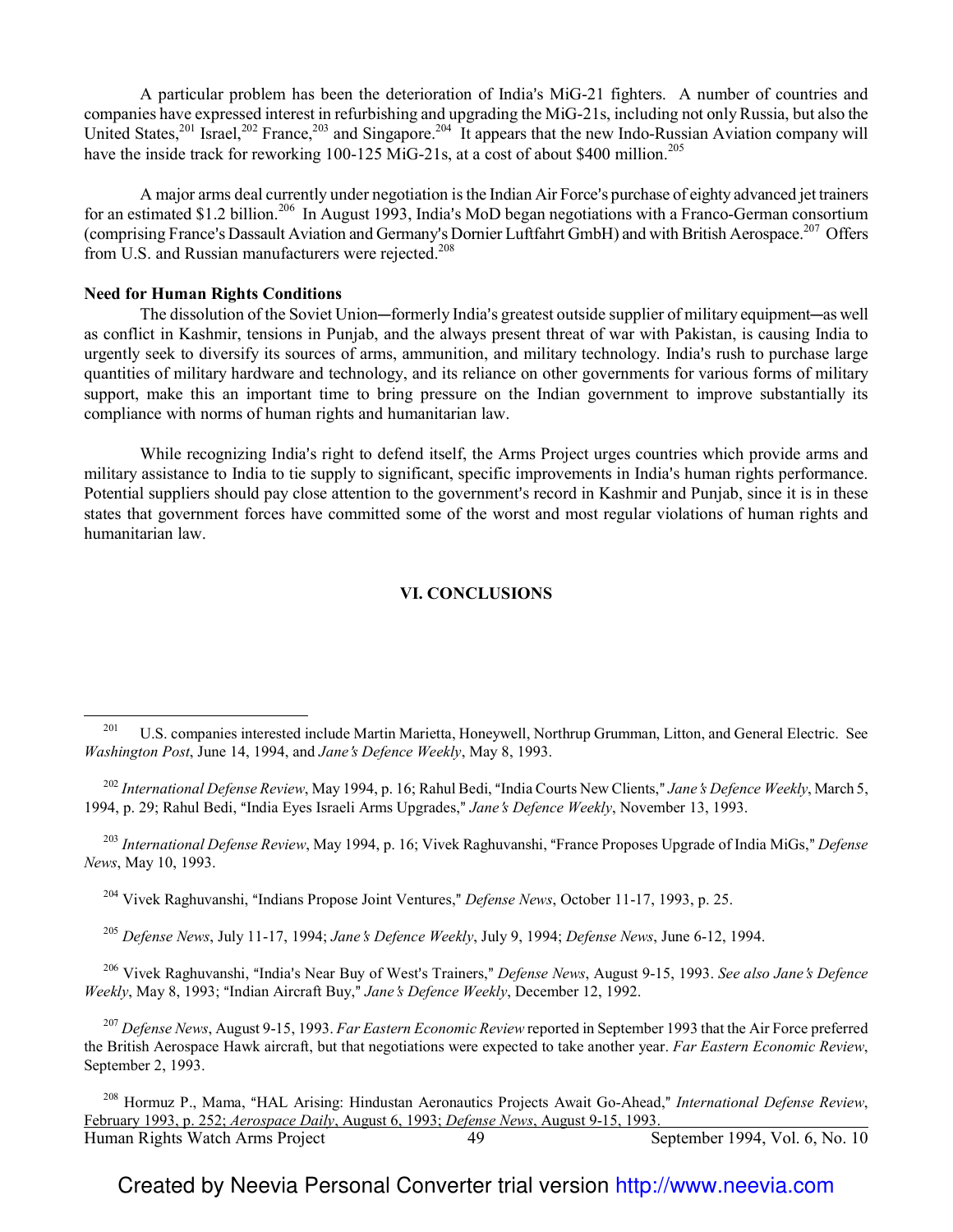A particular problem has been the deterioration of India's MiG-21 fighters. A number of countries and companies have expressed interest in refurbishing and upgrading the MiG-21s, including not only Russia, but also the United States,[201] Israel,[202] France,[203] and Singapore.[204] It appears that the new Indo-Russian Aviation company will have the inside track for reworking 100-125 MiG-21s, at a cost of about $400 million.[205]

A major arms deal currently under negotiation is the Indian Air Force's purchase of eighty advanced jet trainers for an estimated $1.2 billion.[206] In August 1993, India's MoD began negotiations with a Franco-German consortium (comprising France's Dassault Aviation and Germany's Dornier Luftfahrt GmbH) and with British Aerospace.[207] Offers from U.S. and Russian manufacturers were rejected.[208]

**Need for Human Rights Conditions**

The dissolution of the Soviet Union—formerly India's greatest outside supplier of military equipment—as well as conflict in Kashmir, tensions in Punjab, and the always present threat of war with Pakistan, is causing India to urgently seek to diversify its sources of arms, ammunition, and military technology. India's rush to purchase large quantities of military hardware and technology, and its reliance on other governments for various forms of military support, make this an important time to bring pressure on the Indian government to improve substantially its compliance with norms of human rights and humanitarian law.

While recognizing India's right to defend itself, the Arms Project urges countries which provide arms and military assistance to India to tie supply to significant, specific improvements in India's human rights performance. Potential suppliers should pay close attention to the government's record in Kashmir and Punjab, since it is in these states that government forces have committed some of the worst and most regular violations of human rights and humanitarian law.

## VI. CONCLUSIONS

---

[201] U.S. companies interested include Martin Marietta, Honeywell, Northrup Grumman, Litton, and General Electric. See *Washington Post*, June 14, 1994, and *Jane's Defence Weekly*, May 8, 1993.

[202] *International Defense Review*, May 1994, p. 16; Rahul Bedi, "India Courts New Clients," *Jane's Defence Weekly*, March 5, 1994, p. 29; Rahul Bedi, "India Eyes Israeli Arms Upgrades," *Jane's Defence Weekly*, November 13, 1993.

[203] *International Defense Review*, May 1994, p. 16; Vivek Raghuvanshi, "France Proposes Upgrade of India MiGs," *Defense News*, May 10, 1993.

[204] Vivek Raghuvanshi, "Indians Propose Joint Ventures," *Defense News*, October 11-17, 1993, p. 25.

[205] *Defense News*, July 11-17, 1994; *Jane's Defence Weekly*, July 9, 1994; *Defense News*, June 6-12, 1994.

[206] Vivek Raghuvanshi, "India's Near Buy of West's Trainers," *Defense News*, August 9-15, 1993. *See also Jane's Defence Weekly*, May 8, 1993; "Indian Aircraft Buy," *Jane's Defence Weekly*, December 12, 1992.

[207] *Defense News*, August 9-15, 1993. *Far Eastern Economic Review* reported in September 1993 that the Air Force preferred the British Aerospace Hawk aircraft, but that negotiations were expected to take another year. *Far Eastern Economic Review*, September 2, 1993.

[208] Hormuz P., Mama, "HAL Arising: Hindustan Aeronautics Projects Await Go-Ahead," *International Defense Review*, February 1993, p. 252; *Aerospace Daily*, August 6, 1993; *Defense News*, August 9-15, 1993.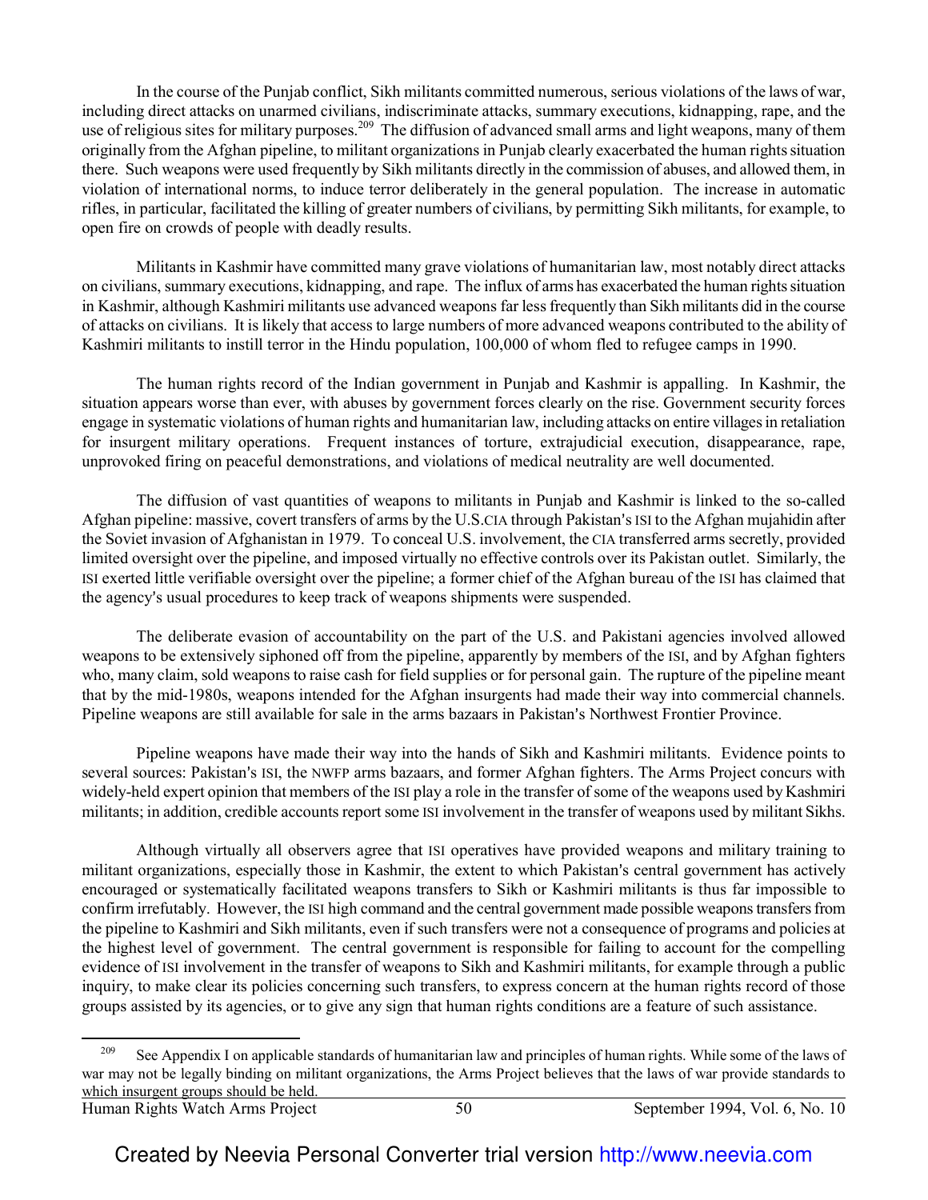In the course of the Punjab conflict, Sikh militants committed numerous, serious violations of the laws of war, including direct attacks on unarmed civilians, indiscriminate attacks, summary executions, kidnapping, rape, and the use of religious sites for military purposes.[209] The diffusion of advanced small arms and light weapons, many of them originally from the Afghan pipeline, to militant organizations in Punjab clearly exacerbated the human rights situation there. Such weapons were used frequently by Sikh militants directly in the commission of abuses, and allowed them, in violation of international norms, to induce terror deliberately in the general population. The increase in automatic rifles, in particular, facilitated the killing of greater numbers of civilians, by permitting Sikh militants, for example, to open fire on crowds of people with deadly results.

Militants in Kashmir have committed many grave violations of humanitarian law, most notably direct attacks on civilians, summary executions, kidnapping, and rape. The influx of arms has exacerbated the human rights situation in Kashmir, although Kashmiri militants use advanced weapons far less frequently than Sikh militants did in the course of attacks on civilians. It is likely that access to large numbers of more advanced weapons contributed to the ability of Kashmiri militants to instill terror in the Hindu population, 100,000 of whom fled to refugee camps in 1990.

The human rights record of the Indian government in Punjab and Kashmir is appalling. In Kashmir, the situation appears worse than ever, with abuses by government forces clearly on the rise. Government security forces engage in systematic violations of human rights and humanitarian law, including attacks on entire villages in retaliation for insurgent military operations. Frequent instances of torture, extrajudicial execution, disappearance, rape, unprovoked firing on peaceful demonstrations, and violations of medical neutrality are well documented.

The diffusion of vast quantities of weapons to militants in Punjab and Kashmir is linked to the so-called Afghan pipeline: massive, covert transfers of arms by the U.S.CIA through Pakistan's ISI to the Afghan mujahidin after the Soviet invasion of Afghanistan in 1979. To conceal U.S. involvement, the CIA transferred arms secretly, provided limited oversight over the pipeline, and imposed virtually no effective controls over its Pakistan outlet. Similarly, the ISI exerted little verifiable oversight over the pipeline; a former chief of the Afghan bureau of the ISI has claimed that the agency's usual procedures to keep track of weapons shipments were suspended.

The deliberate evasion of accountability on the part of the U.S. and Pakistani agencies involved allowed weapons to be extensively siphoned off from the pipeline, apparently by members of the ISI, and by Afghan fighters who, many claim, sold weapons to raise cash for field supplies or for personal gain. The rupture of the pipeline meant that by the mid-1980s, weapons intended for the Afghan insurgents had made their way into commercial channels. Pipeline weapons are still available for sale in the arms bazaars in Pakistan's Northwest Frontier Province.

Pipeline weapons have made their way into the hands of Sikh and Kashmiri militants. Evidence points to several sources: Pakistan's ISI, the NWFP arms bazaars, and former Afghan fighters. The Arms Project concurs with widely-held expert opinion that members of the ISI play a role in the transfer of some of the weapons used by Kashmiri militants; in addition, credible accounts report some ISI involvement in the transfer of weapons used by militant Sikhs.

Although virtually all observers agree that ISI operatives have provided weapons and military training to militant organizations, especially those in Kashmir, the extent to which Pakistan's central government has actively encouraged or systematically facilitated weapons transfers to Sikh or Kashmiri militants is thus far impossible to confirm irrefutably. However, the ISI high command and the central government made possible weapons transfers from the pipeline to Kashmiri and Sikh militants, even if such transfers were not a consequence of programs and policies at the highest level of government. The central government is responsible for failing to account for the compelling evidence of ISI involvement in the transfer of weapons to Sikh and Kashmiri militants, for example through a public inquiry, to make clear its policies concerning such transfers, to express concern at the human rights record of those groups assisted by its agencies, or to give any sign that human rights conditions are a feature of such assistance.

---

[209] See Appendix I on applicable standards of humanitarian law and principles of human rights. While some of the laws of war may not be legally binding on militant organizations, the Arms Project believes that the laws of war provide standards to which insurgent groups should be held.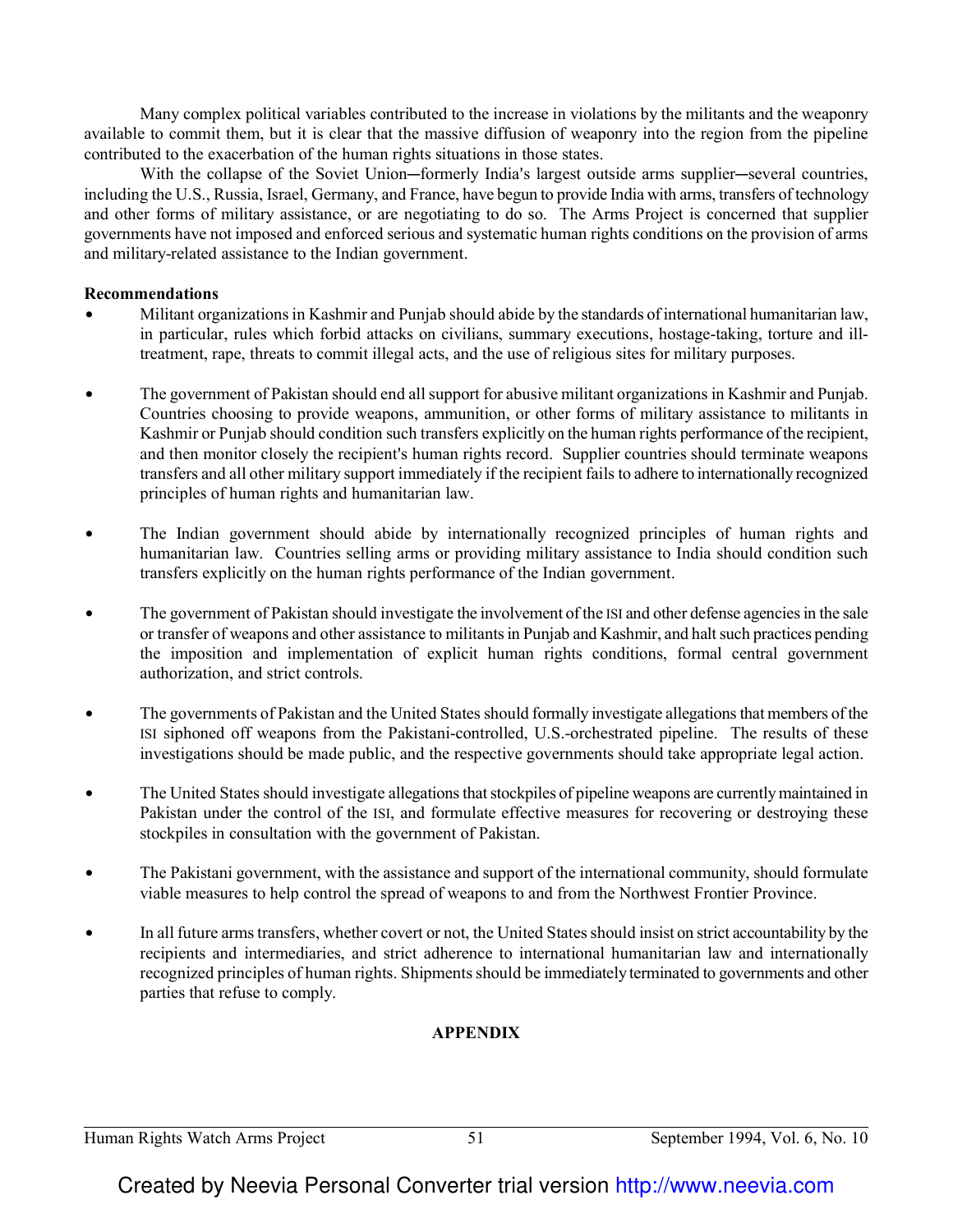Many complex political variables contributed to the increase in violations by the militants and the weaponry available to commit them, but it is clear that the massive diffusion of weaponry into the region from the pipeline contributed to the exacerbation of the human rights situations in those states.

With the collapse of the Soviet Union—formerly India's largest outside arms supplier—several countries, including the U.S., Russia, Israel, Germany, and France, have begun to provide India with arms, transfers of technology and other forms of military assistance, or are negotiating to do so. The Arms Project is concerned that supplier governments have not imposed and enforced serious and systematic human rights conditions on the provision of arms and military-related assistance to the Indian government.

**Recommendations**

- Militant organizations in Kashmir and Punjab should abide by the standards of international humanitarian law, in particular, rules which forbid attacks on civilians, summary executions, hostage-taking, torture and ill-treatment, rape, threats to commit illegal acts, and the use of religious sites for military purposes.

- The government of Pakistan should end all support for abusive militant organizations in Kashmir and Punjab. Countries choosing to provide weapons, ammunition, or other forms of military assistance to militants in Kashmir or Punjab should condition such transfers explicitly on the human rights performance of the recipient, and then monitor closely the recipient's human rights record. Supplier countries should terminate weapons transfers and all other military support immediately if the recipient fails to adhere to internationally recognized principles of human rights and humanitarian law.

- The Indian government should abide by internationally recognized principles of human rights and humanitarian law. Countries selling arms or providing military assistance to India should condition such transfers explicitly on the human rights performance of the Indian government.

- The government of Pakistan should investigate the involvement of the ISI and other defense agencies in the sale or transfer of weapons and other assistance to militants in Punjab and Kashmir, and halt such practices pending the imposition and implementation of explicit human rights conditions, formal central government authorization, and strict controls.

- The governments of Pakistan and the United States should formally investigate allegations that members of the ISI siphoned off weapons from the Pakistani-controlled, U.S.-orchestrated pipeline. The results of these investigations should be made public, and the respective governments should take appropriate legal action.

- The United States should investigate allegations that stockpiles of pipeline weapons are currently maintained in Pakistan under the control of the ISI, and formulate effective measures for recovering or destroying these stockpiles in consultation with the government of Pakistan.

- The Pakistani government, with the assistance and support of the international community, should formulate viable measures to help control the spread of weapons to and from the Northwest Frontier Province.

- In all future arms transfers, whether covert or not, the United States should insist on strict accountability by the recipients and intermediaries, and strict adherence to international humanitarian law and internationally recognized principles of human rights. Shipments should be immediately terminated to governments and other parties that refuse to comply.

## APPENDIX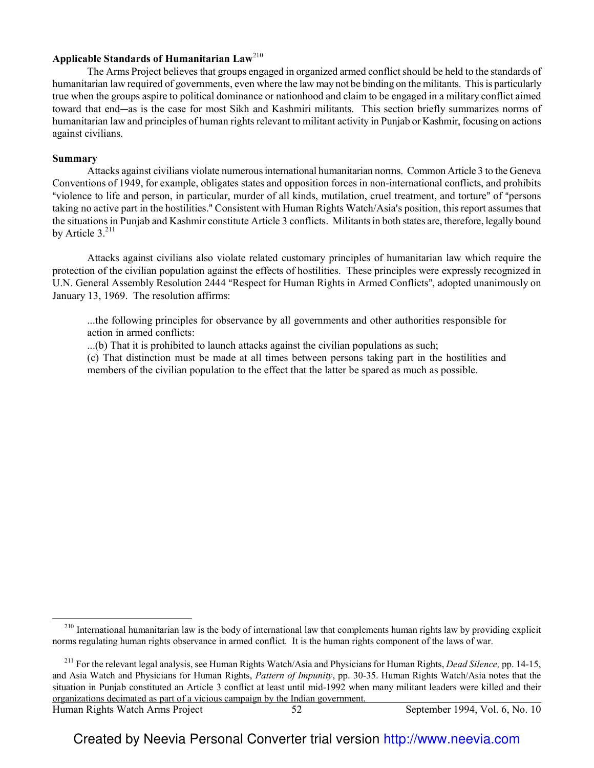**Applicable Standards of Humanitarian Law**[210]

The Arms Project believes that groups engaged in organized armed conflict should be held to the standards of humanitarian law required of governments, even where the law may not be binding on the militants. This is particularly true when the groups aspire to political dominance or nationhood and claim to be engaged in a military conflict aimed toward that end—as is the case for most Sikh and Kashmiri militants. This section briefly summarizes norms of humanitarian law and principles of human rights relevant to militant activity in Punjab or Kashmir, focusing on actions against civilians.

**Summary**

Attacks against civilians violate numerous international humanitarian norms. Common Article 3 to the Geneva Conventions of 1949, for example, obligates states and opposition forces in non-international conflicts, and prohibits "violence to life and person, in particular, murder of all kinds, mutilation, cruel treatment, and torture" of "persons taking no active part in the hostilities." Consistent with Human Rights Watch/Asia's position, this report assumes that the situations in Punjab and Kashmir constitute Article 3 conflicts. Militants in both states are, therefore, legally bound by Article 3.[211]

Attacks against civilians also violate related customary principles of humanitarian law which require the protection of the civilian population against the effects of hostilities. These principles were expressly recognized in U.N. General Assembly Resolution 2444 "Respect for Human Rights in Armed Conflicts", adopted unanimously on January 13, 1969. The resolution affirms:

> ...the following principles for observance by all governments and other authorities responsible for action in armed conflicts:
> ...(b) That it is prohibited to launch attacks against the civilian populations as such;
> (c) That distinction must be made at all times between persons taking part in the hostilities and members of the civilian population to the effect that the latter be spared as much as possible.

---

[210] International humanitarian law is the body of international law that complements human rights law by providing explicit norms regulating human rights observance in armed conflict. It is the human rights component of the laws of war.

[211] For the relevant legal analysis, see Human Rights Watch/Asia and Physicians for Human Rights, *Dead Silence,* pp. 14-15, and Asia Watch and Physicians for Human Rights, *Pattern of Impunity*, pp. 30-35. Human Rights Watch/Asia notes that the situation in Punjab constituted an Article 3 conflict at least until mid-1992 when many militant leaders were killed and their organizations decimated as part of a vicious campaign by the Indian government.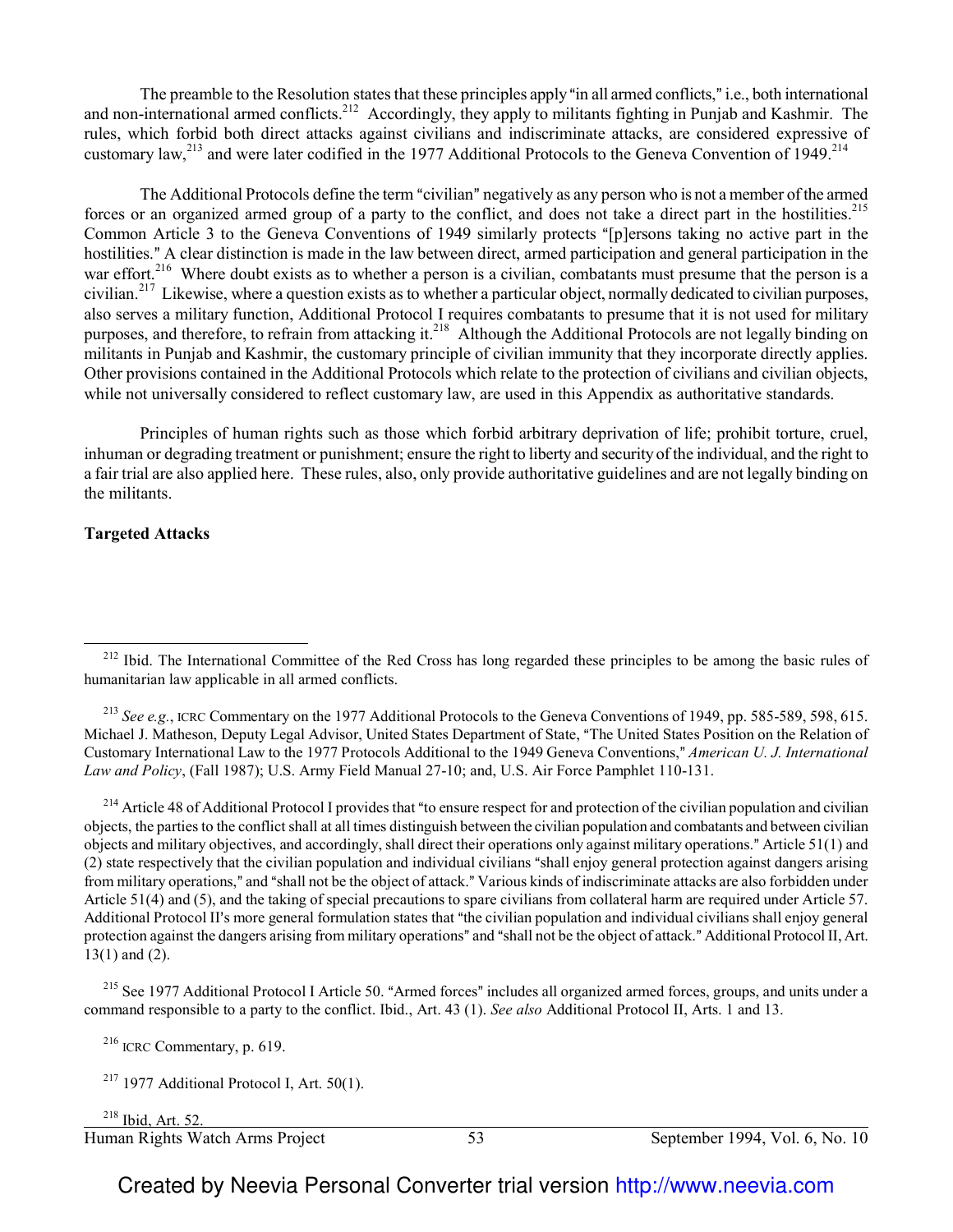The preamble to the Resolution states that these principles apply "in all armed conflicts," i.e., both international and non-international armed conflicts.[212] Accordingly, they apply to militants fighting in Punjab and Kashmir. The rules, which forbid both direct attacks against civilians and indiscriminate attacks, are considered expressive of customary law,[213] and were later codified in the 1977 Additional Protocols to the Geneva Convention of 1949.[214]

The Additional Protocols define the term "civilian" negatively as any person who is not a member of the armed forces or an organized armed group of a party to the conflict, and does not take a direct part in the hostilities.[215] Common Article 3 to the Geneva Conventions of 1949 similarly protects "[p]ersons taking no active part in the hostilities." A clear distinction is made in the law between direct, armed participation and general participation in the war effort.[216] Where doubt exists as to whether a person is a civilian, combatants must presume that the person is a civilian.[217] Likewise, where a question exists as to whether a particular object, normally dedicated to civilian purposes, also serves a military function, Additional Protocol I requires combatants to presume that it is not used for military purposes, and therefore, to refrain from attacking it.[218] Although the Additional Protocols are not legally binding on militants in Punjab and Kashmir, the customary principle of civilian immunity that they incorporate directly applies. Other provisions contained in the Additional Protocols which relate to the protection of civilians and civilian objects, while not universally considered to reflect customary law, are used in this Appendix as authoritative standards.

Principles of human rights such as those which forbid arbitrary deprivation of life; prohibit torture, cruel, inhuman or degrading treatment or punishment; ensure the right to liberty and security of the individual, and the right to a fair trial are also applied here. These rules, also, only provide authoritative guidelines and are not legally binding on the militants.

**Targeted Attacks**

---

[212] Ibid. The International Committee of the Red Cross has long regarded these principles to be among the basic rules of humanitarian law applicable in all armed conflicts.

[213] *See e.g.*, ICRC Commentary on the 1977 Additional Protocols to the Geneva Conventions of 1949, pp. 585-589, 598, 615. Michael J. Matheson, Deputy Legal Advisor, United States Department of State, "The United States Position on the Relation of Customary International Law to the 1977 Protocols Additional to the 1949 Geneva Conventions," *American U. J. International Law and Policy*, (Fall 1987); U.S. Army Field Manual 27-10; and, U.S. Air Force Pamphlet 110-131.

[214] Article 48 of Additional Protocol I provides that "to ensure respect for and protection of the civilian population and civilian objects, the parties to the conflict shall at all times distinguish between the civilian population and combatants and between civilian objects and military objectives, and accordingly, shall direct their operations only against military operations." Article 51(1) and (2) state respectively that the civilian population and individual civilians "shall enjoy general protection against dangers arising from military operations," and "shall not be the object of attack." Various kinds of indiscriminate attacks are also forbidden under Article 51(4) and (5), and the taking of special precautions to spare civilians from collateral harm are required under Article 57. Additional Protocol II's more general formulation states that "the civilian population and individual civilians shall enjoy general protection against the dangers arising from military operations" and "shall not be the object of attack." Additional Protocol II, Art. 13(1) and (2).

[215] See 1977 Additional Protocol I Article 50. "Armed forces" includes all organized armed forces, groups, and units under a command responsible to a party to the conflict. Ibid., Art. 43 (1). *See also* Additional Protocol II, Arts. 1 and 13.

[216] ICRC Commentary, p. 619.

[217] 1977 Additional Protocol I, Art. 50(1).

[218] Ibid, Art. 52.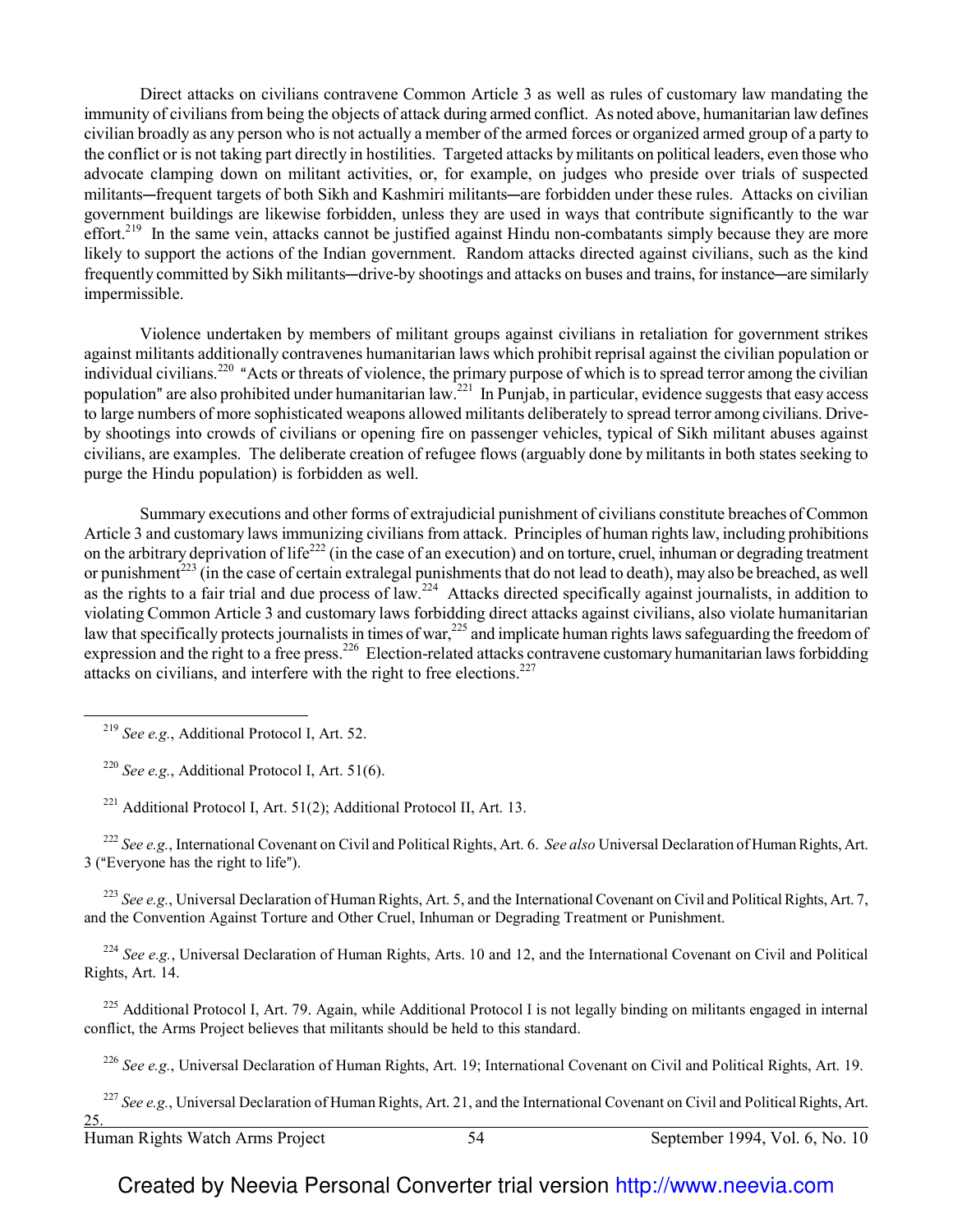Direct attacks on civilians contravene Common Article 3 as well as rules of customary law mandating the immunity of civilians from being the objects of attack during armed conflict. As noted above, humanitarian law defines civilian broadly as any person who is not actually a member of the armed forces or organized armed group of a party to the conflict or is not taking part directly in hostilities. Targeted attacks by militants on political leaders, even those who advocate clamping down on militant activities, or, for example, on judges who preside over trials of suspected militants─frequent targets of both Sikh and Kashmiri militants─are forbidden under these rules. Attacks on civilian government buildings are likewise forbidden, unless they are used in ways that contribute significantly to the war effort.[219] In the same vein, attacks cannot be justified against Hindu non-combatants simply because they are more likely to support the actions of the Indian government. Random attacks directed against civilians, such as the kind frequently committed by Sikh militants─drive-by shootings and attacks on buses and trains, for instance─are similarly impermissible.

Violence undertaken by members of militant groups against civilians in retaliation for government strikes against militants additionally contravenes humanitarian laws which prohibit reprisal against the civilian population or individual civilians.[220] "Acts or threats of violence, the primary purpose of which is to spread terror among the civilian population" are also prohibited under humanitarian law.[221] In Punjab, in particular, evidence suggests that easy access to large numbers of more sophisticated weapons allowed militants deliberately to spread terror among civilians. Drive-by shootings into crowds of civilians or opening fire on passenger vehicles, typical of Sikh militant abuses against civilians, are examples. The deliberate creation of refugee flows (arguably done by militants in both states seeking to purge the Hindu population) is forbidden as well.

Summary executions and other forms of extrajudicial punishment of civilians constitute breaches of Common Article 3 and customary laws immunizing civilians from attack. Principles of human rights law, including prohibitions on the arbitrary deprivation of life[222] (in the case of an execution) and on torture, cruel, inhuman or degrading treatment or punishment[223] (in the case of certain extralegal punishments that do not lead to death), may also be breached, as well as the rights to a fair trial and due process of law.[224] Attacks directed specifically against journalists, in addition to violating Common Article 3 and customary laws forbidding direct attacks against civilians, also violate humanitarian law that specifically protects journalists in times of war,[225] and implicate human rights laws safeguarding the freedom of expression and the right to a free press.[226] Election-related attacks contravene customary humanitarian laws forbidding attacks on civilians, and interfere with the right to free elections.[227]

---

[219] *See e.g.*, Additional Protocol I, Art. 52.

[220] *See e.g.*, Additional Protocol I, Art. 51(6).

[221] Additional Protocol I, Art. 51(2); Additional Protocol II, Art. 13.

[222] *See e.g.*, International Covenant on Civil and Political Rights, Art. 6. *See also* Universal Declaration of Human Rights, Art. 3 ("Everyone has the right to life").

[223] *See e.g.*, Universal Declaration of Human Rights, Art. 5, and the International Covenant on Civil and Political Rights, Art. 7, and the Convention Against Torture and Other Cruel, Inhuman or Degrading Treatment or Punishment.

[224] *See e.g.*, Universal Declaration of Human Rights, Arts. 10 and 12, and the International Covenant on Civil and Political Rights, Art. 14.

[225] Additional Protocol I, Art. 79. Again, while Additional Protocol I is not legally binding on militants engaged in internal conflict, the Arms Project believes that militants should be held to this standard.

[226] *See e.g.*, Universal Declaration of Human Rights, Art. 19; International Covenant on Civil and Political Rights, Art. 19.

[227] *See e.g.*, Universal Declaration of Human Rights, Art. 21, and the International Covenant on Civil and Political Rights, Art. 25.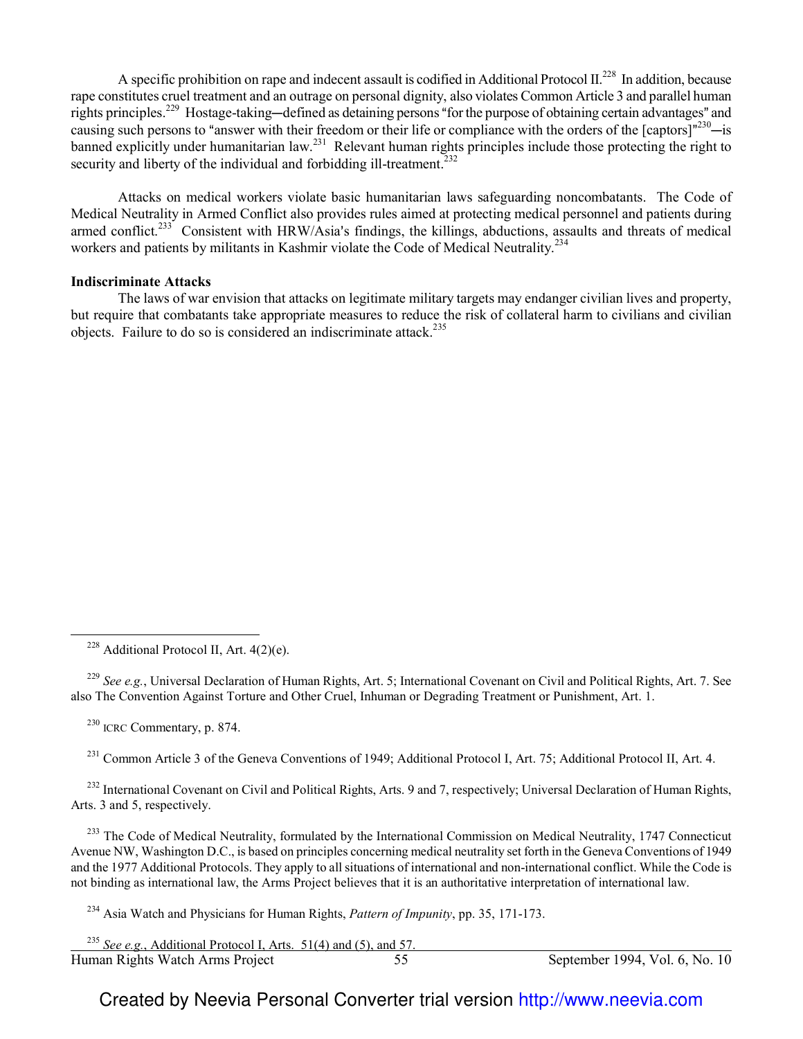A specific prohibition on rape and indecent assault is codified in Additional Protocol II.[228] In addition, because rape constitutes cruel treatment and an outrage on personal dignity, also violates Common Article 3 and parallel human rights principles.[229] Hostage-taking—defined as detaining persons "for the purpose of obtaining certain advantages" and causing such persons to "answer with their freedom or their life or compliance with the orders of the [captors]"[230]—is banned explicitly under humanitarian law.[231] Relevant human rights principles include those protecting the right to security and liberty of the individual and forbidding ill-treatment.[232]

Attacks on medical workers violate basic humanitarian laws safeguarding noncombatants. The Code of Medical Neutrality in Armed Conflict also provides rules aimed at protecting medical personnel and patients during armed conflict.[233] Consistent with HRW/Asia's findings, the killings, abductions, assaults and threats of medical workers and patients by militants in Kashmir violate the Code of Medical Neutrality.[234]

**Indiscriminate Attacks**

The laws of war envision that attacks on legitimate military targets may endanger civilian lives and property, but require that combatants take appropriate measures to reduce the risk of collateral harm to civilians and civilian objects. Failure to do so is considered an indiscriminate attack.[235]

---

[228] Additional Protocol II, Art. 4(2)(e).

[229] *See e.g.*, Universal Declaration of Human Rights, Art. 5; International Covenant on Civil and Political Rights, Art. 7. See also The Convention Against Torture and Other Cruel, Inhuman or Degrading Treatment or Punishment, Art. 1.

[230] ICRC Commentary, p. 874.

[231] Common Article 3 of the Geneva Conventions of 1949; Additional Protocol I, Art. 75; Additional Protocol II, Art. 4.

[232] International Covenant on Civil and Political Rights, Arts. 9 and 7, respectively; Universal Declaration of Human Rights, Arts. 3 and 5, respectively.

[233] The Code of Medical Neutrality, formulated by the International Commission on Medical Neutrality, 1747 Connecticut Avenue NW, Washington D.C., is based on principles concerning medical neutrality set forth in the Geneva Conventions of 1949 and the 1977 Additional Protocols. They apply to all situations of international and non-international conflict. While the Code is not binding as international law, the Arms Project believes that it is an authoritative interpretation of international law.

[234] Asia Watch and Physicians for Human Rights, *Pattern of Impunity*, pp. 35, 171-173.

[235] *See e.g.*, Additional Protocol I, Arts. 51(4) and (5), and 57.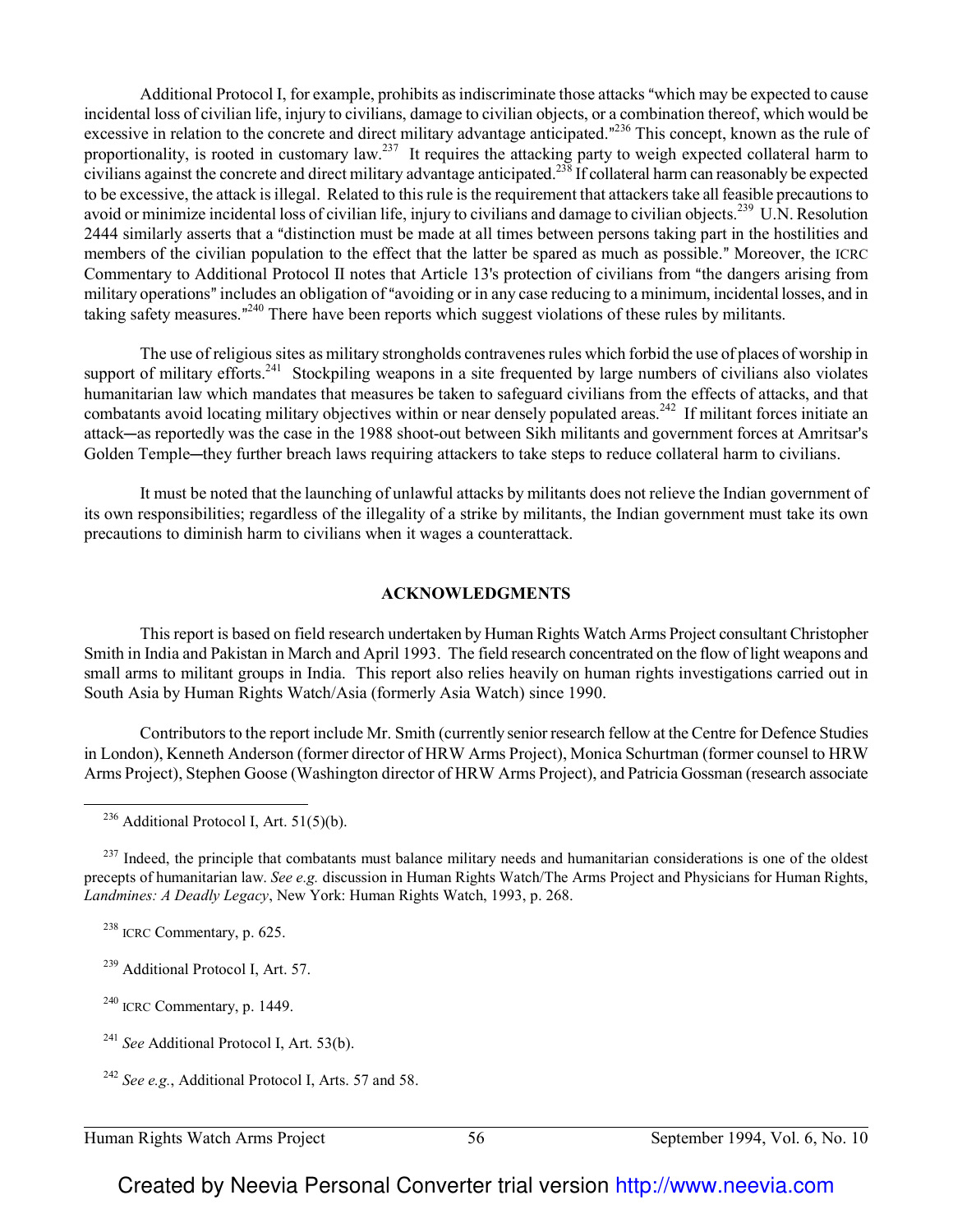Additional Protocol I, for example, prohibits as indiscriminate those attacks "which may be expected to cause incidental loss of civilian life, injury to civilians, damage to civilian objects, or a combination thereof, which would be excessive in relation to the concrete and direct military advantage anticipated."[236] This concept, known as the rule of proportionality, is rooted in customary law.[237] It requires the attacking party to weigh expected collateral harm to civilians against the concrete and direct military advantage anticipated.[238] If collateral harm can reasonably be expected to be excessive, the attack is illegal. Related to this rule is the requirement that attackers take all feasible precautions to avoid or minimize incidental loss of civilian life, injury to civilians and damage to civilian objects.[239] U.N. Resolution 2444 similarly asserts that a "distinction must be made at all times between persons taking part in the hostilities and members of the civilian population to the effect that the latter be spared as much as possible." Moreover, the ICRC Commentary to Additional Protocol II notes that Article 13's protection of civilians from "the dangers arising from military operations" includes an obligation of "avoiding or in any case reducing to a minimum, incidental losses, and in taking safety measures."[240] There have been reports which suggest violations of these rules by militants.

The use of religious sites as military strongholds contravenes rules which forbid the use of places of worship in support of military efforts.[241] Stockpiling weapons in a site frequented by large numbers of civilians also violates humanitarian law which mandates that measures be taken to safeguard civilians from the effects of attacks, and that combatants avoid locating military objectives within or near densely populated areas.[242] If militant forces initiate an attack—as reportedly was the case in the 1988 shoot-out between Sikh militants and government forces at Amritsar's Golden Temple—they further breach laws requiring attackers to take steps to reduce collateral harm to civilians.

It must be noted that the launching of unlawful attacks by militants does not relieve the Indian government of its own responsibilities; regardless of the illegality of a strike by militants, the Indian government must take its own precautions to diminish harm to civilians when it wages a counterattack.

## ACKNOWLEDGMENTS

This report is based on field research undertaken by Human Rights Watch Arms Project consultant Christopher Smith in India and Pakistan in March and April 1993. The field research concentrated on the flow of light weapons and small arms to militant groups in India. This report also relies heavily on human rights investigations carried out in South Asia by Human Rights Watch/Asia (formerly Asia Watch) since 1990.

Contributors to the report include Mr. Smith (currently senior research fellow at the Centre for Defence Studies in London), Kenneth Anderson (former director of HRW Arms Project), Monica Schurtman (former counsel to HRW Arms Project), Stephen Goose (Washington director of HRW Arms Project), and Patricia Gossman (research associate

---

[236] Additional Protocol I, Art. 51(5)(b).

[237] Indeed, the principle that combatants must balance military needs and humanitarian considerations is one of the oldest precepts of humanitarian law. *See e.g.* discussion in Human Rights Watch/The Arms Project and Physicians for Human Rights, *Landmines: A Deadly Legacy*, New York: Human Rights Watch, 1993, p. 268.

[238] ICRC Commentary, p. 625.

[239] Additional Protocol I, Art. 57.

[240] ICRC Commentary, p. 1449.

[241] *See* Additional Protocol I, Art. 53(b).

[242] *See e.g.*, Additional Protocol I, Arts. 57 and 58.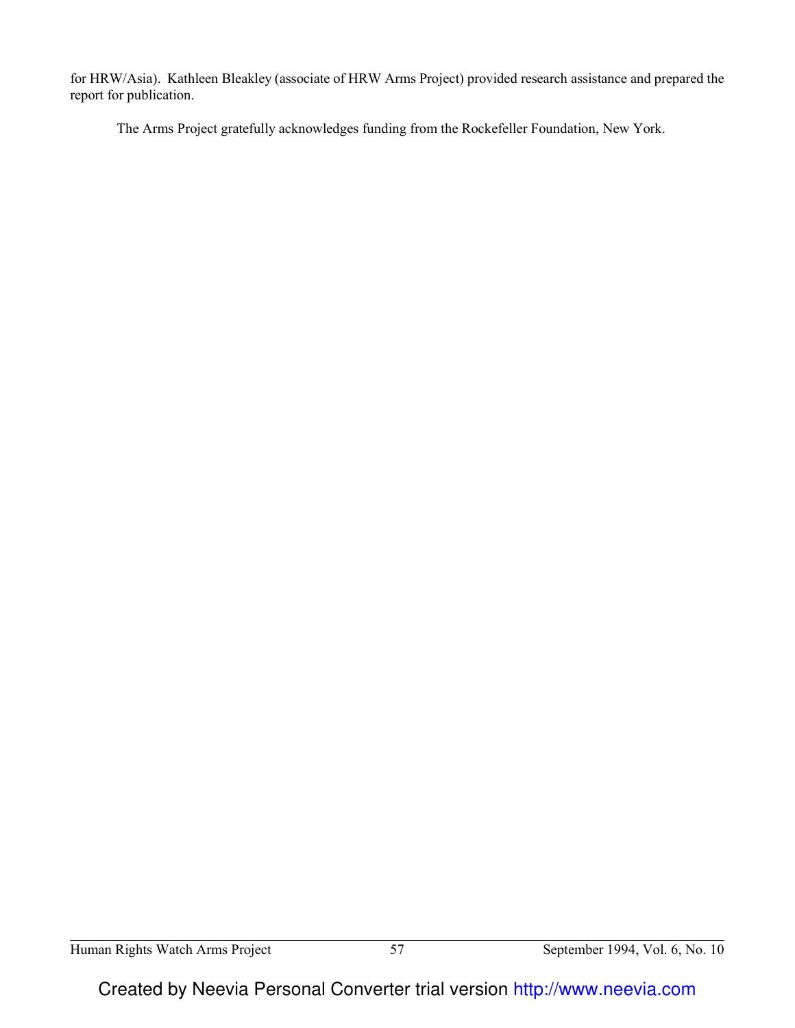for HRW/Asia). Kathleen Bleakley (associate of HRW Arms Project) provided research assistance and prepared the report for publication.

The Arms Project gratefully acknowledges funding from the Rockefeller Foundation, New York.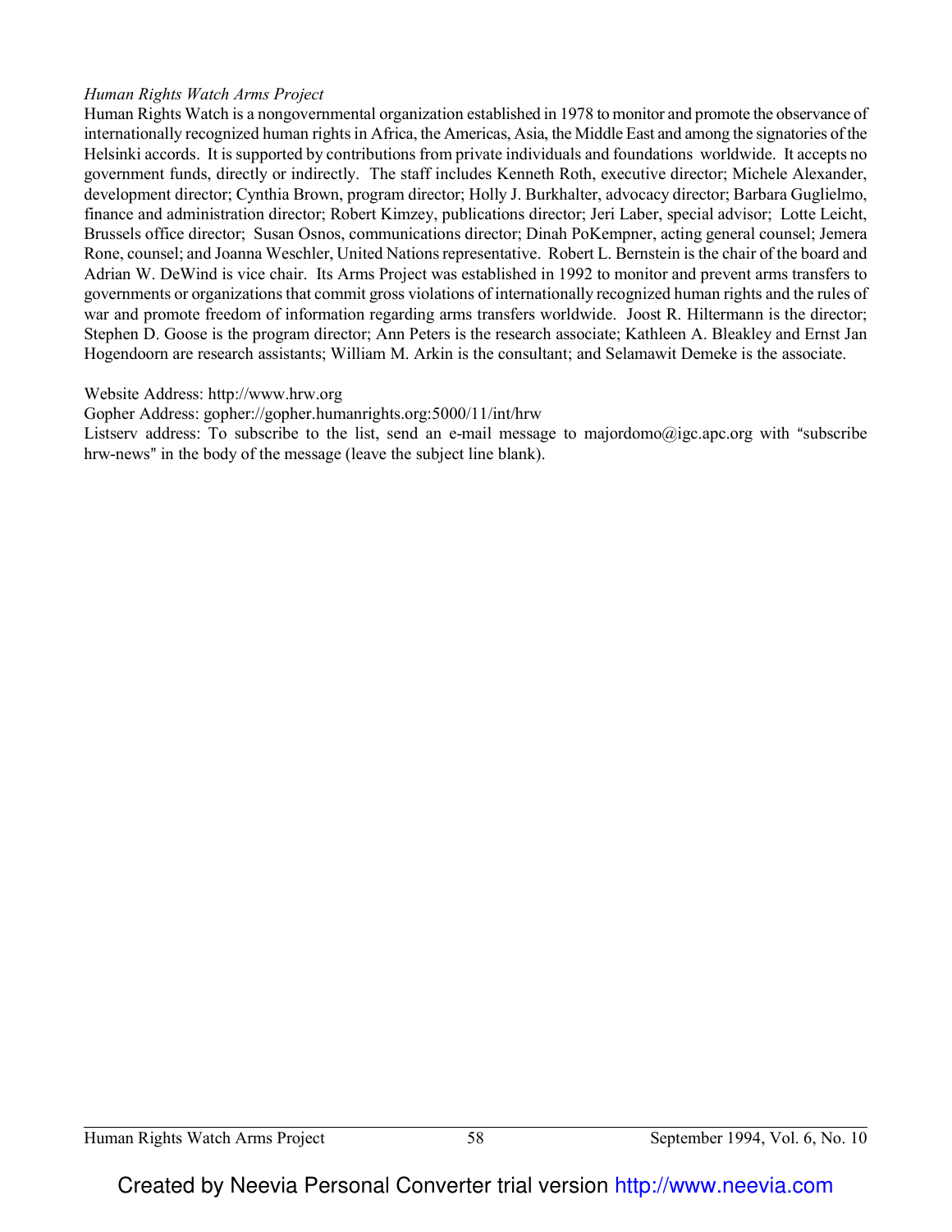*Human Rights Watch Arms Project*

Human Rights Watch is a nongovernmental organization established in 1978 to monitor and promote the observance of internationally recognized human rights in Africa, the Americas, Asia, the Middle East and among the signatories of the Helsinki accords. It is supported by contributions from private individuals and foundations worldwide. It accepts no government funds, directly or indirectly. The staff includes Kenneth Roth, executive director; Michele Alexander, development director; Cynthia Brown, program director; Holly J. Burkhalter, advocacy director; Barbara Guglielmo, finance and administration director; Robert Kimzey, publications director; Jeri Laber, special advisor; Lotte Leicht, Brussels office director; Susan Osnos, communications director; Dinah PoKempner, acting general counsel; Jemera Rone, counsel; and Joanna Weschler, United Nations representative. Robert L. Bernstein is the chair of the board and Adrian W. DeWind is vice chair. Its Arms Project was established in 1992 to monitor and prevent arms transfers to governments or organizations that commit gross violations of internationally recognized human rights and the rules of war and promote freedom of information regarding arms transfers worldwide. Joost R. Hiltermann is the director; Stephen D. Goose is the program director; Ann Peters is the research associate; Kathleen A. Bleakley and Ernst Jan Hogendoorn are research assistants; William M. Arkin is the consultant; and Selamawit Demeke is the associate.

Website Address: http://www.hrw.org

Gopher Address: gopher://gopher.humanrights.org:5000/11/int/hrw

Listserv address: To subscribe to the list, send an e-mail message to majordomo@igc.apc.org with "subscribe hrw-news" in the body of the message (leave the subject line blank).

Created by Neevia Personal Converter trial version http://www.neevia.com